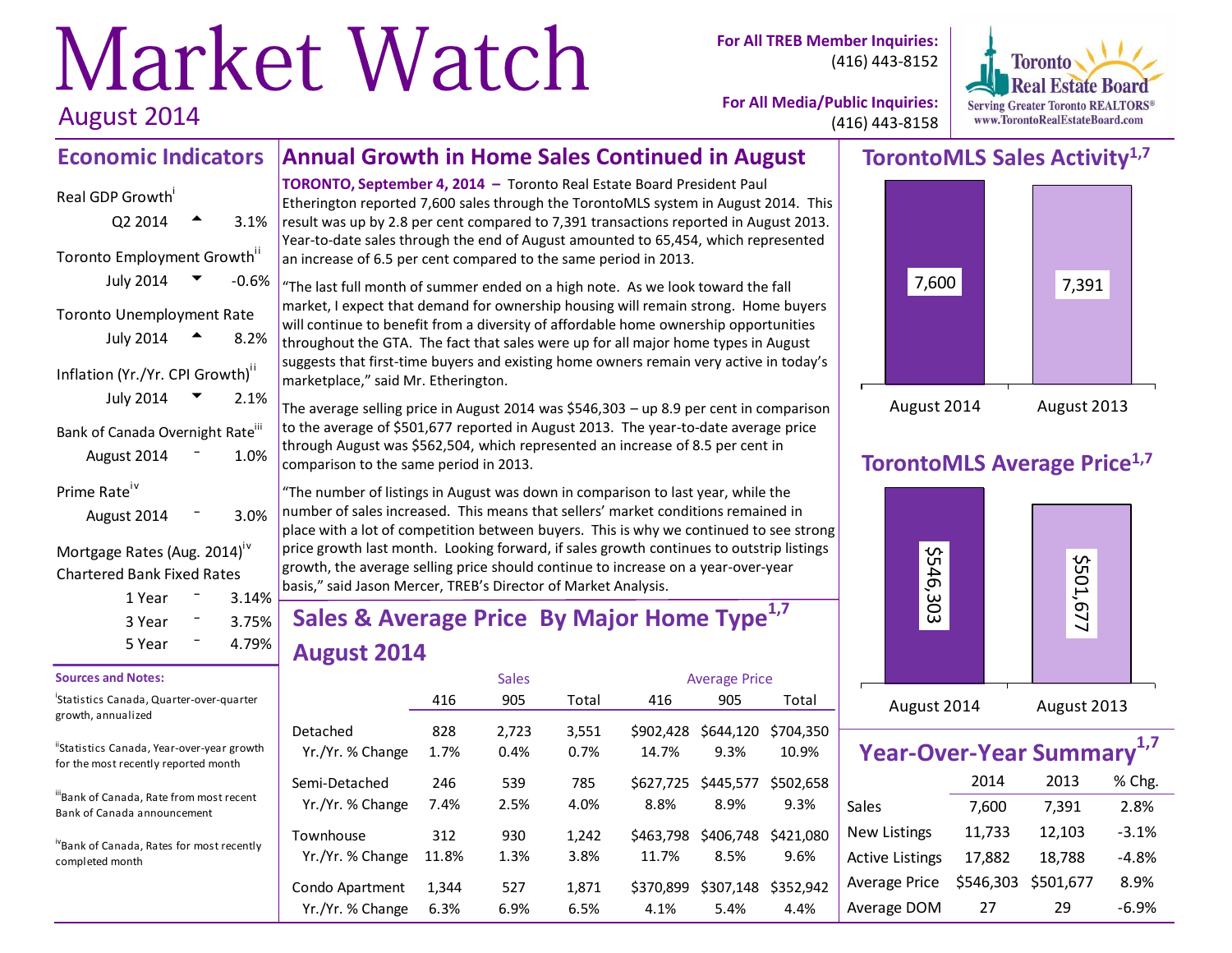# Market Watch

August 2014

**For All TREB Member Inquiries:** (416) 443-8152

**For All Media/Public Inquiries:** (416) 443-8158

Toronto Real Estate Board
Serving Greater Toronto REALTORS®
www.TorontoRealEstateBoard.com

## Economic Indicators

Real GDP Growth[i]

| | | |
|---|---|---|
| Q2 2014 | ▲ | 3.1% |

Toronto Employment Growth[ii]

| | | |
|---|---|---|
| July 2014 | ▼ | -0.6% |

Toronto Unemployment Rate

| | | |
|---|---|---|
| July 2014 | ▲ | 8.2% |

Inflation (Yr./Yr. CPI Growth)[ii]

| | | |
|---|---|---|
| July 2014 | ▼ | 2.1% |

Bank of Canada Overnight Rate[iii]

| | | |
|---|---|---|
| August 2014 | – | 1.0% |

Prime Rate[iv]

| | | |
|---|---|---|
| August 2014 | – | 3.0% |

Mortgage Rates (Aug. 2014)[iv]
Chartered Bank Fixed Rates

| | | |
|---|---|---|
| 1 Year | – | 3.14% |
| 3 Year | – | 3.75% |
| 5 Year | – | 4.79% |

**Sources and Notes:**

[i] Statistics Canada, Quarter-over-quarter growth, annualized

[ii] Statistics Canada, Year-over-year growth for the most recently reported month

[iii] Bank of Canada, Rate from most recent Bank of Canada announcement

[iv] Bank of Canada, Rates for most recently completed month

## Annual Growth in Home Sales Continued in August

**TORONTO, September 4, 2014 –** Toronto Real Estate Board President Paul Etherington reported 7,600 sales through the TorontoMLS system in August 2014. This result was up by 2.8 per cent compared to 7,391 transactions reported in August 2013. Year-to-date sales through the end of August amounted to 65,454, which represented an increase of 6.5 per cent compared to the same period in 2013.

"The last full month of summer ended on a high note. As we look toward the fall market, I expect that demand for ownership housing will remain strong. Home buyers will continue to benefit from a diversity of affordable home ownership opportunities throughout the GTA. The fact that sales were up for all major home types in August suggests that first-time buyers and existing home owners remain very active in today's marketplace," said Mr. Etherington.

The average selling price in August 2014 was $546,303 – up 8.9 per cent in comparison to the average of $501,677 reported in August 2013. The year-to-date average price through August was $562,504, which represented an increase of 8.5 per cent in comparison to the same period in 2013.

"The number of listings in August was down in comparison to last year, while the number of sales increased. This means that sellers' market conditions remained in place with a lot of competition between buyers. This is why we continued to see strong price growth last month. Looking forward, if sales growth continues to outstrip listings growth, the average selling price should continue to increase on a year-over-year basis," said Jason Mercer, TREB's Director of Market Analysis.

## Sales & Average Price By Major Home Type[1,7] August 2014

| | Sales | | | Average Price | | |
|---|---|---|---|---|---|---|
| | 416 | 905 | Total | 416 | 905 | Total |
| Detached | 828 | 2,723 | 3,551 | $902,428 | $644,120 | $704,350 |
| Yr./Yr. % Change | 1.7% | 0.4% | 0.7% | 14.7% | 9.3% | 10.9% |
| Semi-Detached | 246 | 539 | 785 | $627,725 | $445,577 | $502,658 |
| Yr./Yr. % Change | 7.4% | 2.5% | 4.0% | 8.8% | 8.9% | 9.3% |
| Townhouse | 312 | 930 | 1,242 | $463,798 | $406,748 | $421,080 |
| Yr./Yr. % Change | 11.8% | 1.3% | 3.8% | 11.7% | 8.5% | 9.6% |
| Condo Apartment | 1,344 | 527 | 1,871 | $370,899 | $307,148 | $352,942 |
| Yr./Yr. % Change | 6.3% | 6.9% | 6.5% | 4.1% | 5.4% | 4.4% |

## TorontoMLS Sales Activity[1,7]

| August 2014 | August 2013 |
|---|---|
| 7,600 | 7,391 |

## TorontoMLS Average Price[1,7]

| August 2014 | August 2013 |
|---|---|
| $546,303 | $501,677 |

## Year-Over-Year Summary[1,7]

| | 2014 | 2013 | % Chg. |
|---|---|---|---|
| Sales | 7,600 | 7,391 | 2.8% |
| New Listings | 11,733 | 12,103 | -3.1% |
| Active Listings | 17,882 | 18,788 | -4.8% |
| Average Price | $546,303 | $501,677 | 8.9% |
| Average DOM | 27 | 29 | -6.9% |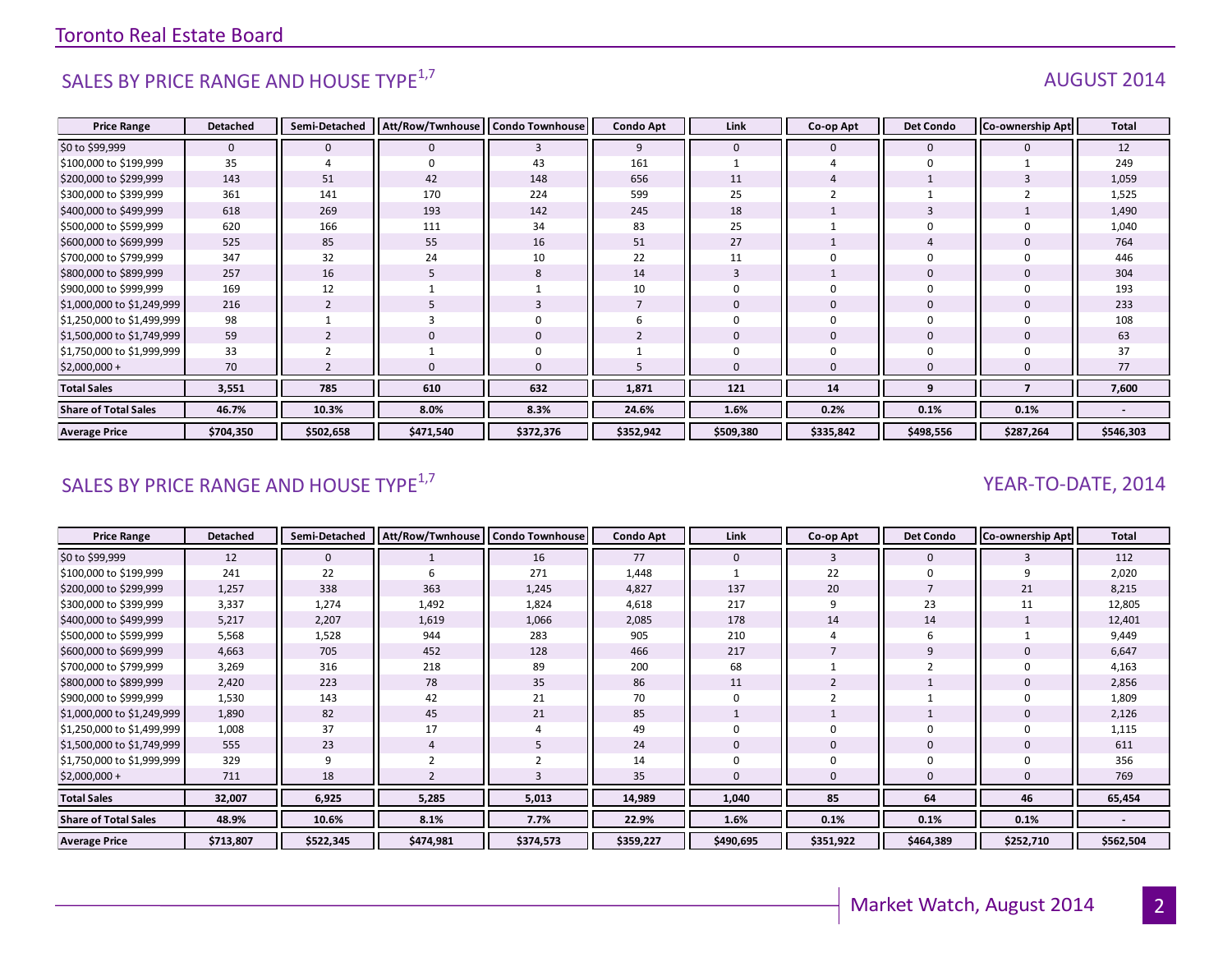## SALES BY PRICE RANGE AND HOUSE TYPE[1,7]

AUGUST 2014

| Price Range | Detached | Semi-Detached | Att/Row/Twnhouse | Condo Townhouse | Condo Apt | Link | Co-op Apt | Det Condo | Co-ownership Apt | Total |
|---|---|---|---|---|---|---|---|---|---|---|
| $0 to $99,999 | 0 | 0 | 0 | 3 | 9 | 0 | 0 | 0 | 0 | 12 |
| $100,000 to $199,999 | 35 | 4 | 0 | 43 | 161 | 1 | 4 | 0 | 1 | 249 |
| $200,000 to $299,999 | 143 | 51 | 42 | 148 | 656 | 11 | 4 | 1 | 3 | 1,059 |
| $300,000 to $399,999 | 361 | 141 | 170 | 224 | 599 | 25 | 2 | 1 | 2 | 1,525 |
| $400,000 to $499,999 | 618 | 269 | 193 | 142 | 245 | 18 | 1 | 3 | 1 | 1,490 |
| $500,000 to $599,999 | 620 | 166 | 111 | 34 | 83 | 25 | 1 | 0 | 0 | 1,040 |
| $600,000 to $699,999 | 525 | 85 | 55 | 16 | 51 | 27 | 1 | 4 | 0 | 764 |
| $700,000 to $799,999 | 347 | 32 | 24 | 10 | 22 | 11 | 0 | 0 | 0 | 446 |
| $800,000 to $899,999 | 257 | 16 | 5 | 8 | 14 | 3 | 1 | 0 | 0 | 304 |
| $900,000 to $999,999 | 169 | 12 | 1 | 1 | 10 | 0 | 0 | 0 | 0 | 193 |
| $1,000,000 to $1,249,999 | 216 | 2 | 5 | 3 | 7 | 0 | 0 | 0 | 0 | 233 |
| $1,250,000 to $1,499,999 | 98 | 1 | 3 | 0 | 6 | 0 | 0 | 0 | 0 | 108 |
| $1,500,000 to $1,749,999 | 59 | 2 | 0 | 0 | 2 | 0 | 0 | 0 | 0 | 63 |
| $1,750,000 to $1,999,999 | 33 | 2 | 1 | 0 | 1 | 0 | 0 | 0 | 0 | 37 |
| $2,000,000 + | 70 | 2 | 0 | 0 | 5 | 0 | 0 | 0 | 0 | 77 |
| **Total Sales** | **3,551** | **785** | **610** | **632** | **1,871** | **121** | **14** | **9** | **7** | **7,600** |
| **Share of Total Sales** | **46.7%** | **10.3%** | **8.0%** | **8.3%** | **24.6%** | **1.6%** | **0.2%** | **0.1%** | **0.1%** | **-** |
| **Average Price** | **$704,350** | **$502,658** | **$471,540** | **$372,376** | **$352,942** | **$509,380** | **$335,842** | **$498,556** | **$287,264** | **$546,303** |

## SALES BY PRICE RANGE AND HOUSE TYPE[1,7]

YEAR-TO-DATE, 2014

| Price Range | Detached | Semi-Detached | Att/Row/Twnhouse | Condo Townhouse | Condo Apt | Link | Co-op Apt | Det Condo | Co-ownership Apt | Total |
|---|---|---|---|---|---|---|---|---|---|---|
| $0 to $99,999 | 12 | 0 | 1 | 16 | 77 | 0 | 3 | 0 | 3 | 112 |
| $100,000 to $199,999 | 241 | 22 | 6 | 271 | 1,448 | 1 | 22 | 0 | 9 | 2,020 |
| $200,000 to $299,999 | 1,257 | 338 | 363 | 1,245 | 4,827 | 137 | 20 | 7 | 21 | 8,215 |
| $300,000 to $399,999 | 3,337 | 1,274 | 1,492 | 1,824 | 4,618 | 217 | 9 | 23 | 11 | 12,805 |
| $400,000 to $499,999 | 5,217 | 2,207 | 1,619 | 1,066 | 2,085 | 178 | 14 | 14 | 1 | 12,401 |
| $500,000 to $599,999 | 5,568 | 1,528 | 944 | 283 | 905 | 210 | 4 | 6 | 1 | 9,449 |
| $600,000 to $699,999 | 4,663 | 705 | 452 | 128 | 466 | 217 | 7 | 9 | 0 | 6,647 |
| $700,000 to $799,999 | 3,269 | 316 | 218 | 89 | 200 | 68 | 1 | 2 | 0 | 4,163 |
| $800,000 to $899,999 | 2,420 | 223 | 78 | 35 | 86 | 11 | 2 | 1 | 0 | 2,856 |
| $900,000 to $999,999 | 1,530 | 143 | 42 | 21 | 70 | 0 | 2 | 1 | 0 | 1,809 |
| $1,000,000 to $1,249,999 | 1,890 | 82 | 45 | 21 | 85 | 1 | 1 | 1 | 0 | 2,126 |
| $1,250,000 to $1,499,999 | 1,008 | 37 | 17 | 4 | 49 | 0 | 0 | 0 | 0 | 1,115 |
| $1,500,000 to $1,749,999 | 555 | 23 | 4 | 5 | 24 | 0 | 0 | 0 | 0 | 611 |
| $1,750,000 to $1,999,999 | 329 | 9 | 2 | 2 | 14 | 0 | 0 | 0 | 0 | 356 |
| $2,000,000 + | 711 | 18 | 2 | 3 | 35 | 0 | 0 | 0 | 0 | 769 |
| **Total Sales** | **32,007** | **6,925** | **5,285** | **5,013** | **14,989** | **1,040** | **85** | **64** | **46** | **65,454** |
| **Share of Total Sales** | **48.9%** | **10.6%** | **8.1%** | **7.7%** | **22.9%** | **1.6%** | **0.1%** | **0.1%** | **0.1%** | **-** |
| **Average Price** | **$713,807** | **$522,345** | **$474,981** | **$374,573** | **$359,227** | **$490,695** | **$351,922** | **$464,389** | **$252,710** | **$562,504** |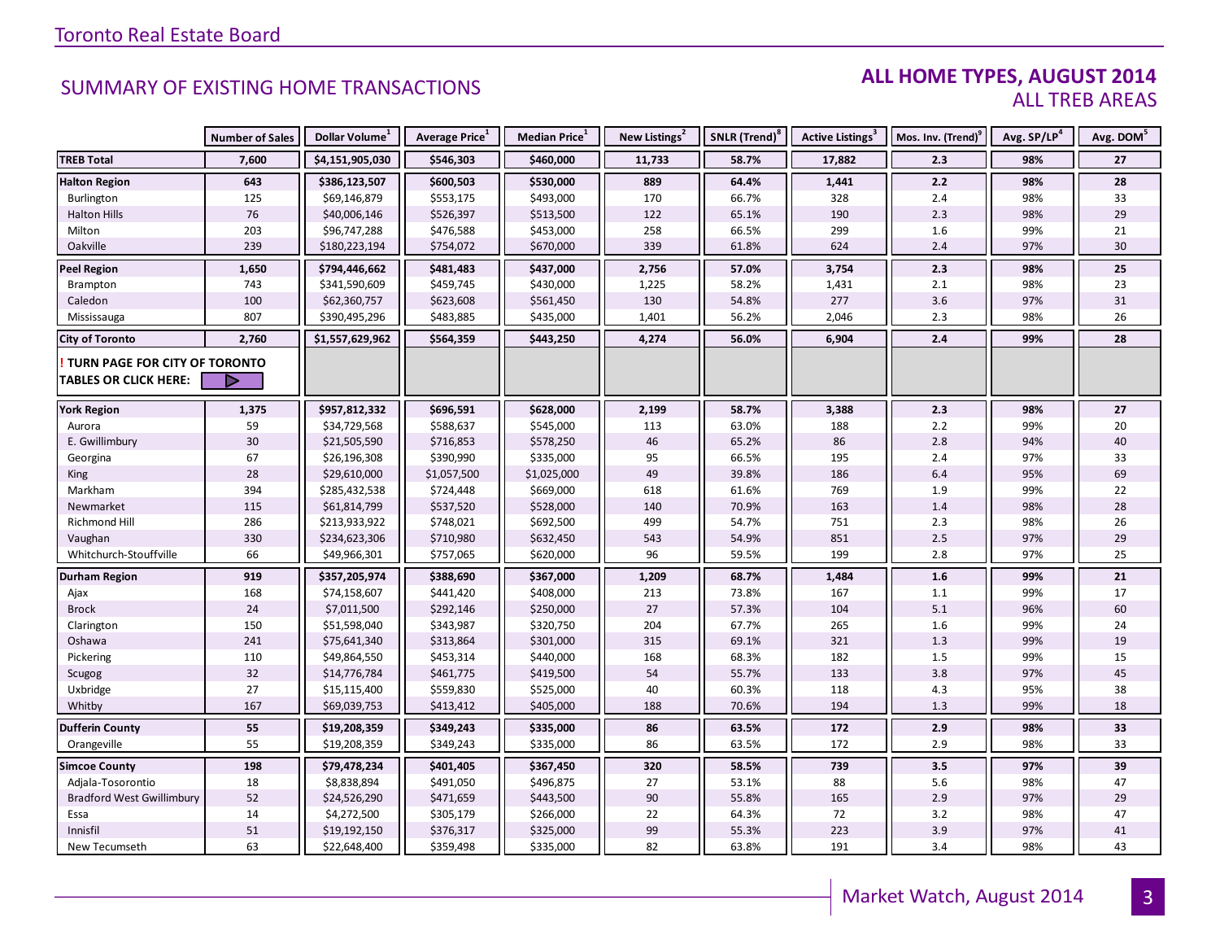# Toronto Real Estate Board

## SUMMARY OF EXISTING HOME TRANSACTIONS

### ALL HOME TYPES, AUGUST 2014
### ALL TREB AREAS

| | Number of Sales | Dollar Volume[1] | Average Price[1] | Median Price[1] | New Listings[2] | SNLR (Trend)[8] | Active Listings[3] | Mos. Inv. (Trend)[9] | Avg. SP/LP[4] | Avg. DOM[5] |
|---|---|---|---|---|---|---|---|---|---|---|
| **TREB Total** | **7,600** | **$4,151,905,030** | **$546,303** | **$460,000** | **11,733** | **58.7%** | **17,882** | **2.3** | **98%** | **27** |
| **Halton Region** | **643** | **$386,123,507** | **$600,503** | **$530,000** | **889** | **64.4%** | **1,441** | **2.2** | **98%** | **28** |
| Burlington | 125 | $69,146,879 | $553,175 | $493,000 | 170 | 66.7% | 328 | 2.4 | 98% | 33 |
| Halton Hills | 76 | $40,006,146 | $526,397 | $513,500 | 122 | 65.1% | 190 | 2.3 | 98% | 29 |
| Milton | 203 | $96,747,288 | $476,588 | $453,000 | 258 | 66.5% | 299 | 1.6 | 99% | 21 |
| Oakville | 239 | $180,223,194 | $754,072 | $670,000 | 339 | 61.8% | 624 | 2.4 | 97% | 30 |
| **Peel Region** | **1,650** | **$794,446,662** | **$481,483** | **$437,000** | **2,756** | **57.0%** | **3,754** | **2.3** | **98%** | **25** |
| Brampton | 743 | $341,590,609 | $459,745 | $430,000 | 1,225 | 58.2% | 1,431 | 2.1 | 98% | 23 |
| Caledon | 100 | $62,360,757 | $623,608 | $561,450 | 130 | 54.8% | 277 | 3.6 | 97% | 31 |
| Mississauga | 807 | $390,495,296 | $483,885 | $435,000 | 1,401 | 56.2% | 2,046 | 2.3 | 98% | 26 |
| **City of Toronto** | **2,760** | **$1,557,629,962** | **$564,359** | **$443,250** | **4,274** | **56.0%** | **6,904** | **2.4** | **99%** | **28** |
| **! TURN PAGE FOR CITY OF TORONTO TABLES OR CLICK HERE:** | | | | | | | | | | |
| **York Region** | **1,375** | **$957,812,332** | **$696,591** | **$628,000** | **2,199** | **58.7%** | **3,388** | **2.3** | **98%** | **27** |
| Aurora | 59 | $34,729,568 | $588,637 | $545,000 | 113 | 63.0% | 188 | 2.2 | 99% | 20 |
| E. Gwillimbury | 30 | $21,505,590 | $716,853 | $578,250 | 46 | 65.2% | 86 | 2.8 | 94% | 40 |
| Georgina | 67 | $26,196,308 | $390,990 | $335,000 | 95 | 66.5% | 195 | 2.4 | 97% | 33 |
| King | 28 | $29,610,000 | $1,057,500 | $1,025,000 | 49 | 39.8% | 186 | 6.4 | 95% | 69 |
| Markham | 394 | $285,432,538 | $724,448 | $669,000 | 618 | 61.6% | 769 | 1.9 | 99% | 22 |
| Newmarket | 115 | $61,814,799 | $537,520 | $528,000 | 140 | 70.9% | 163 | 1.4 | 98% | 28 |
| Richmond Hill | 286 | $213,933,922 | $748,021 | $692,500 | 499 | 54.7% | 751 | 2.3 | 98% | 26 |
| Vaughan | 330 | $234,623,306 | $710,980 | $632,450 | 543 | 54.9% | 851 | 2.5 | 97% | 29 |
| Whitchurch-Stouffville | 66 | $49,966,301 | $757,065 | $620,000 | 96 | 59.5% | 199 | 2.8 | 97% | 25 |
| **Durham Region** | **919** | **$357,205,974** | **$388,690** | **$367,000** | **1,209** | **68.7%** | **1,484** | **1.6** | **99%** | **21** |
| Ajax | 168 | $74,158,607 | $441,420 | $408,000 | 213 | 73.8% | 167 | 1.1 | 99% | 17 |
| Brock | 24 | $7,011,500 | $292,146 | $250,000 | 27 | 57.3% | 104 | 5.1 | 96% | 60 |
| Clarington | 150 | $51,598,040 | $343,987 | $320,750 | 204 | 67.7% | 265 | 1.6 | 99% | 24 |
| Oshawa | 241 | $75,641,340 | $313,864 | $301,000 | 315 | 69.1% | 321 | 1.3 | 99% | 19 |
| Pickering | 110 | $49,864,550 | $453,314 | $440,000 | 168 | 68.3% | 182 | 1.5 | 99% | 15 |
| Scugog | 32 | $14,776,784 | $461,775 | $419,500 | 54 | 55.7% | 133 | 3.8 | 97% | 45 |
| Uxbridge | 27 | $15,115,400 | $559,830 | $525,000 | 40 | 60.3% | 118 | 4.3 | 95% | 38 |
| Whitby | 167 | $69,039,753 | $413,412 | $405,000 | 188 | 70.6% | 194 | 1.3 | 99% | 18 |
| **Dufferin County** | **55** | **$19,208,359** | **$349,243** | **$335,000** | **86** | **63.5%** | **172** | **2.9** | **98%** | **33** |
| Orangeville | 55 | $19,208,359 | $349,243 | $335,000 | 86 | 63.5% | 172 | 2.9 | 98% | 33 |
| **Simcoe County** | **198** | **$79,478,234** | **$401,405** | **$367,450** | **320** | **58.5%** | **739** | **3.5** | **97%** | **39** |
| Adjala-Tosorontio | 18 | $8,838,894 | $491,050 | $496,875 | 27 | 53.1% | 88 | 5.6 | 98% | 47 |
| Bradford West Gwillimbury | 52 | $24,526,290 | $471,659 | $443,500 | 90 | 55.8% | 165 | 2.9 | 97% | 29 |
| Essa | 14 | $4,272,500 | $305,179 | $266,000 | 22 | 64.3% | 72 | 3.2 | 98% | 47 |
| Innisfil | 51 | $19,192,150 | $376,317 | $325,000 | 99 | 55.3% | 223 | 3.9 | 97% | 41 |
| New Tecumseth | 63 | $22,648,400 | $359,498 | $335,000 | 82 | 63.8% | 191 | 3.4 | 98% | 43 |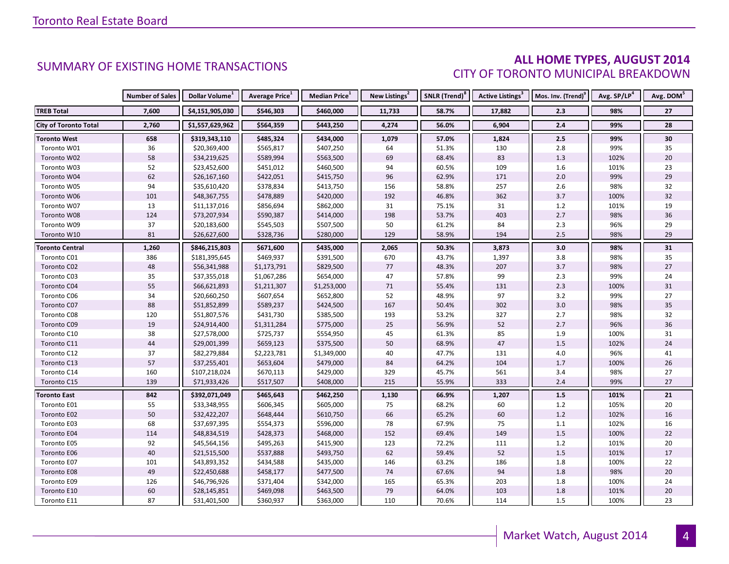## SUMMARY OF EXISTING HOME TRANSACTIONS

## ALL HOME TYPES, AUGUST 2014
### CITY OF TORONTO MUNICIPAL BREAKDOWN

| | Number of Sales | Dollar Volume[1] | Average Price[1] | Median Price[1] | New Listings[2] | SNLR (Trend)[8] | Active Listings[3] | Mos. Inv. (Trend)[9] | Avg. SP/LP[4] | Avg. DOM[5] |
|---|---|---|---|---|---|---|---|---|---|---|
| **TREB Total** | **7,600** | **$4,151,905,030** | **$546,303** | **$460,000** | **11,733** | **58.7%** | **17,882** | **2.3** | **98%** | **27** |
| **City of Toronto Total** | **2,760** | **$1,557,629,962** | **$564,359** | **$443,250** | **4,274** | **56.0%** | **6,904** | **2.4** | **99%** | **28** |
| **Toronto West** | **658** | **$319,343,110** | **$485,324** | **$434,000** | **1,079** | **57.0%** | **1,824** | **2.5** | **99%** | **30** |
| Toronto W01 | 36 | $20,369,400 | $565,817 | $407,250 | 64 | 51.3% | 130 | 2.8 | 99% | 35 |
| Toronto W02 | 58 | $34,219,625 | $589,994 | $563,500 | 69 | 68.4% | 83 | 1.3 | 102% | 20 |
| Toronto W03 | 52 | $23,452,600 | $451,012 | $460,500 | 94 | 60.5% | 109 | 1.6 | 101% | 23 |
| Toronto W04 | 62 | $26,167,160 | $422,051 | $415,750 | 96 | 62.9% | 171 | 2.0 | 99% | 29 |
| Toronto W05 | 94 | $35,610,420 | $378,834 | $413,750 | 156 | 58.8% | 257 | 2.6 | 98% | 32 |
| Toronto W06 | 101 | $48,367,755 | $478,889 | $420,000 | 192 | 46.8% | 362 | 3.7 | 100% | 32 |
| Toronto W07 | 13 | $11,137,016 | $856,694 | $862,000 | 31 | 75.1% | 31 | 1.2 | 101% | 19 |
| Toronto W08 | 124 | $73,207,934 | $590,387 | $414,000 | 198 | 53.7% | 403 | 2.7 | 98% | 36 |
| Toronto W09 | 37 | $20,183,600 | $545,503 | $507,500 | 50 | 61.2% | 84 | 2.3 | 96% | 29 |
| Toronto W10 | 81 | $26,627,600 | $328,736 | $280,000 | 129 | 58.9% | 194 | 2.5 | 98% | 29 |
| **Toronto Central** | **1,260** | **$846,215,803** | **$671,600** | **$435,000** | **2,065** | **50.3%** | **3,873** | **3.0** | **98%** | **31** |
| Toronto C01 | 386 | $181,395,645 | $469,937 | $391,500 | 670 | 43.7% | 1,397 | 3.8 | 98% | 35 |
| Toronto C02 | 48 | $56,341,988 | $1,173,791 | $829,500 | 77 | 48.3% | 207 | 3.7 | 98% | 27 |
| Toronto C03 | 35 | $37,355,018 | $1,067,286 | $654,000 | 47 | 57.8% | 99 | 2.3 | 99% | 24 |
| Toronto C04 | 55 | $66,621,893 | $1,211,307 | $1,253,000 | 71 | 55.4% | 131 | 2.3 | 100% | 31 |
| Toronto C06 | 34 | $20,660,250 | $607,654 | $652,800 | 52 | 48.9% | 97 | 3.2 | 99% | 27 |
| Toronto C07 | 88 | $51,852,899 | $589,237 | $424,500 | 167 | 50.4% | 302 | 3.0 | 98% | 35 |
| Toronto C08 | 120 | $51,807,576 | $431,730 | $385,500 | 193 | 53.2% | 327 | 2.7 | 98% | 32 |
| Toronto C09 | 19 | $24,914,400 | $1,311,284 | $775,000 | 25 | 56.9% | 52 | 2.7 | 96% | 36 |
| Toronto C10 | 38 | $27,578,000 | $725,737 | $554,950 | 45 | 61.3% | 85 | 1.9 | 100% | 31 |
| Toronto C11 | 44 | $29,001,399 | $659,123 | $375,500 | 50 | 68.9% | 47 | 1.5 | 102% | 24 |
| Toronto C12 | 37 | $82,279,884 | $2,223,781 | $1,349,000 | 40 | 47.7% | 131 | 4.0 | 96% | 41 |
| Toronto C13 | 57 | $37,255,401 | $653,604 | $479,000 | 84 | 64.2% | 104 | 1.7 | 100% | 26 |
| Toronto C14 | 160 | $107,218,024 | $670,113 | $429,000 | 329 | 45.7% | 561 | 3.4 | 98% | 27 |
| Toronto C15 | 139 | $71,933,426 | $517,507 | $408,000 | 215 | 55.9% | 333 | 2.4 | 99% | 27 |
| **Toronto East** | **842** | **$392,071,049** | **$465,643** | **$462,250** | **1,130** | **66.9%** | **1,207** | **1.5** | **101%** | **21** |
| Toronto E01 | 55 | $33,348,955 | $606,345 | $605,000 | 75 | 68.2% | 60 | 1.2 | 105% | 20 |
| Toronto E02 | 50 | $32,422,207 | $648,444 | $610,750 | 66 | 65.2% | 60 | 1.2 | 102% | 16 |
| Toronto E03 | 68 | $37,697,395 | $554,373 | $596,000 | 78 | 67.9% | 75 | 1.1 | 102% | 16 |
| Toronto E04 | 114 | $48,834,519 | $428,373 | $468,000 | 152 | 69.4% | 149 | 1.5 | 100% | 22 |
| Toronto E05 | 92 | $45,564,156 | $495,263 | $415,900 | 123 | 72.2% | 111 | 1.2 | 101% | 20 |
| Toronto E06 | 40 | $21,515,500 | $537,888 | $493,750 | 62 | 59.4% | 52 | 1.5 | 101% | 17 |
| Toronto E07 | 101 | $43,893,352 | $434,588 | $435,000 | 146 | 63.2% | 186 | 1.8 | 100% | 22 |
| Toronto E08 | 49 | $22,450,688 | $458,177 | $477,500 | 74 | 67.6% | 94 | 1.8 | 98% | 20 |
| Toronto E09 | 126 | $46,796,926 | $371,404 | $342,000 | 165 | 65.3% | 203 | 1.8 | 100% | 24 |
| Toronto E10 | 60 | $28,145,851 | $469,098 | $463,500 | 79 | 64.0% | 103 | 1.8 | 101% | 20 |
| Toronto E11 | 87 | $31,401,500 | $360,937 | $363,000 | 110 | 70.6% | 114 | 1.5 | 100% | 23 |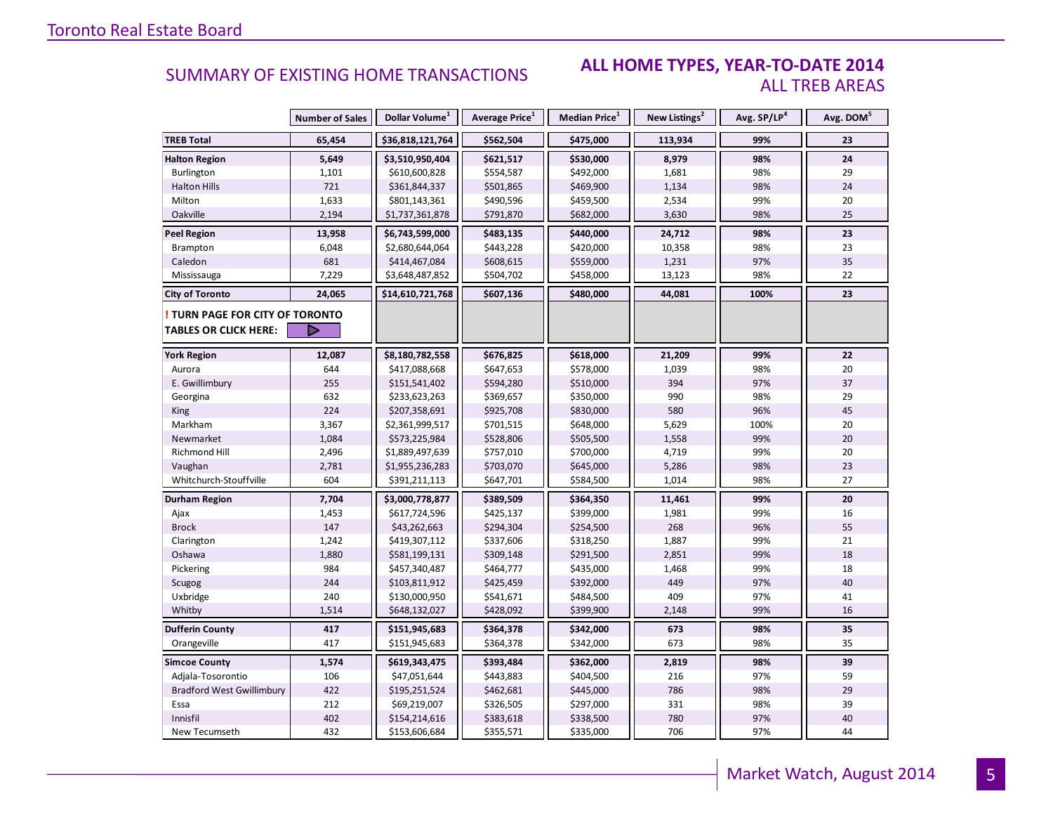## SUMMARY OF EXISTING HOME TRANSACTIONS

## ALL HOME TYPES, YEAR-TO-DATE 2014
### ALL TREB AREAS

| | Number of Sales | Dollar Volume[1] | Average Price[1] | Median Price[1] | New Listings[2] | Avg. SP/LP[4] | Avg. DOM[5] |
|---|---|---|---|---|---|---|---|
| **TREB Total** | **65,454** | **$36,818,121,764** | **$562,504** | **$475,000** | **113,934** | **99%** | **23** |
| **Halton Region** | **5,649** | **$3,510,950,404** | **$621,517** | **$530,000** | **8,979** | **98%** | **24** |
| Burlington | 1,101 | $610,600,828 | $554,587 | $492,000 | 1,681 | 98% | 29 |
| Halton Hills | 721 | $361,844,337 | $501,865 | $469,900 | 1,134 | 98% | 24 |
| Milton | 1,633 | $801,143,361 | $490,596 | $459,500 | 2,534 | 99% | 20 |
| Oakville | 2,194 | $1,737,361,878 | $791,870 | $682,000 | 3,630 | 98% | 25 |
| **Peel Region** | **13,958** | **$6,743,599,000** | **$483,135** | **$440,000** | **24,712** | **98%** | **23** |
| Brampton | 6,048 | $2,680,644,064 | $443,228 | $420,000 | 10,358 | 98% | 23 |
| Caledon | 681 | $414,467,084 | $608,615 | $559,000 | 1,231 | 97% | 35 |
| Mississauga | 7,229 | $3,648,487,852 | $504,702 | $458,000 | 13,123 | 98% | 22 |
| **City of Toronto** | **24,065** | **$14,610,721,768** | **$607,136** | **$480,000** | **44,081** | **100%** | **23** |
| **! TURN PAGE FOR CITY OF TORONTO TABLES OR CLICK HERE:** | | | | | | | |
| **York Region** | **12,087** | **$8,180,782,558** | **$676,825** | **$618,000** | **21,209** | **99%** | **22** |
| Aurora | 644 | $417,088,668 | $647,653 | $578,000 | 1,039 | 98% | 20 |
| E. Gwillimbury | 255 | $151,541,402 | $594,280 | $510,000 | 394 | 97% | 37 |
| Georgina | 632 | $233,623,263 | $369,657 | $350,000 | 990 | 98% | 29 |
| King | 224 | $207,358,691 | $925,708 | $830,000 | 580 | 96% | 45 |
| Markham | 3,367 | $2,361,999,517 | $701,515 | $648,000 | 5,629 | 100% | 20 |
| Newmarket | 1,084 | $573,225,984 | $528,806 | $505,500 | 1,558 | 99% | 20 |
| Richmond Hill | 2,496 | $1,889,497,639 | $757,010 | $700,000 | 4,719 | 99% | 20 |
| Vaughan | 2,781 | $1,955,236,283 | $703,070 | $645,000 | 5,286 | 98% | 23 |
| Whitchurch-Stouffville | 604 | $391,211,113 | $647,701 | $584,500 | 1,014 | 98% | 27 |
| **Durham Region** | **7,704** | **$3,000,778,877** | **$389,509** | **$364,350** | **11,461** | **99%** | **20** |
| Ajax | 1,453 | $617,724,596 | $425,137 | $399,000 | 1,981 | 99% | 16 |
| Brock | 147 | $43,262,663 | $294,304 | $254,500 | 268 | 96% | 55 |
| Clarington | 1,242 | $419,307,112 | $337,606 | $318,250 | 1,887 | 99% | 21 |
| Oshawa | 1,880 | $581,199,131 | $309,148 | $291,500 | 2,851 | 99% | 18 |
| Pickering | 984 | $457,340,487 | $464,777 | $435,000 | 1,468 | 99% | 18 |
| Scugog | 244 | $103,811,912 | $425,459 | $392,000 | 449 | 97% | 40 |
| Uxbridge | 240 | $130,000,950 | $541,671 | $484,500 | 409 | 97% | 41 |
| Whitby | 1,514 | $648,132,027 | $428,092 | $399,900 | 2,148 | 99% | 16 |
| **Dufferin County** | **417** | **$151,945,683** | **$364,378** | **$342,000** | **673** | **98%** | **35** |
| Orangeville | 417 | $151,945,683 | $364,378 | $342,000 | 673 | 98% | 35 |
| **Simcoe County** | **1,574** | **$619,343,475** | **$393,484** | **$362,000** | **2,819** | **98%** | **39** |
| Adjala-Tosorontio | 106 | $47,051,644 | $443,883 | $404,500 | 216 | 97% | 59 |
| Bradford West Gwillimbury | 422 | $195,251,524 | $462,681 | $445,000 | 786 | 98% | 29 |
| Essa | 212 | $69,219,007 | $326,505 | $297,000 | 331 | 98% | 39 |
| Innisfil | 402 | $154,214,616 | $383,618 | $338,500 | 780 | 97% | 40 |
| New Tecumseth | 432 | $153,606,684 | $355,571 | $335,000 | 706 | 97% | 44 |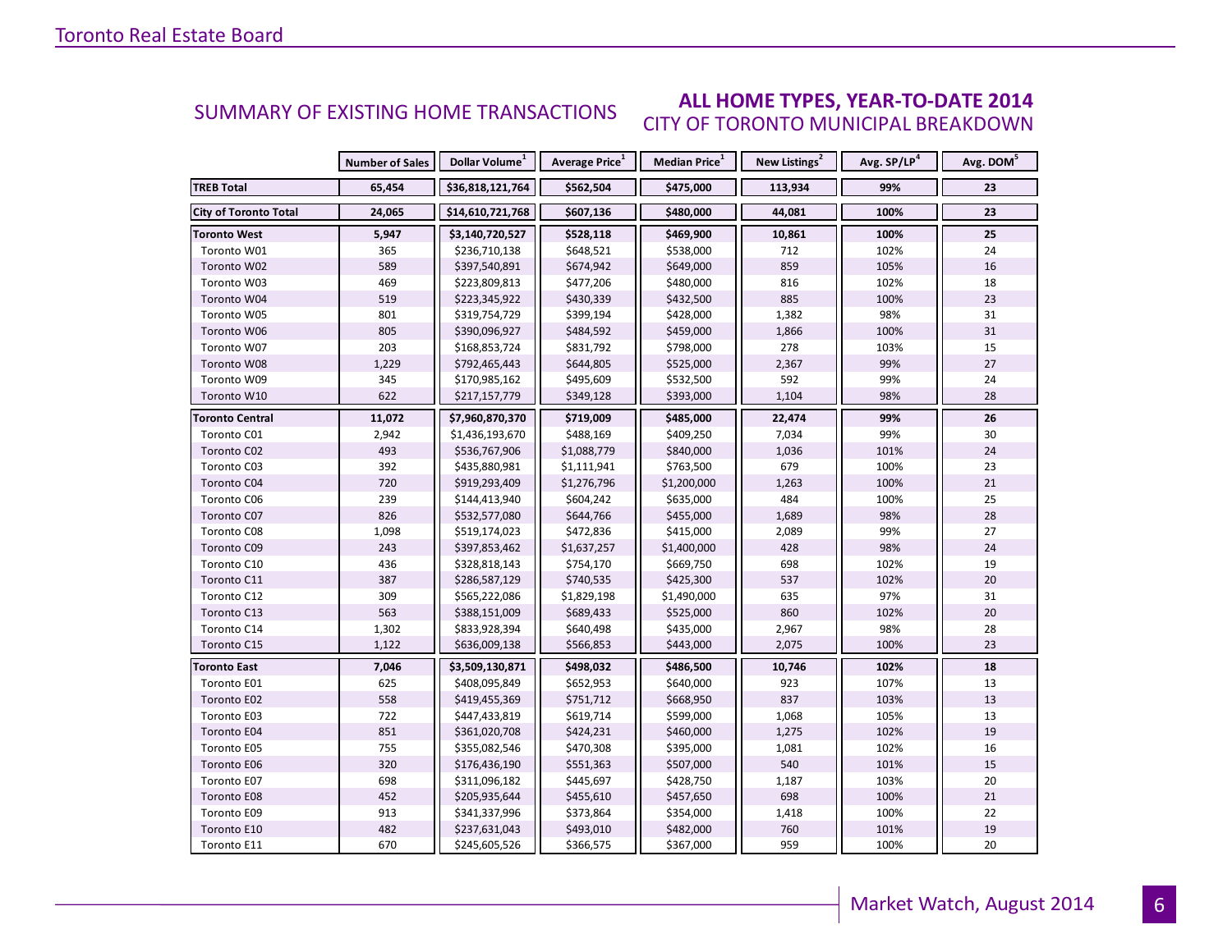## SUMMARY OF EXISTING HOME TRANSACTIONS

## ALL HOME TYPES, YEAR-TO-DATE 2014
### CITY OF TORONTO MUNICIPAL BREAKDOWN

| | Number of Sales | Dollar Volume[1] | Average Price[1] | Median Price[1] | New Listings[2] | Avg. SP/LP[4] | Avg. DOM[5] |
|---|---|---|---|---|---|---|---|
| **TREB Total** | **65,454** | **$36,818,121,764** | **$562,504** | **$475,000** | **113,934** | **99%** | **23** |
| **City of Toronto Total** | **24,065** | **$14,610,721,768** | **$607,136** | **$480,000** | **44,081** | **100%** | **23** |
| **Toronto West** | **5,947** | **$3,140,720,527** | **$528,118** | **$469,900** | **10,861** | **100%** | **25** |
| Toronto W01 | 365 | $236,710,138 | $648,521 | $538,000 | 712 | 102% | 24 |
| Toronto W02 | 589 | $397,540,891 | $674,942 | $649,000 | 859 | 105% | 16 |
| Toronto W03 | 469 | $223,809,813 | $477,206 | $480,000 | 816 | 102% | 18 |
| Toronto W04 | 519 | $223,345,922 | $430,339 | $432,500 | 885 | 100% | 23 |
| Toronto W05 | 801 | $319,754,729 | $399,194 | $428,000 | 1,382 | 98% | 31 |
| Toronto W06 | 805 | $390,096,927 | $484,592 | $459,000 | 1,866 | 100% | 31 |
| Toronto W07 | 203 | $168,853,724 | $831,792 | $798,000 | 278 | 103% | 15 |
| Toronto W08 | 1,229 | $792,465,443 | $644,805 | $525,000 | 2,367 | 99% | 27 |
| Toronto W09 | 345 | $170,985,162 | $495,609 | $532,500 | 592 | 99% | 24 |
| Toronto W10 | 622 | $217,157,779 | $349,128 | $393,000 | 1,104 | 98% | 28 |
| **Toronto Central** | **11,072** | **$7,960,870,370** | **$719,009** | **$485,000** | **22,474** | **99%** | **26** |
| Toronto C01 | 2,942 | $1,436,193,670 | $488,169 | $409,250 | 7,034 | 99% | 30 |
| Toronto C02 | 493 | $536,767,906 | $1,088,779 | $840,000 | 1,036 | 101% | 24 |
| Toronto C03 | 392 | $435,880,981 | $1,111,941 | $763,500 | 679 | 100% | 23 |
| Toronto C04 | 720 | $919,293,409 | $1,276,796 | $1,200,000 | 1,263 | 100% | 21 |
| Toronto C06 | 239 | $144,413,940 | $604,242 | $635,000 | 484 | 100% | 25 |
| Toronto C07 | 826 | $532,577,080 | $644,766 | $455,000 | 1,689 | 98% | 28 |
| Toronto C08 | 1,098 | $519,174,023 | $472,836 | $415,000 | 2,089 | 99% | 27 |
| Toronto C09 | 243 | $397,853,462 | $1,637,257 | $1,400,000 | 428 | 98% | 24 |
| Toronto C10 | 436 | $328,818,143 | $754,170 | $669,750 | 698 | 102% | 19 |
| Toronto C11 | 387 | $286,587,129 | $740,535 | $425,300 | 537 | 102% | 20 |
| Toronto C12 | 309 | $565,222,086 | $1,829,198 | $1,490,000 | 635 | 97% | 31 |
| Toronto C13 | 563 | $388,151,009 | $689,433 | $525,000 | 860 | 102% | 20 |
| Toronto C14 | 1,302 | $833,928,394 | $640,498 | $435,000 | 2,967 | 98% | 28 |
| Toronto C15 | 1,122 | $636,009,138 | $566,853 | $443,000 | 2,075 | 100% | 23 |
| **Toronto East** | **7,046** | **$3,509,130,871** | **$498,032** | **$486,500** | **10,746** | **102%** | **18** |
| Toronto E01 | 625 | $408,095,849 | $652,953 | $640,000 | 923 | 107% | 13 |
| Toronto E02 | 558 | $419,455,369 | $751,712 | $668,950 | 837 | 103% | 13 |
| Toronto E03 | 722 | $447,433,819 | $619,714 | $599,000 | 1,068 | 105% | 13 |
| Toronto E04 | 851 | $361,020,708 | $424,231 | $460,000 | 1,275 | 102% | 19 |
| Toronto E05 | 755 | $355,082,546 | $470,308 | $395,000 | 1,081 | 102% | 16 |
| Toronto E06 | 320 | $176,436,190 | $551,363 | $507,000 | 540 | 101% | 15 |
| Toronto E07 | 698 | $311,096,182 | $445,697 | $428,750 | 1,187 | 103% | 20 |
| Toronto E08 | 452 | $205,935,644 | $455,610 | $457,650 | 698 | 100% | 21 |
| Toronto E09 | 913 | $341,337,996 | $373,864 | $354,000 | 1,418 | 100% | 22 |
| Toronto E10 | 482 | $237,631,043 | $493,010 | $482,000 | 760 | 101% | 19 |
| Toronto E11 | 670 | $245,605,526 | $366,575 | $367,000 | 959 | 100% | 20 |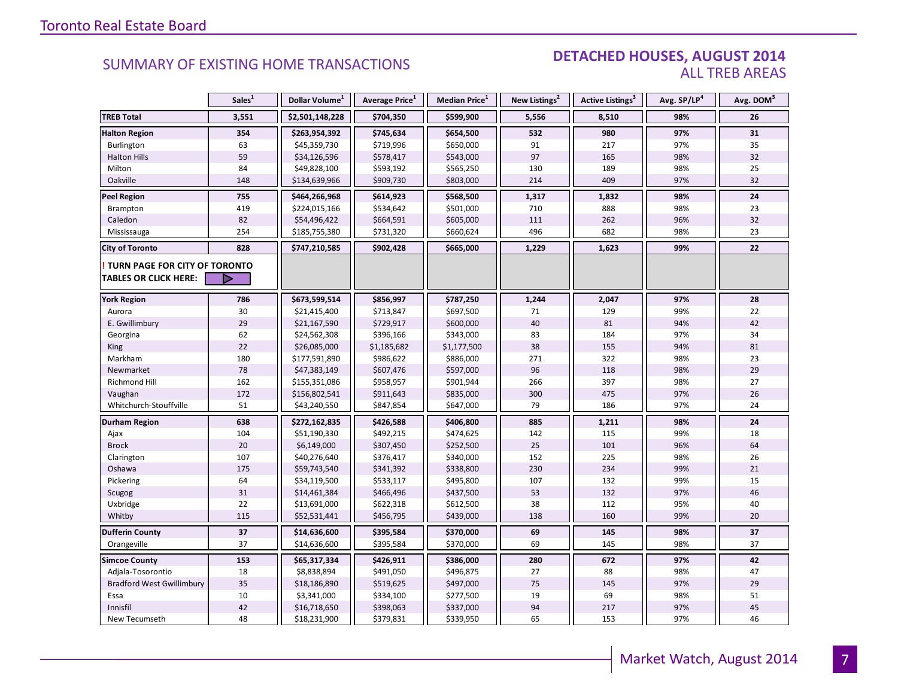## SUMMARY OF EXISTING HOME TRANSACTIONS

### DETACHED HOUSES, AUGUST 2014
### ALL TREB AREAS

| | Sales[1] | Dollar Volume[1] | Average Price[1] | Median Price[1] | New Listings[2] | Active Listings[3] | Avg. SP/LP[4] | Avg. DOM[5] |
|---|---|---|---|---|---|---|---|---|
| **TREB Total** | **3,551** | **$2,501,148,228** | **$704,350** | **$599,900** | **5,556** | **8,510** | **98%** | **26** |
| **Halton Region** | **354** | **$263,954,392** | **$745,634** | **$654,500** | **532** | **980** | **97%** | **31** |
| Burlington | 63 | $45,359,730 | $719,996 | $650,000 | 91 | 217 | 97% | 35 |
| Halton Hills | 59 | $34,126,596 | $578,417 | $543,000 | 97 | 165 | 98% | 32 |
| Milton | 84 | $49,828,100 | $593,192 | $565,250 | 130 | 189 | 98% | 25 |
| Oakville | 148 | $134,639,966 | $909,730 | $803,000 | 214 | 409 | 97% | 32 |
| **Peel Region** | **755** | **$464,266,968** | **$614,923** | **$568,500** | **1,317** | **1,832** | **98%** | **24** |
| Brampton | 419 | $224,015,166 | $534,642 | $501,000 | 710 | 888 | 98% | 23 |
| Caledon | 82 | $54,496,422 | $664,591 | $605,000 | 111 | 262 | 96% | 32 |
| Mississauga | 254 | $185,755,380 | $731,320 | $660,624 | 496 | 682 | 98% | 23 |
| **City of Toronto** | **828** | **$747,210,585** | **$902,428** | **$665,000** | **1,229** | **1,623** | **99%** | **22** |
| **! TURN PAGE FOR CITY OF TORONTO TABLES OR CLICK HERE:** | | | | | | | | |
| **York Region** | **786** | **$673,599,514** | **$856,997** | **$787,250** | **1,244** | **2,047** | **97%** | **28** |
| Aurora | 30 | $21,415,400 | $713,847 | $697,500 | 71 | 129 | 99% | 22 |
| E. Gwillimbury | 29 | $21,167,590 | $729,917 | $600,000 | 40 | 81 | 94% | 42 |
| Georgina | 62 | $24,562,308 | $396,166 | $343,000 | 83 | 184 | 97% | 34 |
| King | 22 | $26,085,000 | $1,185,682 | $1,177,500 | 38 | 155 | 94% | 81 |
| Markham | 180 | $177,591,890 | $986,622 | $886,000 | 271 | 322 | 98% | 23 |
| Newmarket | 78 | $47,383,149 | $607,476 | $597,000 | 96 | 118 | 98% | 29 |
| Richmond Hill | 162 | $155,351,086 | $958,957 | $901,944 | 266 | 397 | 98% | 27 |
| Vaughan | 172 | $156,802,541 | $911,643 | $835,000 | 300 | 475 | 97% | 26 |
| Whitchurch-Stouffville | 51 | $43,240,550 | $847,854 | $647,000 | 79 | 186 | 97% | 24 |
| **Durham Region** | **638** | **$272,162,835** | **$426,588** | **$406,800** | **885** | **1,211** | **98%** | **24** |
| Ajax | 104 | $51,190,330 | $492,215 | $474,625 | 142 | 115 | 99% | 18 |
| Brock | 20 | $6,149,000 | $307,450 | $252,500 | 25 | 101 | 96% | 64 |
| Clarington | 107 | $40,276,640 | $376,417 | $340,000 | 152 | 225 | 98% | 26 |
| Oshawa | 175 | $59,743,540 | $341,392 | $338,800 | 230 | 234 | 99% | 21 |
| Pickering | 64 | $34,119,500 | $533,117 | $495,800 | 107 | 132 | 99% | 15 |
| Scugog | 31 | $14,461,384 | $466,496 | $437,500 | 53 | 132 | 97% | 46 |
| Uxbridge | 22 | $13,691,000 | $622,318 | $612,500 | 38 | 112 | 95% | 40 |
| Whitby | 115 | $52,531,441 | $456,795 | $439,000 | 138 | 160 | 99% | 20 |
| **Dufferin County** | **37** | **$14,636,600** | **$395,584** | **$370,000** | **69** | **145** | **98%** | **37** |
| Orangeville | 37 | $14,636,600 | $395,584 | $370,000 | 69 | 145 | 98% | 37 |
| **Simcoe County** | **153** | **$65,317,334** | **$426,911** | **$386,000** | **280** | **672** | **97%** | **42** |
| Adjala-Tosorontio | 18 | $8,838,894 | $491,050 | $496,875 | 27 | 88 | 98% | 47 |
| Bradford West Gwillimbury | 35 | $18,186,890 | $519,625 | $497,000 | 75 | 145 | 97% | 29 |
| Essa | 10 | $3,341,000 | $334,100 | $277,500 | 19 | 69 | 98% | 51 |
| Innisfil | 42 | $16,718,650 | $398,063 | $337,000 | 94 | 217 | 97% | 45 |
| New Tecumseth | 48 | $18,231,900 | $379,831 | $339,950 | 65 | 153 | 97% | 46 |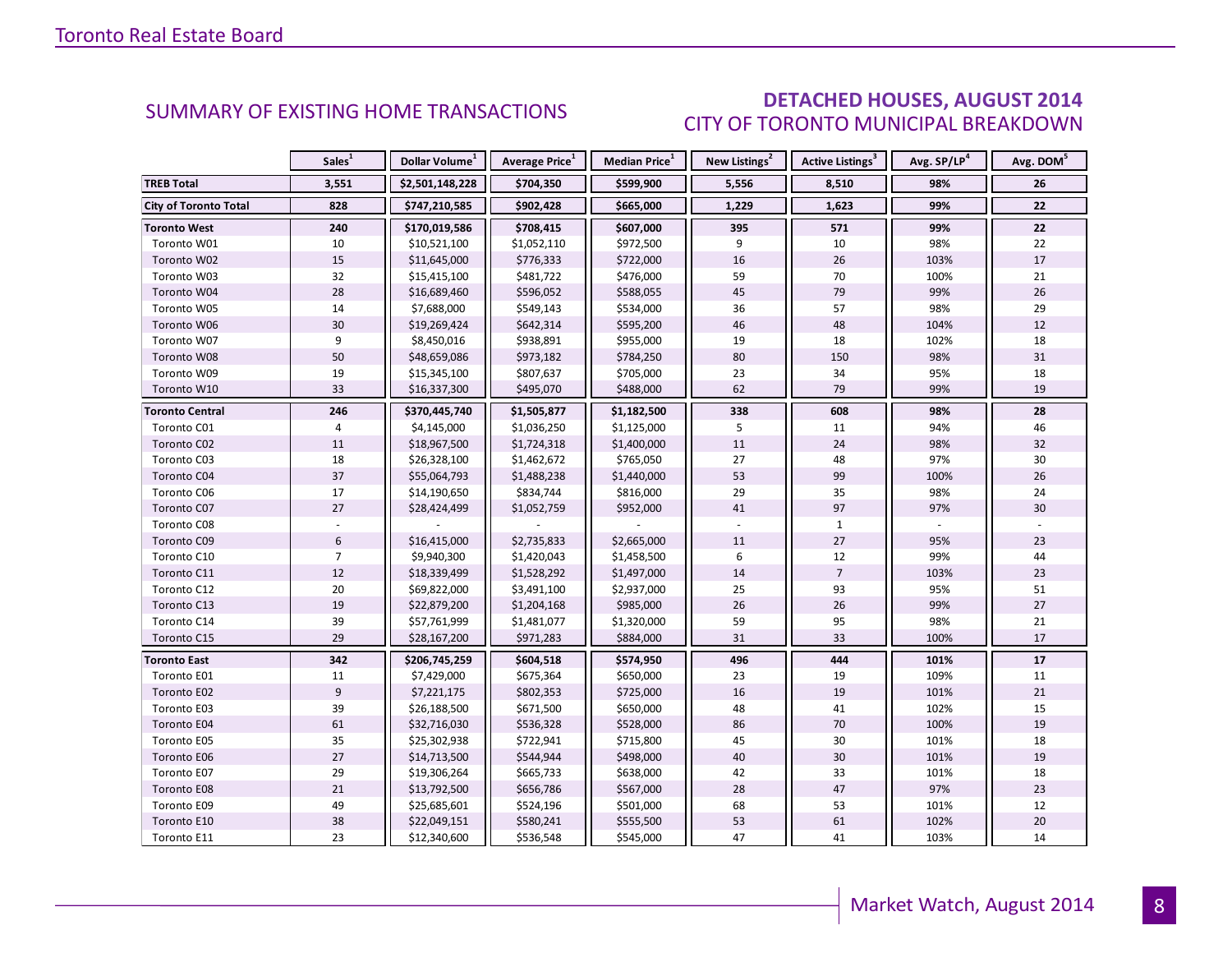## SUMMARY OF EXISTING HOME TRANSACTIONS

## DETACHED HOUSES, AUGUST 2014
### CITY OF TORONTO MUNICIPAL BREAKDOWN

| | Sales[1] | Dollar Volume[1] | Average Price[1] | Median Price[1] | New Listings[2] | Active Listings[3] | Avg. SP/LP[4] | Avg. DOM[5] |
|---|---|---|---|---|---|---|---|---|
| **TREB Total** | **3,551** | **$2,501,148,228** | **$704,350** | **$599,900** | **5,556** | **8,510** | **98%** | **26** |
| **City of Toronto Total** | **828** | **$747,210,585** | **$902,428** | **$665,000** | **1,229** | **1,623** | **99%** | **22** |
| **Toronto West** | **240** | **$170,019,586** | **$708,415** | **$607,000** | **395** | **571** | **99%** | **22** |
| Toronto W01 | 10 | $10,521,100 | $1,052,110 | $972,500 | 9 | 10 | 98% | 22 |
| Toronto W02 | 15 | $11,645,000 | $776,333 | $722,000 | 16 | 26 | 103% | 17 |
| Toronto W03 | 32 | $15,415,100 | $481,722 | $476,000 | 59 | 70 | 100% | 21 |
| Toronto W04 | 28 | $16,689,460 | $596,052 | $588,055 | 45 | 79 | 99% | 26 |
| Toronto W05 | 14 | $7,688,000 | $549,143 | $534,000 | 36 | 57 | 98% | 29 |
| Toronto W06 | 30 | $19,269,424 | $642,314 | $595,200 | 46 | 48 | 104% | 12 |
| Toronto W07 | 9 | $8,450,016 | $938,891 | $955,000 | 19 | 18 | 102% | 18 |
| Toronto W08 | 50 | $48,659,086 | $973,182 | $784,250 | 80 | 150 | 98% | 31 |
| Toronto W09 | 19 | $15,345,100 | $807,637 | $705,000 | 23 | 34 | 95% | 18 |
| Toronto W10 | 33 | $16,337,300 | $495,070 | $488,000 | 62 | 79 | 99% | 19 |
| **Toronto Central** | **246** | **$370,445,740** | **$1,505,877** | **$1,182,500** | **338** | **608** | **98%** | **28** |
| Toronto C01 | 4 | $4,145,000 | $1,036,250 | $1,125,000 | 5 | 11 | 94% | 46 |
| Toronto C02 | 11 | $18,967,500 | $1,724,318 | $1,400,000 | 11 | 24 | 98% | 32 |
| Toronto C03 | 18 | $26,328,100 | $1,462,672 | $765,050 | 27 | 48 | 97% | 30 |
| Toronto C04 | 37 | $55,064,793 | $1,488,238 | $1,440,000 | 53 | 99 | 100% | 26 |
| Toronto C06 | 17 | $14,190,650 | $834,744 | $816,000 | 29 | 35 | 98% | 24 |
| Toronto C07 | 27 | $28,424,499 | $1,052,759 | $952,000 | 41 | 97 | 97% | 30 |
| Toronto C08 | - | - | - | - | - | 1 | - | - |
| Toronto C09 | 6 | $16,415,000 | $2,735,833 | $2,665,000 | 11 | 27 | 95% | 23 |
| Toronto C10 | 7 | $9,940,300 | $1,420,043 | $1,458,500 | 6 | 12 | 99% | 44 |
| Toronto C11 | 12 | $18,339,499 | $1,528,292 | $1,497,000 | 14 | 7 | 103% | 23 |
| Toronto C12 | 20 | $69,822,000 | $3,491,100 | $2,937,000 | 25 | 93 | 95% | 51 |
| Toronto C13 | 19 | $22,879,200 | $1,204,168 | $985,000 | 26 | 26 | 99% | 27 |
| Toronto C14 | 39 | $57,761,999 | $1,481,077 | $1,320,000 | 59 | 95 | 98% | 21 |
| Toronto C15 | 29 | $28,167,200 | $971,283 | $884,000 | 31 | 33 | 100% | 17 |
| **Toronto East** | **342** | **$206,745,259** | **$604,518** | **$574,950** | **496** | **444** | **101%** | **17** |
| Toronto E01 | 11 | $7,429,000 | $675,364 | $650,000 | 23 | 19 | 109% | 11 |
| Toronto E02 | 9 | $7,221,175 | $802,353 | $725,000 | 16 | 19 | 101% | 21 |
| Toronto E03 | 39 | $26,188,500 | $671,500 | $650,000 | 48 | 41 | 102% | 15 |
| Toronto E04 | 61 | $32,716,030 | $536,328 | $528,000 | 86 | 70 | 100% | 19 |
| Toronto E05 | 35 | $25,302,938 | $722,941 | $715,800 | 45 | 30 | 101% | 18 |
| Toronto E06 | 27 | $14,713,500 | $544,944 | $498,000 | 40 | 30 | 101% | 19 |
| Toronto E07 | 29 | $19,306,264 | $665,733 | $638,000 | 42 | 33 | 101% | 18 |
| Toronto E08 | 21 | $13,792,500 | $656,786 | $567,000 | 28 | 47 | 97% | 23 |
| Toronto E09 | 49 | $25,685,601 | $524,196 | $501,000 | 68 | 53 | 101% | 12 |
| Toronto E10 | 38 | $22,049,151 | $580,241 | $555,500 | 53 | 61 | 102% | 20 |
| Toronto E11 | 23 | $12,340,600 | $536,548 | $545,000 | 47 | 41 | 103% | 14 |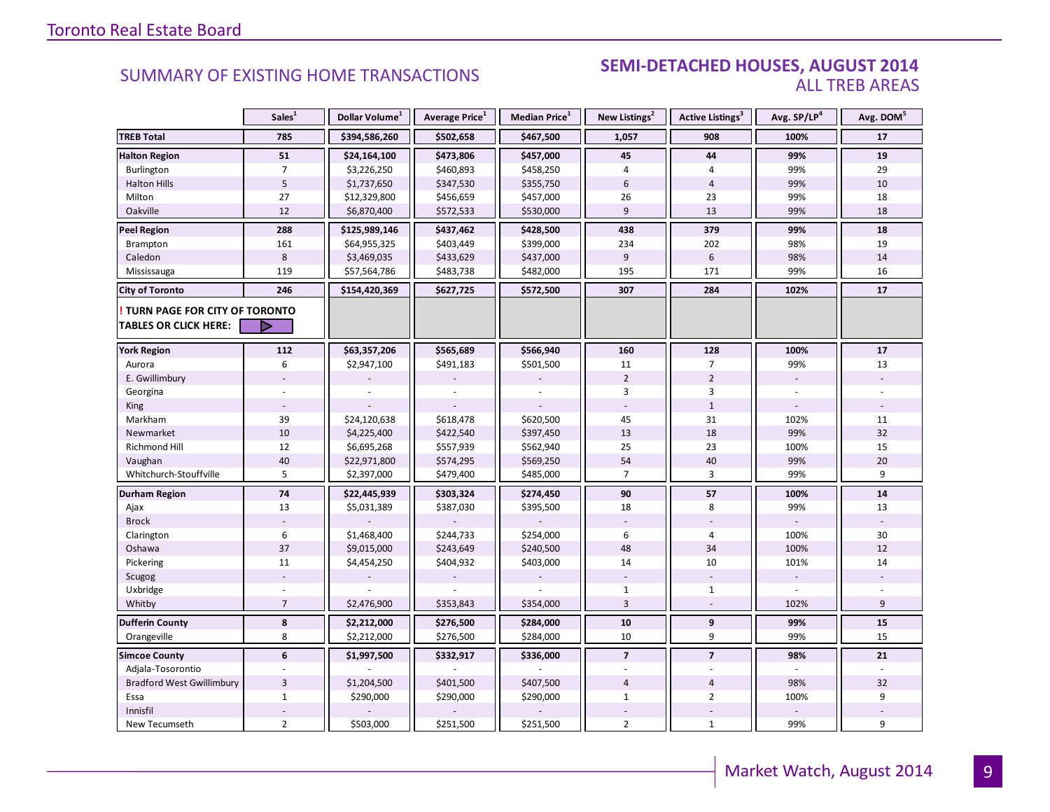## SUMMARY OF EXISTING HOME TRANSACTIONS

## SEMI-DETACHED HOUSES, AUGUST 2014
### ALL TREB AREAS

| | Sales[1] | Dollar Volume[1] | Average Price[1] | Median Price[1] | New Listings[2] | Active Listings[3] | Avg. SP/LP[4] | Avg. DOM[5] |
|---|---|---|---|---|---|---|---|---|
| **TREB Total** | **785** | **$394,586,260** | **$502,658** | **$467,500** | **1,057** | **908** | **100%** | **17** |
| **Halton Region** | **51** | **$24,164,100** | **$473,806** | **$457,000** | **45** | **44** | **99%** | **19** |
| Burlington | 7 | $3,226,250 | $460,893 | $458,250 | 4 | 4 | 99% | 29 |
| Halton Hills | 5 | $1,737,650 | $347,530 | $355,750 | 6 | 4 | 99% | 10 |
| Milton | 27 | $12,329,800 | $456,659 | $457,000 | 26 | 23 | 99% | 18 |
| Oakville | 12 | $6,870,400 | $572,533 | $530,000 | 9 | 13 | 99% | 18 |
| **Peel Region** | **288** | **$125,989,146** | **$437,462** | **$428,500** | **438** | **379** | **99%** | **18** |
| Brampton | 161 | $64,955,325 | $403,449 | $399,000 | 234 | 202 | 98% | 19 |
| Caledon | 8 | $3,469,035 | $433,629 | $437,000 | 9 | 6 | 98% | 14 |
| Mississauga | 119 | $57,564,786 | $483,738 | $482,000 | 195 | 171 | 99% | 16 |
| **City of Toronto** | **246** | **$154,420,369** | **$627,725** | **$572,500** | **307** | **284** | **102%** | **17** |
| **! TURN PAGE FOR CITY OF TORONTO TABLES OR CLICK HERE:** | | | | | | | | |
| **York Region** | **112** | **$63,357,206** | **$565,689** | **$566,940** | **160** | **128** | **100%** | **17** |
| Aurora | 6 | $2,947,100 | $491,183 | $501,500 | 11 | 7 | 99% | 13 |
| E. Gwillimbury | - | - | - | - | 2 | 2 | - | - |
| Georgina | - | - | - | - | 3 | 3 | - | - |
| King | - | - | - | - | - | 1 | - | - |
| Markham | 39 | $24,120,638 | $618,478 | $620,500 | 45 | 31 | 102% | 11 |
| Newmarket | 10 | $4,225,400 | $422,540 | $397,450 | 13 | 18 | 99% | 32 |
| Richmond Hill | 12 | $6,695,268 | $557,939 | $562,940 | 25 | 23 | 100% | 15 |
| Vaughan | 40 | $22,971,800 | $574,295 | $569,250 | 54 | 40 | 99% | 20 |
| Whitchurch-Stouffville | 5 | $2,397,000 | $479,400 | $485,000 | 7 | 3 | 99% | 9 |
| **Durham Region** | **74** | **$22,445,939** | **$303,324** | **$274,450** | **90** | **57** | **100%** | **14** |
| Ajax | 13 | $5,031,389 | $387,030 | $395,500 | 18 | 8 | 99% | 13 |
| Brock | - | - | - | - | - | - | - | - |
| Clarington | 6 | $1,468,400 | $244,733 | $254,000 | 6 | 4 | 100% | 30 |
| Oshawa | 37 | $9,015,000 | $243,649 | $240,500 | 48 | 34 | 100% | 12 |
| Pickering | 11 | $4,454,250 | $404,932 | $403,000 | 14 | 10 | 101% | 14 |
| Scugog | - | - | - | - | - | - | - | - |
| Uxbridge | - | - | - | - | 1 | 1 | - | - |
| Whitby | 7 | $2,476,900 | $353,843 | $354,000 | 3 | - | 102% | 9 |
| **Dufferin County** | **8** | **$2,212,000** | **$276,500** | **$284,000** | **10** | **9** | **99%** | **15** |
| Orangeville | 8 | $2,212,000 | $276,500 | $284,000 | 10 | 9 | 99% | 15 |
| **Simcoe County** | **6** | **$1,997,500** | **$332,917** | **$336,000** | **7** | **7** | **98%** | **21** |
| Adjala-Tosorontio | - | - | - | - | - | - | - | - |
| Bradford West Gwillimbury | 3 | $1,204,500 | $401,500 | $407,500 | 4 | 4 | 98% | 32 |
| Essa | 1 | $290,000 | $290,000 | $290,000 | 1 | 2 | 100% | 9 |
| Innisfil | - | - | - | - | - | - | - | - |
| New Tecumseth | 2 | $503,000 | $251,500 | $251,500 | 2 | 1 | 99% | 9 |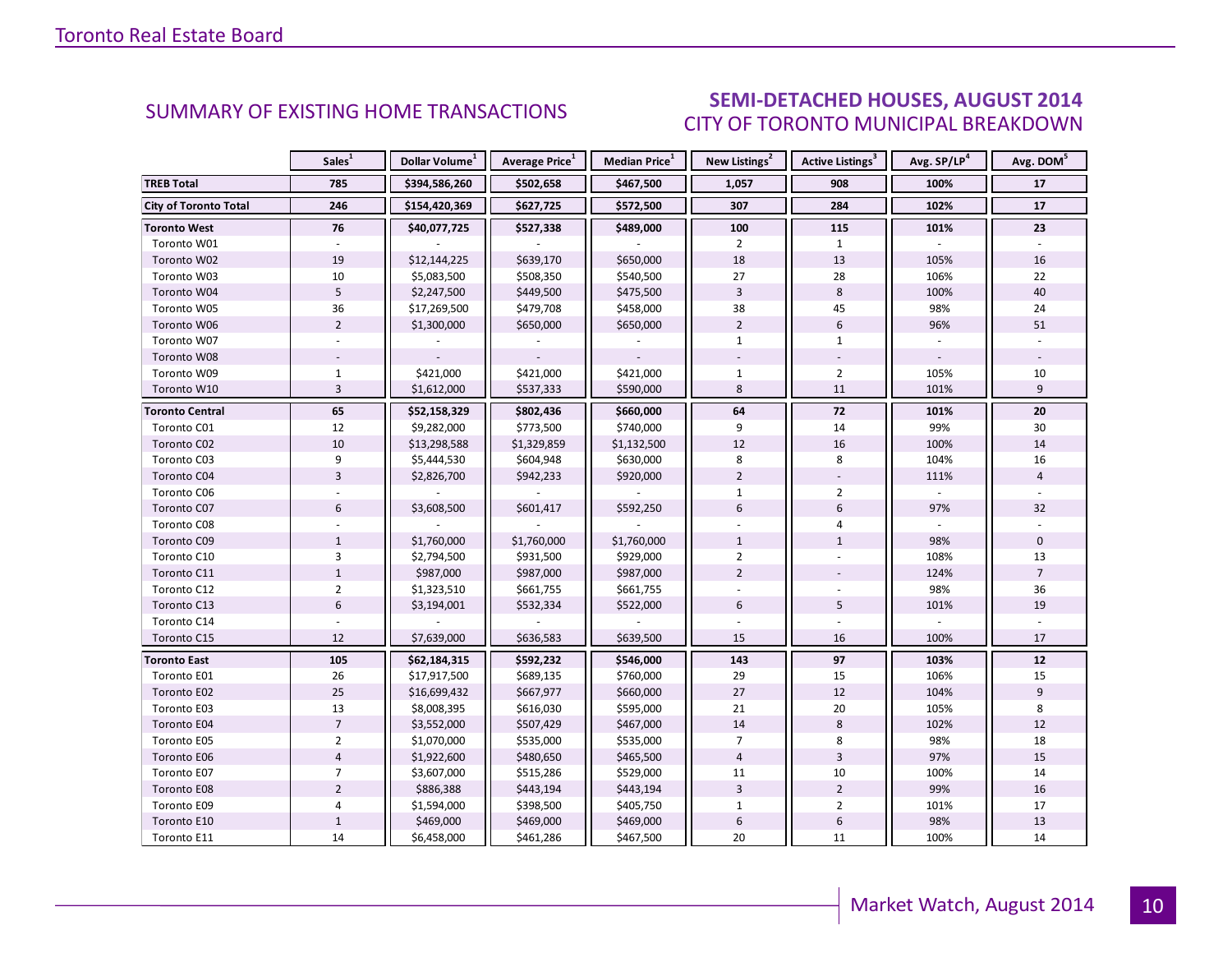## SUMMARY OF EXISTING HOME TRANSACTIONS

## SEMI-DETACHED HOUSES, AUGUST 2014
CITY OF TORONTO MUNICIPAL BREAKDOWN

| | Sales[1] | Dollar Volume[1] | Average Price[1] | Median Price[1] | New Listings[2] | Active Listings[3] | Avg. SP/LP[4] | Avg. DOM[5] |
|---|---|---|---|---|---|---|---|---|
| **TREB Total** | **785** | **$394,586,260** | **$502,658** | **$467,500** | **1,057** | **908** | **100%** | **17** |
| **City of Toronto Total** | **246** | **$154,420,369** | **$627,725** | **$572,500** | **307** | **284** | **102%** | **17** |
| **Toronto West** | **76** | **$40,077,725** | **$527,338** | **$489,000** | **100** | **115** | **101%** | **23** |
| Toronto W01 | - | - | - | - | 2 | 1 | - | - |
| Toronto W02 | 19 | $12,144,225 | $639,170 | $650,000 | 18 | 13 | 105% | 16 |
| Toronto W03 | 10 | $5,083,500 | $508,350 | $540,500 | 27 | 28 | 106% | 22 |
| Toronto W04 | 5 | $2,247,500 | $449,500 | $475,500 | 3 | 8 | 100% | 40 |
| Toronto W05 | 36 | $17,269,500 | $479,708 | $458,000 | 38 | 45 | 98% | 24 |
| Toronto W06 | 2 | $1,300,000 | $650,000 | $650,000 | 2 | 6 | 96% | 51 |
| Toronto W07 | - | - | - | - | 1 | 1 | - | - |
| Toronto W08 | - | - | - | - | - | - | - | - |
| Toronto W09 | 1 | $421,000 | $421,000 | $421,000 | 1 | 2 | 105% | 10 |
| Toronto W10 | 3 | $1,612,000 | $537,333 | $590,000 | 8 | 11 | 101% | 9 |
| **Toronto Central** | **65** | **$52,158,329** | **$802,436** | **$660,000** | **64** | **72** | **101%** | **20** |
| Toronto C01 | 12 | $9,282,000 | $773,500 | $740,000 | 9 | 14 | 99% | 30 |
| Toronto C02 | 10 | $13,298,588 | $1,329,859 | $1,132,500 | 12 | 16 | 100% | 14 |
| Toronto C03 | 9 | $5,444,530 | $604,948 | $630,000 | 8 | 8 | 104% | 16 |
| Toronto C04 | 3 | $2,826,700 | $942,233 | $920,000 | 2 | - | 111% | 4 |
| Toronto C06 | - | - | - | - | 1 | 2 | - | - |
| Toronto C07 | 6 | $3,608,500 | $601,417 | $592,250 | 6 | 6 | 97% | 32 |
| Toronto C08 | - | - | - | - | - | 4 | - | - |
| Toronto C09 | 1 | $1,760,000 | $1,760,000 | $1,760,000 | 1 | 1 | 98% | 0 |
| Toronto C10 | 3 | $2,794,500 | $931,500 | $929,000 | 2 | - | 108% | 13 |
| Toronto C11 | 1 | $987,000 | $987,000 | $987,000 | 2 | - | 124% | 7 |
| Toronto C12 | 2 | $1,323,510 | $661,755 | $661,755 | - | - | 98% | 36 |
| Toronto C13 | 6 | $3,194,001 | $532,334 | $522,000 | 6 | 5 | 101% | 19 |
| Toronto C14 | - | - | - | - | - | - | - | - |
| Toronto C15 | 12 | $7,639,000 | $636,583 | $639,500 | 15 | 16 | 100% | 17 |
| **Toronto East** | **105** | **$62,184,315** | **$592,232** | **$546,000** | **143** | **97** | **103%** | **12** |
| Toronto E01 | 26 | $17,917,500 | $689,135 | $760,000 | 29 | 15 | 106% | 15 |
| Toronto E02 | 25 | $16,699,432 | $667,977 | $660,000 | 27 | 12 | 104% | 9 |
| Toronto E03 | 13 | $8,008,395 | $616,030 | $595,000 | 21 | 20 | 105% | 8 |
| Toronto E04 | 7 | $3,552,000 | $507,429 | $467,000 | 14 | 8 | 102% | 12 |
| Toronto E05 | 2 | $1,070,000 | $535,000 | $535,000 | 7 | 8 | 98% | 18 |
| Toronto E06 | 4 | $1,922,600 | $480,650 | $465,500 | 4 | 3 | 97% | 15 |
| Toronto E07 | 7 | $3,607,000 | $515,286 | $529,000 | 11 | 10 | 100% | 14 |
| Toronto E08 | 2 | $886,388 | $443,194 | $443,194 | 3 | 2 | 99% | 16 |
| Toronto E09 | 4 | $1,594,000 | $398,500 | $405,750 | 1 | 2 | 101% | 17 |
| Toronto E10 | 1 | $469,000 | $469,000 | $469,000 | 6 | 6 | 98% | 13 |
| Toronto E11 | 14 | $6,458,000 | $461,286 | $467,500 | 20 | 11 | 100% | 14 |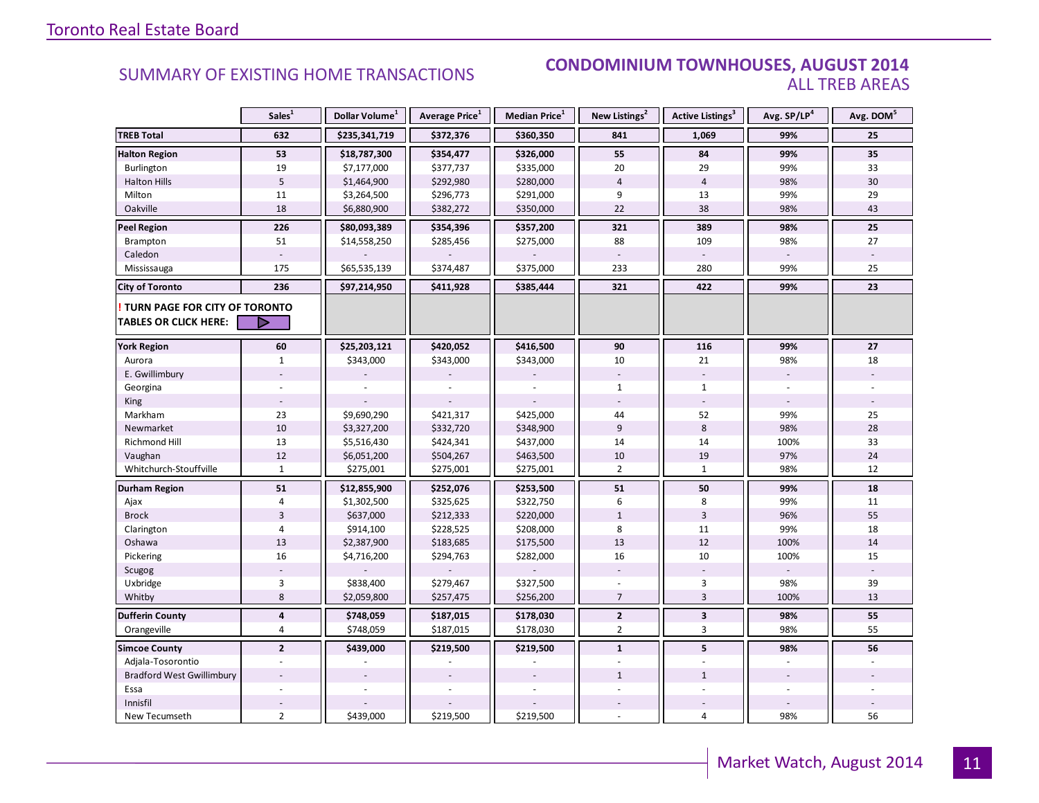## SUMMARY OF EXISTING HOME TRANSACTIONS

## CONDOMINIUM TOWNHOUSES, AUGUST 2014
ALL TREB AREAS

| | Sales[1] | Dollar Volume[1] | Average Price[1] | Median Price[1] | New Listings[2] | Active Listings[3] | Avg. SP/LP[4] | Avg. DOM[5] |
|---|---|---|---|---|---|---|---|---|
| **TREB Total** | **632** | **$235,341,719** | **$372,376** | **$360,350** | **841** | **1,069** | **99%** | **25** |
| **Halton Region** | **53** | **$18,787,300** | **$354,477** | **$326,000** | **55** | **84** | **99%** | **35** |
| Burlington | 19 | $7,177,000 | $377,737 | $335,000 | 20 | 29 | 99% | 33 |
| Halton Hills | 5 | $1,464,900 | $292,980 | $280,000 | 4 | 4 | 98% | 30 |
| Milton | 11 | $3,264,500 | $296,773 | $291,000 | 9 | 13 | 99% | 29 |
| Oakville | 18 | $6,880,900 | $382,272 | $350,000 | 22 | 38 | 98% | 43 |
| **Peel Region** | **226** | **$80,093,389** | **$354,396** | **$357,200** | **321** | **389** | **98%** | **25** |
| Brampton | 51 | $14,558,250 | $285,456 | $275,000 | 88 | 109 | 98% | 27 |
| Caledon | - | - | - | - | - | - | - | - |
| Mississauga | 175 | $65,535,139 | $374,487 | $375,000 | 233 | 280 | 99% | 25 |
| **City of Toronto** | **236** | **$97,214,950** | **$411,928** | **$385,444** | **321** | **422** | **99%** | **23** |
| **! TURN PAGE FOR CITY OF TORONTO TABLES OR CLICK HERE:** | | | | | | | | |
| **York Region** | **60** | **$25,203,121** | **$420,052** | **$416,500** | **90** | **116** | **99%** | **27** |
| Aurora | 1 | $343,000 | $343,000 | $343,000 | 10 | 21 | 98% | 18 |
| E. Gwillimbury | - | - | - | - | - | - | - | - |
| Georgina | - | - | - | - | 1 | 1 | - | - |
| King | - | - | - | - | - | - | - | - |
| Markham | 23 | $9,690,290 | $421,317 | $425,000 | 44 | 52 | 99% | 25 |
| Newmarket | 10 | $3,327,200 | $332,720 | $348,900 | 9 | 8 | 98% | 28 |
| Richmond Hill | 13 | $5,516,430 | $424,341 | $437,000 | 14 | 14 | 100% | 33 |
| Vaughan | 12 | $6,051,200 | $504,267 | $463,500 | 10 | 19 | 97% | 24 |
| Whitchurch-Stouffville | 1 | $275,001 | $275,001 | $275,001 | 2 | 1 | 98% | 12 |
| **Durham Region** | **51** | **$12,855,900** | **$252,076** | **$253,500** | **51** | **50** | **99%** | **18** |
| Ajax | 4 | $1,302,500 | $325,625 | $322,750 | 6 | 8 | 99% | 11 |
| Brock | 3 | $637,000 | $212,333 | $220,000 | 1 | 3 | 96% | 55 |
| Clarington | 4 | $914,100 | $228,525 | $208,000 | 8 | 11 | 99% | 18 |
| Oshawa | 13 | $2,387,900 | $183,685 | $175,500 | 13 | 12 | 100% | 14 |
| Pickering | 16 | $4,716,200 | $294,763 | $282,000 | 16 | 10 | 100% | 15 |
| Scugog | - | - | - | - | - | - | - | - |
| Uxbridge | 3 | $838,400 | $279,467 | $327,500 | - | 3 | 98% | 39 |
| Whitby | 8 | $2,059,800 | $257,475 | $256,200 | 7 | 3 | 100% | 13 |
| **Dufferin County** | **4** | **$748,059** | **$187,015** | **$178,030** | **2** | **3** | **98%** | **55** |
| Orangeville | 4 | $748,059 | $187,015 | $178,030 | 2 | 3 | 98% | 55 |
| **Simcoe County** | **2** | **$439,000** | **$219,500** | **$219,500** | **1** | **5** | **98%** | **56** |
| Adjala-Tosorontio | - | - | - | - | - | - | - | - |
| Bradford West Gwillimbury | - | - | - | - | 1 | 1 | - | - |
| Essa | - | - | - | - | - | - | - | - |
| Innisfil | - | - | - | - | - | - | - | - |
| New Tecumseth | 2 | $439,000 | $219,500 | $219,500 | - | 4 | 98% | 56 |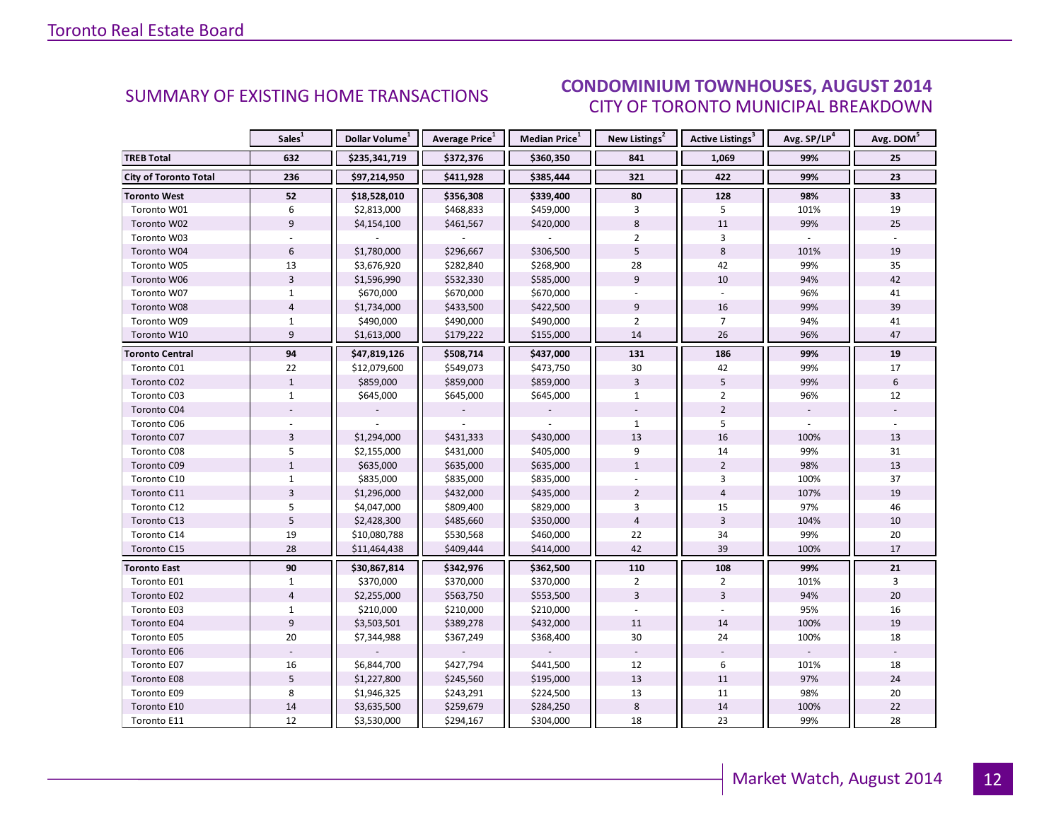## SUMMARY OF EXISTING HOME TRANSACTIONS

## CONDOMINIUM TOWNHOUSES, AUGUST 2014
### CITY OF TORONTO MUNICIPAL BREAKDOWN

| | Sales[1] | Dollar Volume[1] | Average Price[1] | Median Price[1] | New Listings[2] | Active Listings[3] | Avg. SP/LP[4] | Avg. DOM[5] |
|---|---|---|---|---|---|---|---|---|
| **TREB Total** | **632** | **$235,341,719** | **$372,376** | **$360,350** | **841** | **1,069** | **99%** | **25** |
| **City of Toronto Total** | **236** | **$97,214,950** | **$411,928** | **$385,444** | **321** | **422** | **99%** | **23** |
| **Toronto West** | **52** | **$18,528,010** | **$356,308** | **$339,400** | **80** | **128** | **98%** | **33** |
| Toronto W01 | 6 | $2,813,000 | $468,833 | $459,000 | 3 | 5 | 101% | 19 |
| Toronto W02 | 9 | $4,154,100 | $461,567 | $420,000 | 8 | 11 | 99% | 25 |
| Toronto W03 | - | - | - | - | 2 | 3 | - | - |
| Toronto W04 | 6 | $1,780,000 | $296,667 | $306,500 | 5 | 8 | 101% | 19 |
| Toronto W05 | 13 | $3,676,920 | $282,840 | $268,900 | 28 | 42 | 99% | 35 |
| Toronto W06 | 3 | $1,596,990 | $532,330 | $585,000 | 9 | 10 | 94% | 42 |
| Toronto W07 | 1 | $670,000 | $670,000 | $670,000 | - | - | 96% | 41 |
| Toronto W08 | 4 | $1,734,000 | $433,500 | $422,500 | 9 | 16 | 99% | 39 |
| Toronto W09 | 1 | $490,000 | $490,000 | $490,000 | 2 | 7 | 94% | 41 |
| Toronto W10 | 9 | $1,613,000 | $179,222 | $155,000 | 14 | 26 | 96% | 47 |
| **Toronto Central** | **94** | **$47,819,126** | **$508,714** | **$437,000** | **131** | **186** | **99%** | **19** |
| Toronto C01 | 22 | $12,079,600 | $549,073 | $473,750 | 30 | 42 | 99% | 17 |
| Toronto C02 | 1 | $859,000 | $859,000 | $859,000 | 3 | 5 | 99% | 6 |
| Toronto C03 | 1 | $645,000 | $645,000 | $645,000 | 1 | 2 | 96% | 12 |
| Toronto C04 | - | - | - | - | - | 2 | - | - |
| Toronto C06 | - | - | - | - | 1 | 5 | - | - |
| Toronto C07 | 3 | $1,294,000 | $431,333 | $430,000 | 13 | 16 | 100% | 13 |
| Toronto C08 | 5 | $2,155,000 | $431,000 | $405,000 | 9 | 14 | 99% | 31 |
| Toronto C09 | 1 | $635,000 | $635,000 | $635,000 | 1 | 2 | 98% | 13 |
| Toronto C10 | 1 | $835,000 | $835,000 | $835,000 | - | 3 | 100% | 37 |
| Toronto C11 | 3 | $1,296,000 | $432,000 | $435,000 | 2 | 4 | 107% | 19 |
| Toronto C12 | 5 | $4,047,000 | $809,400 | $829,000 | 3 | 15 | 97% | 46 |
| Toronto C13 | 5 | $2,428,300 | $485,660 | $350,000 | 4 | 3 | 104% | 10 |
| Toronto C14 | 19 | $10,080,788 | $530,568 | $460,000 | 22 | 34 | 99% | 20 |
| Toronto C15 | 28 | $11,464,438 | $409,444 | $414,000 | 42 | 39 | 100% | 17 |
| **Toronto East** | **90** | **$30,867,814** | **$342,976** | **$362,500** | **110** | **108** | **99%** | **21** |
| Toronto E01 | 1 | $370,000 | $370,000 | $370,000 | 2 | 2 | 101% | 3 |
| Toronto E02 | 4 | $2,255,000 | $563,750 | $553,500 | 3 | 3 | 94% | 20 |
| Toronto E03 | 1 | $210,000 | $210,000 | $210,000 | - | - | 95% | 16 |
| Toronto E04 | 9 | $3,503,501 | $389,278 | $432,000 | 11 | 14 | 100% | 19 |
| Toronto E05 | 20 | $7,344,988 | $367,249 | $368,400 | 30 | 24 | 100% | 18 |
| Toronto E06 | - | - | - | - | - | - | - | - |
| Toronto E07 | 16 | $6,844,700 | $427,794 | $441,500 | 12 | 6 | 101% | 18 |
| Toronto E08 | 5 | $1,227,800 | $245,560 | $195,000 | 13 | 11 | 97% | 24 |
| Toronto E09 | 8 | $1,946,325 | $243,291 | $224,500 | 13 | 11 | 98% | 20 |
| Toronto E10 | 14 | $3,635,500 | $259,679 | $284,250 | 8 | 14 | 100% | 22 |
| Toronto E11 | 12 | $3,530,000 | $294,167 | $304,000 | 18 | 23 | 99% | 28 |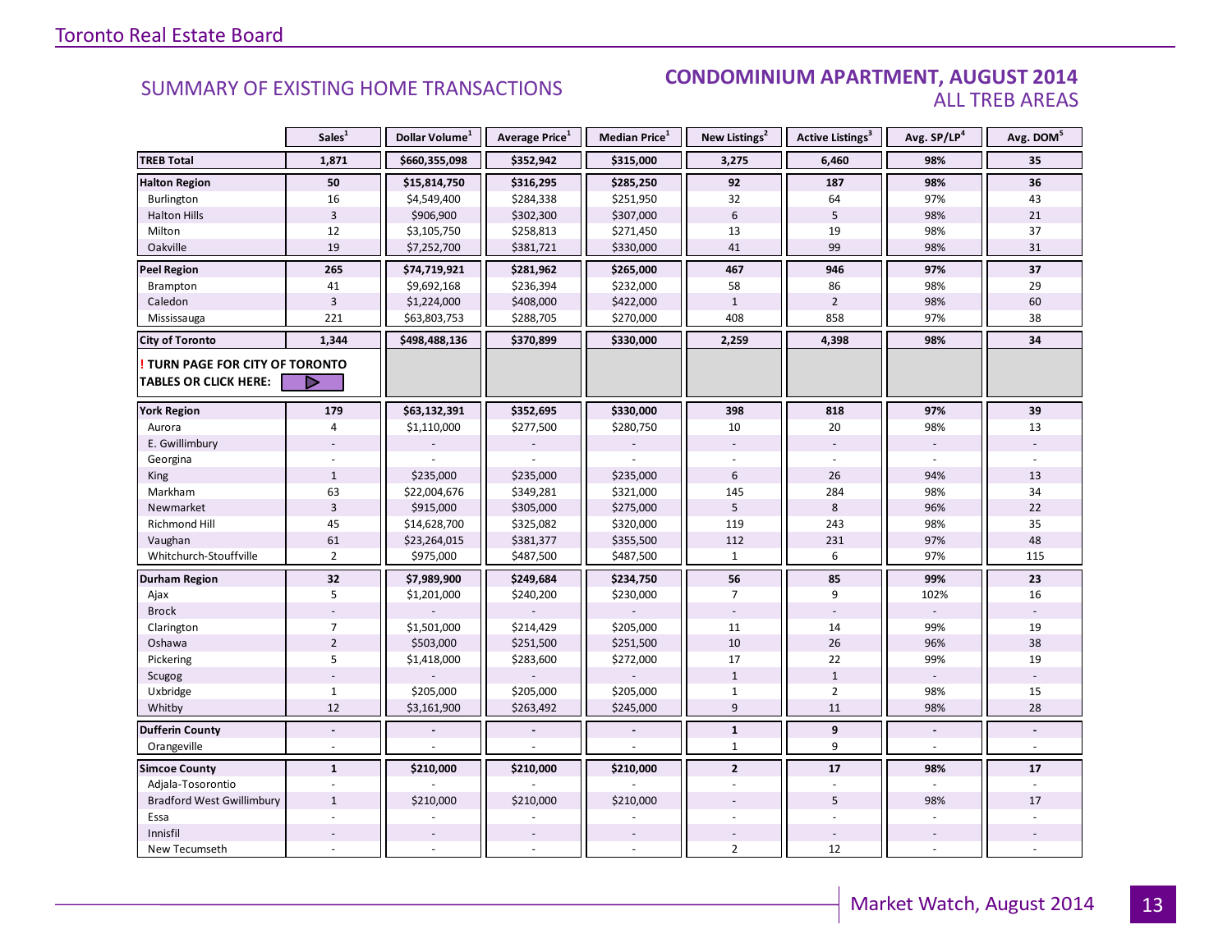## SUMMARY OF EXISTING HOME TRANSACTIONS

## CONDOMINIUM APARTMENT, AUGUST 2014
### ALL TREB AREAS

| | Sales[1] | Dollar Volume[1] | Average Price[1] | Median Price[1] | New Listings[2] | Active Listings[3] | Avg. SP/LP[4] | Avg. DOM[5] |
|---|---|---|---|---|---|---|---|---|
| **TREB Total** | **1,871** | **$660,355,098** | **$352,942** | **$315,000** | **3,275** | **6,460** | **98%** | **35** |
| **Halton Region** | **50** | **$15,814,750** | **$316,295** | **$285,250** | **92** | **187** | **98%** | **36** |
| Burlington | 16 | $4,549,400 | $284,338 | $251,950 | 32 | 64 | 97% | 43 |
| Halton Hills | 3 | $906,900 | $302,300 | $307,000 | 6 | 5 | 98% | 21 |
| Milton | 12 | $3,105,750 | $258,813 | $271,450 | 13 | 19 | 98% | 37 |
| Oakville | 19 | $7,252,700 | $381,721 | $330,000 | 41 | 99 | 98% | 31 |
| **Peel Region** | **265** | **$74,719,921** | **$281,962** | **$265,000** | **467** | **946** | **97%** | **37** |
| Brampton | 41 | $9,692,168 | $236,394 | $232,000 | 58 | 86 | 98% | 29 |
| Caledon | 3 | $1,224,000 | $408,000 | $422,000 | 1 | 2 | 98% | 60 |
| Mississauga | 221 | $63,803,753 | $288,705 | $270,000 | 408 | 858 | 97% | 38 |
| **City of Toronto** | **1,344** | **$498,488,136** | **$370,899** | **$330,000** | **2,259** | **4,398** | **98%** | **34** |
| **! TURN PAGE FOR CITY OF TORONTO TABLES OR CLICK HERE:** | | | | | | | | |
| **York Region** | **179** | **$63,132,391** | **$352,695** | **$330,000** | **398** | **818** | **97%** | **39** |
| Aurora | 4 | $1,110,000 | $277,500 | $280,750 | 10 | 20 | 98% | 13 |
| E. Gwillimbury | - | - | - | - | - | - | - | - |
| Georgina | - | - | - | - | - | - | - | - |
| King | 1 | $235,000 | $235,000 | $235,000 | 6 | 26 | 94% | 13 |
| Markham | 63 | $22,004,676 | $349,281 | $321,000 | 145 | 284 | 98% | 34 |
| Newmarket | 3 | $915,000 | $305,000 | $275,000 | 5 | 8 | 96% | 22 |
| Richmond Hill | 45 | $14,628,700 | $325,082 | $320,000 | 119 | 243 | 98% | 35 |
| Vaughan | 61 | $23,264,015 | $381,377 | $355,500 | 112 | 231 | 97% | 48 |
| Whitchurch-Stouffville | 2 | $975,000 | $487,500 | $487,500 | 1 | 6 | 97% | 115 |
| **Durham Region** | **32** | **$7,989,900** | **$249,684** | **$234,750** | **56** | **85** | **99%** | **23** |
| Ajax | 5 | $1,201,000 | $240,200 | $230,000 | 7 | 9 | 102% | 16 |
| Brock | - | - | - | - | - | - | - | - |
| Clarington | 7 | $1,501,000 | $214,429 | $205,000 | 11 | 14 | 99% | 19 |
| Oshawa | 2 | $503,000 | $251,500 | $251,500 | 10 | 26 | 96% | 38 |
| Pickering | 5 | $1,418,000 | $283,600 | $272,000 | 17 | 22 | 99% | 19 |
| Scugog | - | - | - | - | 1 | 1 | - | - |
| Uxbridge | 1 | $205,000 | $205,000 | $205,000 | 1 | 2 | 98% | 15 |
| Whitby | 12 | $3,161,900 | $263,492 | $245,000 | 9 | 11 | 98% | 28 |
| **Dufferin County** | **-** | **-** | **-** | **-** | **1** | **9** | **-** | **-** |
| Orangeville | - | - | - | - | 1 | 9 | - | - |
| **Simcoe County** | **1** | **$210,000** | **$210,000** | **$210,000** | **2** | **17** | **98%** | **17** |
| Adjala-Tosorontio | - | - | - | - | - | - | - | - |
| Bradford West Gwillimbury | 1 | $210,000 | $210,000 | $210,000 | - | 5 | 98% | 17 |
| Essa | - | - | - | - | - | - | - | - |
| Innisfil | - | - | - | - | - | - | - | - |
| New Tecumseth | - | - | - | - | 2 | 12 | - | - |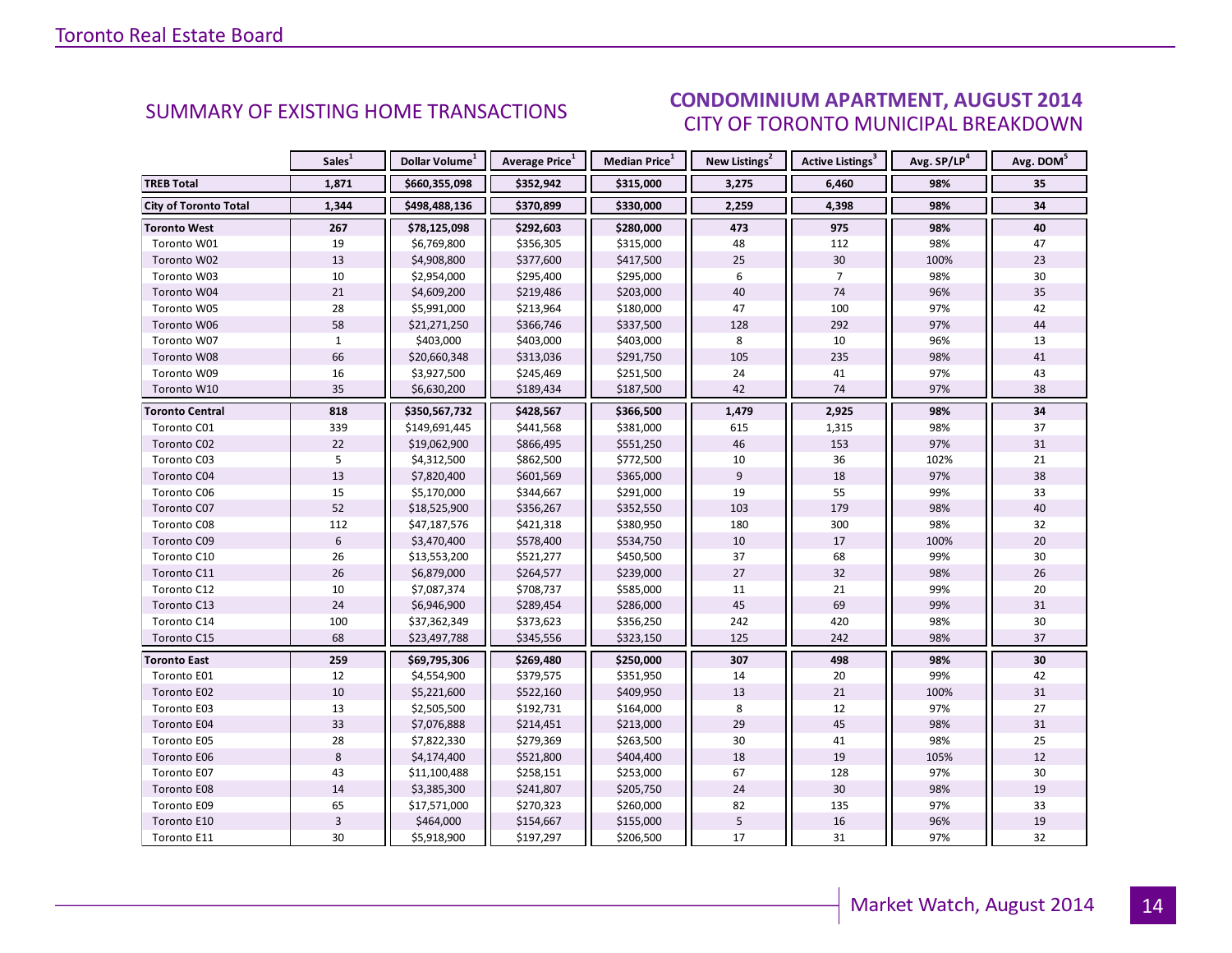## SUMMARY OF EXISTING HOME TRANSACTIONS

## CONDOMINIUM APARTMENT, AUGUST 2014
CITY OF TORONTO MUNICIPAL BREAKDOWN

| | Sales[1] | Dollar Volume[1] | Average Price[1] | Median Price[1] | New Listings[2] | Active Listings[3] | Avg. SP/LP[4] | Avg. DOM[5] |
|---|---|---|---|---|---|---|---|---|
| **TREB Total** | **1,871** | **$660,355,098** | **$352,942** | **$315,000** | **3,275** | **6,460** | **98%** | **35** |
| **City of Toronto Total** | **1,344** | **$498,488,136** | **$370,899** | **$330,000** | **2,259** | **4,398** | **98%** | **34** |
| **Toronto West** | **267** | **$78,125,098** | **$292,603** | **$280,000** | **473** | **975** | **98%** | **40** |
| Toronto W01 | 19 | $6,769,800 | $356,305 | $315,000 | 48 | 112 | 98% | 47 |
| Toronto W02 | 13 | $4,908,800 | $377,600 | $417,500 | 25 | 30 | 100% | 23 |
| Toronto W03 | 10 | $2,954,000 | $295,400 | $295,000 | 6 | 7 | 98% | 30 |
| Toronto W04 | 21 | $4,609,200 | $219,486 | $203,000 | 40 | 74 | 96% | 35 |
| Toronto W05 | 28 | $5,991,000 | $213,964 | $180,000 | 47 | 100 | 97% | 42 |
| Toronto W06 | 58 | $21,271,250 | $366,746 | $337,500 | 128 | 292 | 97% | 44 |
| Toronto W07 | 1 | $403,000 | $403,000 | $403,000 | 8 | 10 | 96% | 13 |
| Toronto W08 | 66 | $20,660,348 | $313,036 | $291,750 | 105 | 235 | 98% | 41 |
| Toronto W09 | 16 | $3,927,500 | $245,469 | $251,500 | 24 | 41 | 97% | 43 |
| Toronto W10 | 35 | $6,630,200 | $189,434 | $187,500 | 42 | 74 | 97% | 38 |
| **Toronto Central** | **818** | **$350,567,732** | **$428,567** | **$366,500** | **1,479** | **2,925** | **98%** | **34** |
| Toronto C01 | 339 | $149,691,445 | $441,568 | $381,000 | 615 | 1,315 | 98% | 37 |
| Toronto C02 | 22 | $19,062,900 | $866,495 | $551,250 | 46 | 153 | 97% | 31 |
| Toronto C03 | 5 | $4,312,500 | $862,500 | $772,500 | 10 | 36 | 102% | 21 |
| Toronto C04 | 13 | $7,820,400 | $601,569 | $365,000 | 9 | 18 | 97% | 38 |
| Toronto C06 | 15 | $5,170,000 | $344,667 | $291,000 | 19 | 55 | 99% | 33 |
| Toronto C07 | 52 | $18,525,900 | $356,267 | $352,550 | 103 | 179 | 98% | 40 |
| Toronto C08 | 112 | $47,187,576 | $421,318 | $380,950 | 180 | 300 | 98% | 32 |
| Toronto C09 | 6 | $3,470,400 | $578,400 | $534,750 | 10 | 17 | 100% | 20 |
| Toronto C10 | 26 | $13,553,200 | $521,277 | $450,500 | 37 | 68 | 99% | 30 |
| Toronto C11 | 26 | $6,879,000 | $264,577 | $239,000 | 27 | 32 | 98% | 26 |
| Toronto C12 | 10 | $7,087,374 | $708,737 | $585,000 | 11 | 21 | 99% | 20 |
| Toronto C13 | 24 | $6,946,900 | $289,454 | $286,000 | 45 | 69 | 99% | 31 |
| Toronto C14 | 100 | $37,362,349 | $373,623 | $356,250 | 242 | 420 | 98% | 30 |
| Toronto C15 | 68 | $23,497,788 | $345,556 | $323,150 | 125 | 242 | 98% | 37 |
| **Toronto East** | **259** | **$69,795,306** | **$269,480** | **$250,000** | **307** | **498** | **98%** | **30** |
| Toronto E01 | 12 | $4,554,900 | $379,575 | $351,950 | 14 | 20 | 99% | 42 |
| Toronto E02 | 10 | $5,221,600 | $522,160 | $409,950 | 13 | 21 | 100% | 31 |
| Toronto E03 | 13 | $2,505,500 | $192,731 | $164,000 | 8 | 12 | 97% | 27 |
| Toronto E04 | 33 | $7,076,888 | $214,451 | $213,000 | 29 | 45 | 98% | 31 |
| Toronto E05 | 28 | $7,822,330 | $279,369 | $263,500 | 30 | 41 | 98% | 25 |
| Toronto E06 | 8 | $4,174,400 | $521,800 | $404,400 | 18 | 19 | 105% | 12 |
| Toronto E07 | 43 | $11,100,488 | $258,151 | $253,000 | 67 | 128 | 97% | 30 |
| Toronto E08 | 14 | $3,385,300 | $241,807 | $205,750 | 24 | 30 | 98% | 19 |
| Toronto E09 | 65 | $17,571,000 | $270,323 | $260,000 | 82 | 135 | 97% | 33 |
| Toronto E10 | 3 | $464,000 | $154,667 | $155,000 | 5 | 16 | 96% | 19 |
| Toronto E11 | 30 | $5,918,900 | $197,297 | $206,500 | 17 | 31 | 97% | 32 |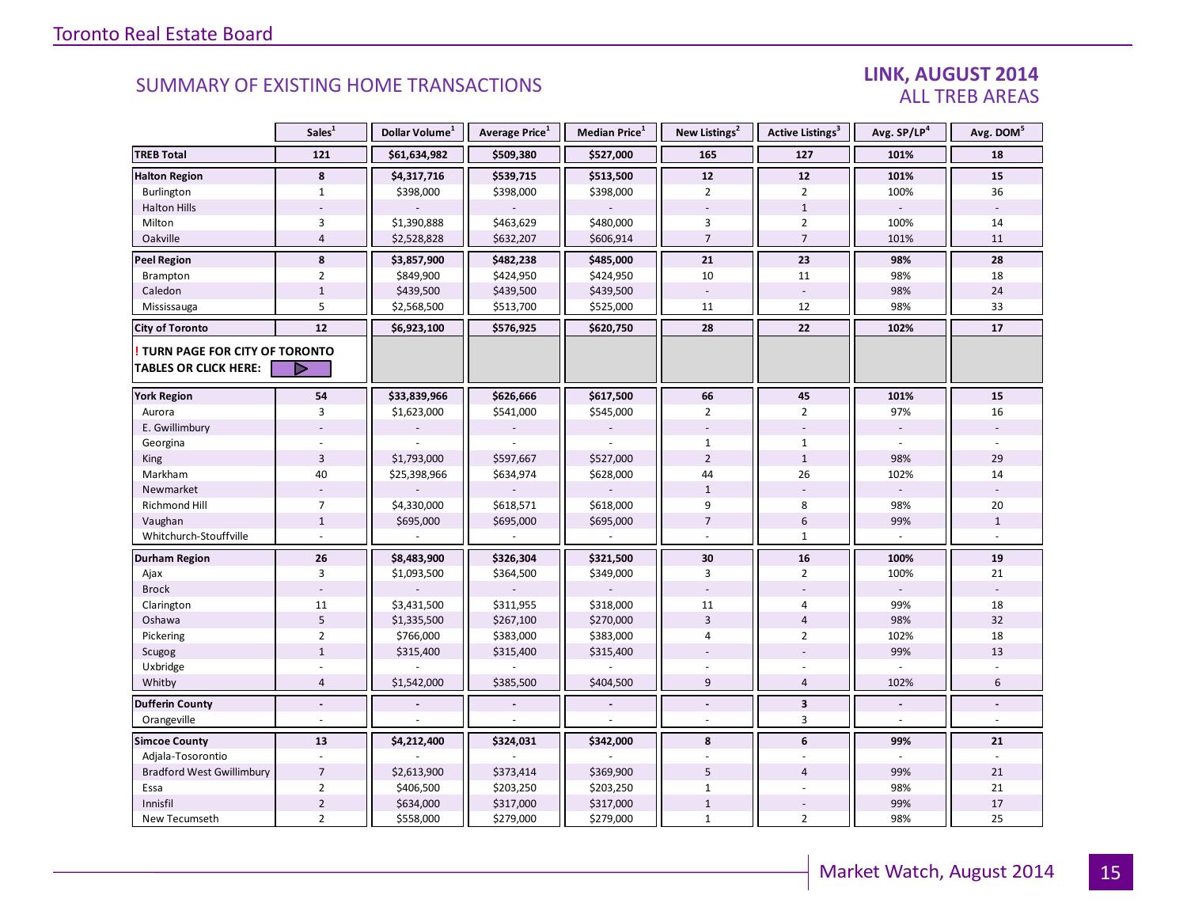## SUMMARY OF EXISTING HOME TRANSACTIONS

### LINK, AUGUST 2014
### ALL TREB AREAS

| | Sales[1] | Dollar Volume[1] | Average Price[1] | Median Price[1] | New Listings[2] | Active Listings[3] | Avg. SP/LP[4] | Avg. DOM[5] |
|---|---|---|---|---|---|---|---|---|
| **TREB Total** | **121** | **$61,634,982** | **$509,380** | **$527,000** | **165** | **127** | **101%** | **18** |
| **Halton Region** | **8** | **$4,317,716** | **$539,715** | **$513,500** | **12** | **12** | **101%** | **15** |
| Burlington | 1 | $398,000 | $398,000 | $398,000 | 2 | 2 | 100% | 36 |
| Halton Hills | - | - | - | - | - | 1 | - | - |
| Milton | 3 | $1,390,888 | $463,629 | $480,000 | 3 | 2 | 100% | 14 |
| Oakville | 4 | $2,528,828 | $632,207 | $606,914 | 7 | 7 | 101% | 11 |
| **Peel Region** | **8** | **$3,857,900** | **$482,238** | **$485,000** | **21** | **23** | **98%** | **28** |
| Brampton | 2 | $849,900 | $424,950 | $424,950 | 10 | 11 | 98% | 18 |
| Caledon | 1 | $439,500 | $439,500 | $439,500 | - | - | 98% | 24 |
| Mississauga | 5 | $2,568,500 | $513,700 | $525,000 | 11 | 12 | 98% | 33 |
| **City of Toronto** | **12** | **$6,923,100** | **$576,925** | **$620,750** | **28** | **22** | **102%** | **17** |
| **! TURN PAGE FOR CITY OF TORONTO TABLES OR CLICK HERE:** | | | | | | | | |
| **York Region** | **54** | **$33,839,966** | **$626,666** | **$617,500** | **66** | **45** | **101%** | **15** |
| Aurora | 3 | $1,623,000 | $541,000 | $545,000 | 2 | 2 | 97% | 16 |
| E. Gwillimbury | - | - | - | - | - | - | - | - |
| Georgina | - | - | - | - | 1 | 1 | - | - |
| King | 3 | $1,793,000 | $597,667 | $527,000 | 2 | 1 | 98% | 29 |
| Markham | 40 | $25,398,966 | $634,974 | $628,000 | 44 | 26 | 102% | 14 |
| Newmarket | - | - | - | - | 1 | - | - | - |
| Richmond Hill | 7 | $4,330,000 | $618,571 | $618,000 | 9 | 8 | 98% | 20 |
| Vaughan | 1 | $695,000 | $695,000 | $695,000 | 7 | 6 | 99% | 1 |
| Whitchurch-Stouffville | - | - | - | - | - | 1 | - | - |
| **Durham Region** | **26** | **$8,483,900** | **$326,304** | **$321,500** | **30** | **16** | **100%** | **19** |
| Ajax | 3 | $1,093,500 | $364,500 | $349,000 | 3 | 2 | 100% | 21 |
| Brock | - | - | - | - | - | - | - | - |
| Clarington | 11 | $3,431,500 | $311,955 | $318,000 | 11 | 4 | 99% | 18 |
| Oshawa | 5 | $1,335,500 | $267,100 | $270,000 | 3 | 4 | 98% | 32 |
| Pickering | 2 | $766,000 | $383,000 | $383,000 | 4 | 2 | 102% | 18 |
| Scugog | 1 | $315,400 | $315,400 | $315,400 | - | - | 99% | 13 |
| Uxbridge | - | - | - | - | - | - | - | - |
| Whitby | 4 | $1,542,000 | $385,500 | $404,500 | 9 | 4 | 102% | 6 |
| **Dufferin County** | **-** | **-** | **-** | **-** | **-** | **3** | **-** | **-** |
| Orangeville | - | - | - | - | - | 3 | - | - |
| **Simcoe County** | **13** | **$4,212,400** | **$324,031** | **$342,000** | **8** | **6** | **99%** | **21** |
| Adjala-Tosorontio | - | - | - | - | - | - | - | - |
| Bradford West Gwillimbury | 7 | $2,613,900 | $373,414 | $369,900 | 5 | 4 | 99% | 21 |
| Essa | 2 | $406,500 | $203,250 | $203,250 | 1 | - | 98% | 21 |
| Innisfil | 2 | $634,000 | $317,000 | $317,000 | 1 | - | 99% | 17 |
| New Tecumseth | 2 | $558,000 | $279,000 | $279,000 | 1 | 2 | 98% | 25 |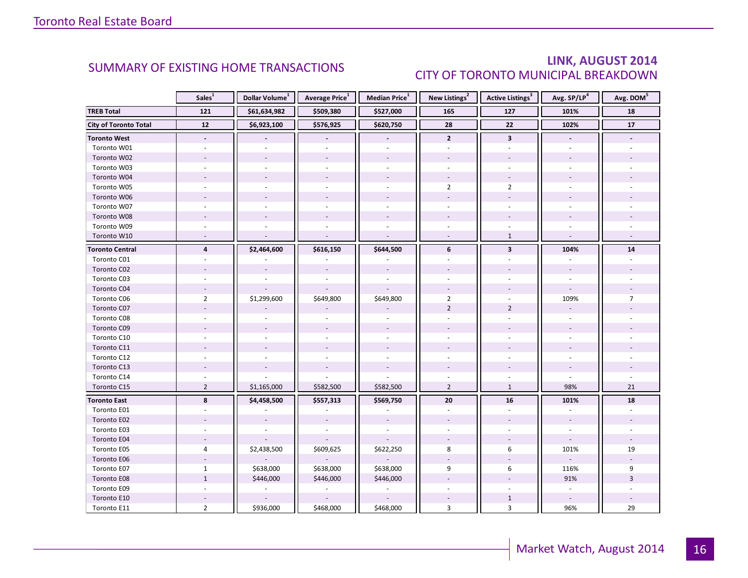## SUMMARY OF EXISTING HOME TRANSACTIONS

## LINK, AUGUST 2014
## CITY OF TORONTO MUNICIPAL BREAKDOWN

| | Sales[1] | Dollar Volume[1] | Average Price[1] | Median Price[1] | New Listings[2] | Active Listings[3] | Avg. SP/LP[4] | Avg. DOM[5] |
|---|---|---|---|---|---|---|---|---|
| **TREB Total** | **121** | **$61,634,982** | **$509,380** | **$527,000** | **165** | **127** | **101%** | **18** |
| **City of Toronto Total** | **12** | **$6,923,100** | **$576,925** | **$620,750** | **28** | **22** | **102%** | **17** |
| **Toronto West** | **-** | **-** | **-** | **-** | **2** | **3** | **-** | **-** |
| Toronto W01 | - | - | - | - | - | - | - | - |
| Toronto W02 | - | - | - | - | - | - | - | - |
| Toronto W03 | - | - | - | - | - | - | - | - |
| Toronto W04 | - | - | - | - | - | - | - | - |
| Toronto W05 | - | - | - | - | 2 | 2 | - | - |
| Toronto W06 | - | - | - | - | - | - | - | - |
| Toronto W07 | - | - | - | - | - | - | - | - |
| Toronto W08 | - | - | - | - | - | - | - | - |
| Toronto W09 | - | - | - | - | - | - | - | - |
| Toronto W10 | - | - | - | - | - | 1 | - | - |
| **Toronto Central** | **4** | **$2,464,600** | **$616,150** | **$644,500** | **6** | **3** | **104%** | **14** |
| Toronto C01 | - | - | - | - | - | - | - | - |
| Toronto C02 | - | - | - | - | - | - | - | - |
| Toronto C03 | - | - | - | - | - | - | - | - |
| Toronto C04 | - | - | - | - | - | - | - | - |
| Toronto C06 | 2 | $1,299,600 | $649,800 | $649,800 | 2 | - | 109% | 7 |
| Toronto C07 | - | - | - | - | 2 | 2 | - | - |
| Toronto C08 | - | - | - | - | - | - | - | - |
| Toronto C09 | - | - | - | - | - | - | - | - |
| Toronto C10 | - | - | - | - | - | - | - | - |
| Toronto C11 | - | - | - | - | - | - | - | - |
| Toronto C12 | - | - | - | - | - | - | - | - |
| Toronto C13 | - | - | - | - | - | - | - | - |
| Toronto C14 | - | - | - | - | - | - | - | - |
| Toronto C15 | 2 | $1,165,000 | $582,500 | $582,500 | 2 | 1 | 98% | 21 |
| **Toronto East** | **8** | **$4,458,500** | **$557,313** | **$569,750** | **20** | **16** | **101%** | **18** |
| Toronto E01 | - | - | - | - | - | - | - | - |
| Toronto E02 | - | - | - | - | - | - | - | - |
| Toronto E03 | - | - | - | - | - | - | - | - |
| Toronto E04 | - | - | - | - | - | - | - | - |
| Toronto E05 | 4 | $2,438,500 | $609,625 | $622,250 | 8 | 6 | 101% | 19 |
| Toronto E06 | - | - | - | - | - | - | - | - |
| Toronto E07 | 1 | $638,000 | $638,000 | $638,000 | 9 | 6 | 116% | 9 |
| Toronto E08 | 1 | $446,000 | $446,000 | $446,000 | - | - | 91% | 3 |
| Toronto E09 | - | - | - | - | - | - | - | - |
| Toronto E10 | - | - | - | - | - | 1 | - | - |
| Toronto E11 | 2 | $936,000 | $468,000 | $468,000 | 3 | 3 | 96% | 29 |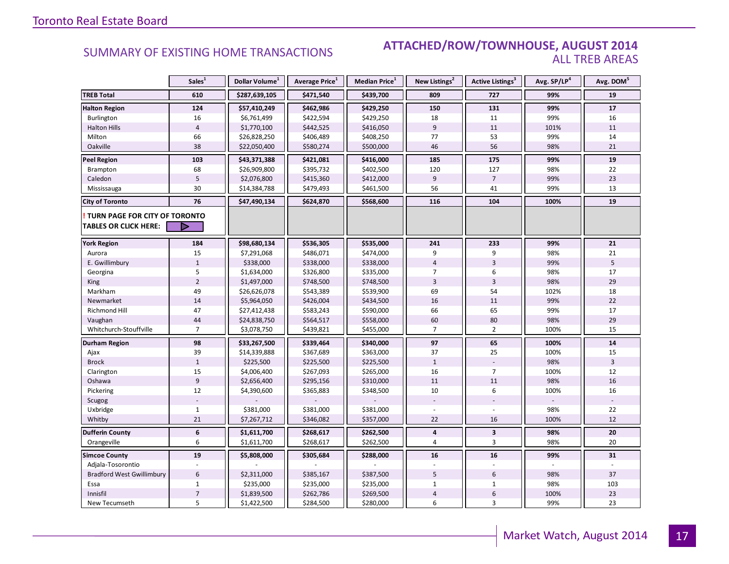## SUMMARY OF EXISTING HOME TRANSACTIONS

## ATTACHED/ROW/TOWNHOUSE, AUGUST 2014
### ALL TREB AREAS

| | Sales[1] | Dollar Volume[1] | Average Price[1] | Median Price[1] | New Listings[2] | Active Listings[3] | Avg. SP/LP[4] | Avg. DOM[5] |
|---|---|---|---|---|---|---|---|---|
| **TREB Total** | **610** | **$287,639,105** | **$471,540** | **$439,700** | **809** | **727** | **99%** | **19** |
| **Halton Region** | **124** | **$57,410,249** | **$462,986** | **$429,250** | **150** | **131** | **99%** | **17** |
| Burlington | 16 | $6,761,499 | $422,594 | $429,250 | 18 | 11 | 99% | 16 |
| Halton Hills | 4 | $1,770,100 | $442,525 | $416,050 | 9 | 11 | 101% | 11 |
| Milton | 66 | $26,828,250 | $406,489 | $408,250 | 77 | 53 | 99% | 14 |
| Oakville | 38 | $22,050,400 | $580,274 | $500,000 | 46 | 56 | 98% | 21 |
| **Peel Region** | **103** | **$43,371,388** | **$421,081** | **$416,000** | **185** | **175** | **99%** | **19** |
| Brampton | 68 | $26,909,800 | $395,732 | $402,500 | 120 | 127 | 98% | 22 |
| Caledon | 5 | $2,076,800 | $415,360 | $412,000 | 9 | 7 | 99% | 23 |
| Mississauga | 30 | $14,384,788 | $479,493 | $461,500 | 56 | 41 | 99% | 13 |
| **City of Toronto** | **76** | **$47,490,134** | **$624,870** | **$568,600** | **116** | **104** | **100%** | **19** |
| **! TURN PAGE FOR CITY OF TORONTO TABLES OR CLICK HERE:** | | | | | | | | |
| **York Region** | **184** | **$98,680,134** | **$536,305** | **$535,000** | **241** | **233** | **99%** | **21** |
| Aurora | 15 | $7,291,068 | $486,071 | $474,000 | 9 | 9 | 98% | 21 |
| E. Gwillimbury | 1 | $338,000 | $338,000 | $338,000 | 4 | 3 | 99% | 5 |
| Georgina | 5 | $1,634,000 | $326,800 | $335,000 | 7 | 6 | 98% | 17 |
| King | 2 | $1,497,000 | $748,500 | $748,500 | 3 | 3 | 98% | 29 |
| Markham | 49 | $26,626,078 | $543,389 | $539,900 | 69 | 54 | 102% | 18 |
| Newmarket | 14 | $5,964,050 | $426,004 | $434,500 | 16 | 11 | 99% | 22 |
| Richmond Hill | 47 | $27,412,438 | $583,243 | $590,000 | 66 | 65 | 99% | 17 |
| Vaughan | 44 | $24,838,750 | $564,517 | $558,000 | 60 | 80 | 98% | 29 |
| Whitchurch-Stouffville | 7 | $3,078,750 | $439,821 | $455,000 | 7 | 2 | 100% | 15 |
| **Durham Region** | **98** | **$33,267,500** | **$339,464** | **$340,000** | **97** | **65** | **100%** | **14** |
| Ajax | 39 | $14,339,888 | $367,689 | $363,000 | 37 | 25 | 100% | 15 |
| Brock | 1 | $225,500 | $225,500 | $225,500 | 1 | - | 98% | 3 |
| Clarington | 15 | $4,006,400 | $267,093 | $265,000 | 16 | 7 | 100% | 12 |
| Oshawa | 9 | $2,656,400 | $295,156 | $310,000 | 11 | 11 | 98% | 16 |
| Pickering | 12 | $4,390,600 | $365,883 | $348,500 | 10 | 6 | 100% | 16 |
| Scugog | - | - | - | - | - | - | - | - |
| Uxbridge | 1 | $381,000 | $381,000 | $381,000 | - | - | 98% | 22 |
| Whitby | 21 | $7,267,712 | $346,082 | $357,000 | 22 | 16 | 100% | 12 |
| **Dufferin County** | **6** | **$1,611,700** | **$268,617** | **$262,500** | **4** | **3** | **98%** | **20** |
| Orangeville | 6 | $1,611,700 | $268,617 | $262,500 | 4 | 3 | 98% | 20 |
| **Simcoe County** | **19** | **$5,808,000** | **$305,684** | **$288,000** | **16** | **16** | **99%** | **31** |
| Adjala-Tosorontio | - | - | - | - | - | - | - | - |
| Bradford West Gwillimbury | 6 | $2,311,000 | $385,167 | $387,500 | 5 | 6 | 98% | 37 |
| Essa | 1 | $235,000 | $235,000 | $235,000 | 1 | 1 | 98% | 103 |
| Innisfil | 7 | $1,839,500 | $262,786 | $269,500 | 4 | 6 | 100% | 23 |
| New Tecumseth | 5 | $1,422,500 | $284,500 | $280,000 | 6 | 3 | 99% | 23 |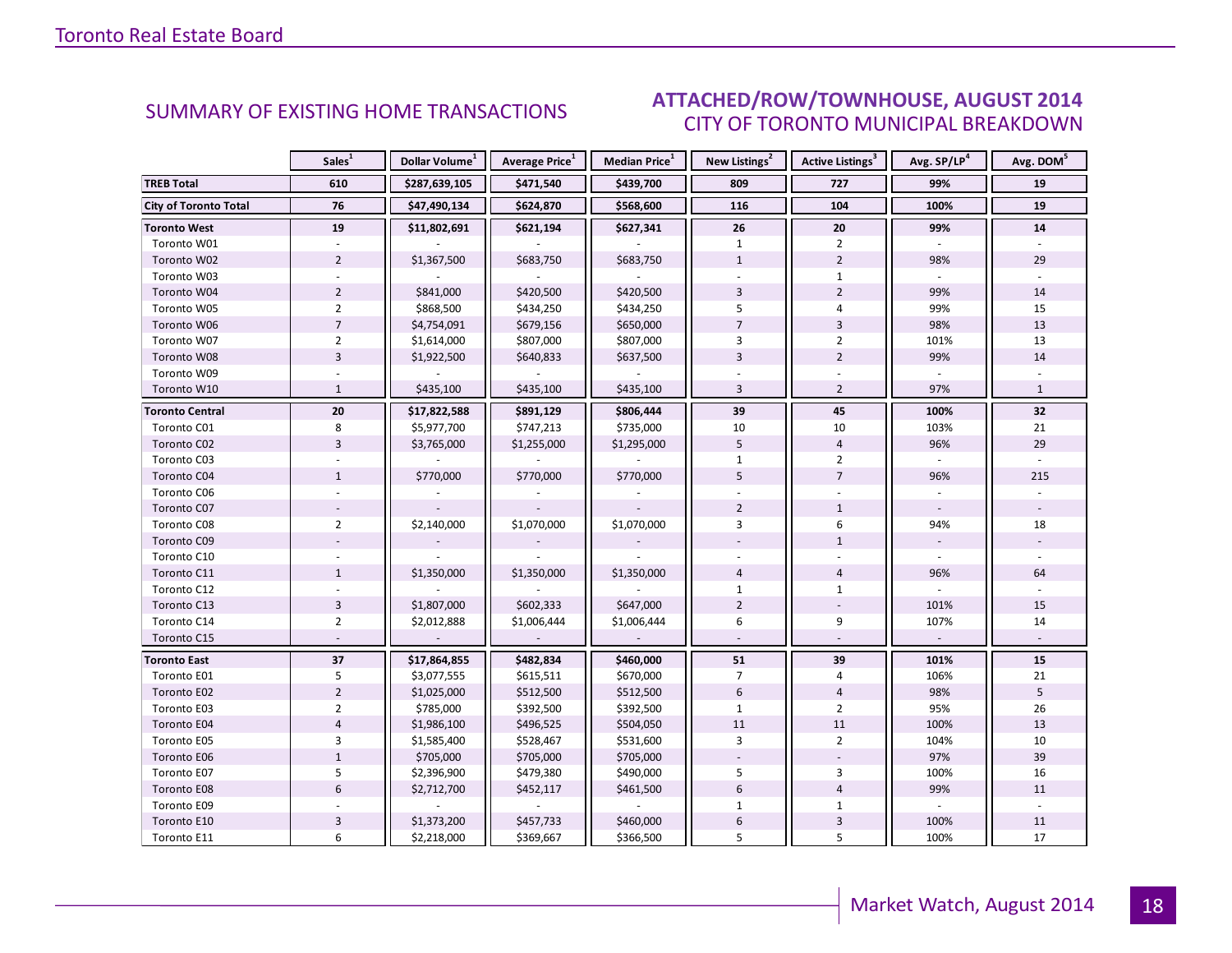## SUMMARY OF EXISTING HOME TRANSACTIONS

## ATTACHED/ROW/TOWNHOUSE, AUGUST 2014
### CITY OF TORONTO MUNICIPAL BREAKDOWN

| | Sales[1] | Dollar Volume[1] | Average Price[1] | Median Price[1] | New Listings[2] | Active Listings[3] | Avg. SP/LP[4] | Avg. DOM[5] |
|---|---|---|---|---|---|---|---|---|
| **TREB Total** | **610** | **$287,639,105** | **$471,540** | **$439,700** | **809** | **727** | **99%** | **19** |
| **City of Toronto Total** | **76** | **$47,490,134** | **$624,870** | **$568,600** | **116** | **104** | **100%** | **19** |
| **Toronto West** | **19** | **$11,802,691** | **$621,194** | **$627,341** | **26** | **20** | **99%** | **14** |
| Toronto W01 | - | - | - | - | 1 | 2 | - | - |
| Toronto W02 | 2 | $1,367,500 | $683,750 | $683,750 | 1 | 2 | 98% | 29 |
| Toronto W03 | - | - | - | - | - | 1 | - | - |
| Toronto W04 | 2 | $841,000 | $420,500 | $420,500 | 3 | 2 | 99% | 14 |
| Toronto W05 | 2 | $868,500 | $434,250 | $434,250 | 5 | 4 | 99% | 15 |
| Toronto W06 | 7 | $4,754,091 | $679,156 | $650,000 | 7 | 3 | 98% | 13 |
| Toronto W07 | 2 | $1,614,000 | $807,000 | $807,000 | 3 | 2 | 101% | 13 |
| Toronto W08 | 3 | $1,922,500 | $640,833 | $637,500 | 3 | 2 | 99% | 14 |
| Toronto W09 | - | - | - | - | - | - | - | - |
| Toronto W10 | 1 | $435,100 | $435,100 | $435,100 | 3 | 2 | 97% | 1 |
| **Toronto Central** | **20** | **$17,822,588** | **$891,129** | **$806,444** | **39** | **45** | **100%** | **32** |
| Toronto C01 | 8 | $5,977,700 | $747,213 | $735,000 | 10 | 10 | 103% | 21 |
| Toronto C02 | 3 | $3,765,000 | $1,255,000 | $1,295,000 | 5 | 4 | 96% | 29 |
| Toronto C03 | - | - | - | - | 1 | 2 | - | - |
| Toronto C04 | 1 | $770,000 | $770,000 | $770,000 | 5 | 7 | 96% | 215 |
| Toronto C06 | - | - | - | - | - | - | - | - |
| Toronto C07 | - | - | - | - | 2 | 1 | - | - |
| Toronto C08 | 2 | $2,140,000 | $1,070,000 | $1,070,000 | 3 | 6 | 94% | 18 |
| Toronto C09 | - | - | - | - | - | 1 | - | - |
| Toronto C10 | - | - | - | - | - | - | - | - |
| Toronto C11 | 1 | $1,350,000 | $1,350,000 | $1,350,000 | 4 | 4 | 96% | 64 |
| Toronto C12 | - | - | - | - | 1 | 1 | - | - |
| Toronto C13 | 3 | $1,807,000 | $602,333 | $647,000 | 2 | - | 101% | 15 |
| Toronto C14 | 2 | $2,012,888 | $1,006,444 | $1,006,444 | 6 | 9 | 107% | 14 |
| Toronto C15 | - | - | - | - | - | - | - | - |
| **Toronto East** | **37** | **$17,864,855** | **$482,834** | **$460,000** | **51** | **39** | **101%** | **15** |
| Toronto E01 | 5 | $3,077,555 | $615,511 | $670,000 | 7 | 4 | 106% | 21 |
| Toronto E02 | 2 | $1,025,000 | $512,500 | $512,500 | 6 | 4 | 98% | 5 |
| Toronto E03 | 2 | $785,000 | $392,500 | $392,500 | 1 | 2 | 95% | 26 |
| Toronto E04 | 4 | $1,986,100 | $496,525 | $504,050 | 11 | 11 | 100% | 13 |
| Toronto E05 | 3 | $1,585,400 | $528,467 | $531,600 | 3 | 2 | 104% | 10 |
| Toronto E06 | 1 | $705,000 | $705,000 | $705,000 | - | - | 97% | 39 |
| Toronto E07 | 5 | $2,396,900 | $479,380 | $490,000 | 5 | 3 | 100% | 16 |
| Toronto E08 | 6 | $2,712,700 | $452,117 | $461,500 | 6 | 4 | 99% | 11 |
| Toronto E09 | - | - | - | - | 1 | 1 | - | - |
| Toronto E10 | 3 | $1,373,200 | $457,733 | $460,000 | 6 | 3 | 100% | 11 |
| Toronto E11 | 6 | $2,218,000 | $369,667 | $366,500 | 5 | 5 | 100% | 17 |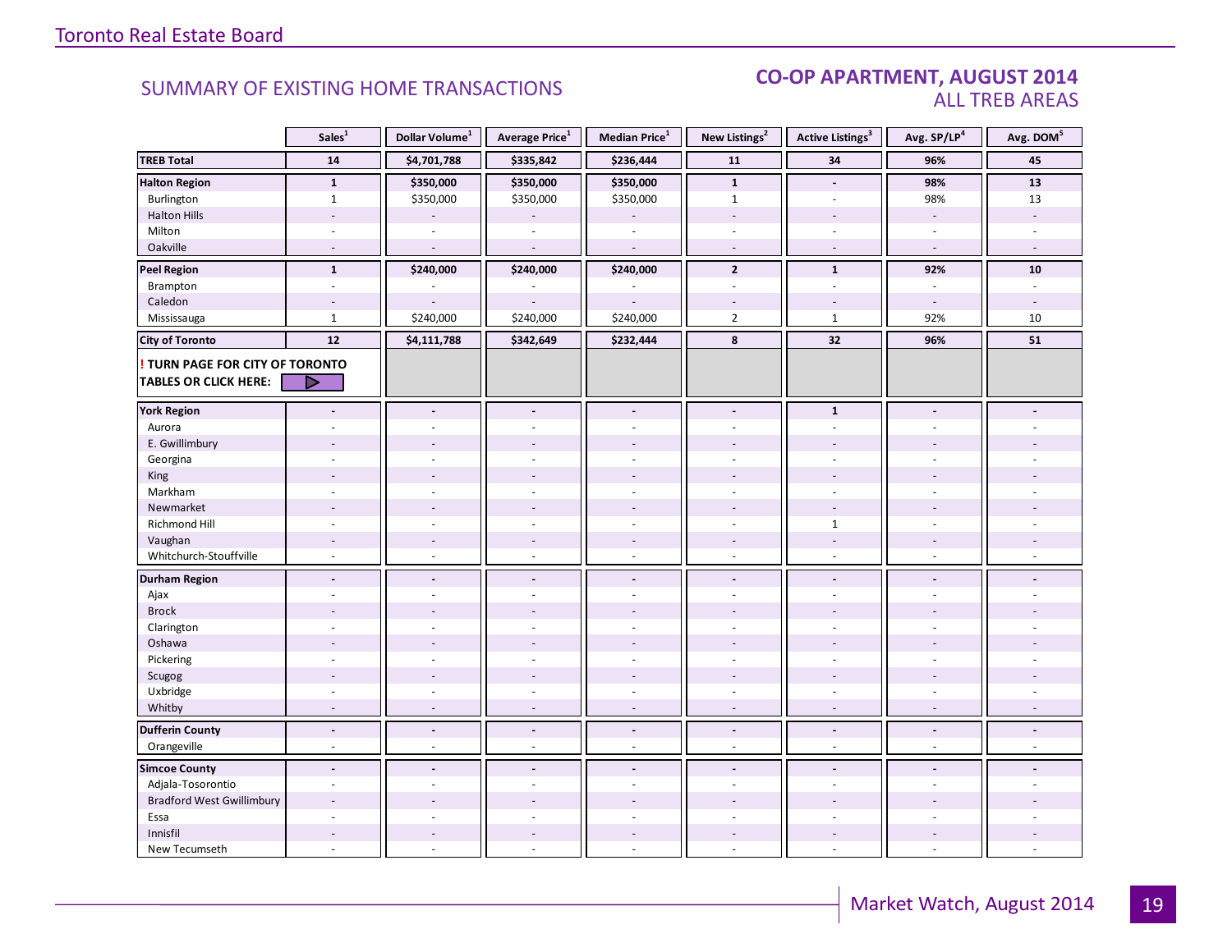Toronto Real Estate Board

## SUMMARY OF EXISTING HOME TRANSACTIONS

## CO-OP APARTMENT, AUGUST 2014
### ALL TREB AREAS

| | Sales[1] | Dollar Volume[1] | Average Price[1] | Median Price[1] | New Listings[2] | Active Listings[3] | Avg. SP/LP[4] | Avg. DOM[5] |
|---|---|---|---|---|---|---|---|---|
| **TREB Total** | **14** | **$4,701,788** | **$335,842** | **$236,444** | **11** | **34** | **96%** | **45** |
| **Halton Region** | **1** | **$350,000** | **$350,000** | **$350,000** | **1** | **-** | **98%** | **13** |
| Burlington | 1 | $350,000 | $350,000 | $350,000 | 1 | - | 98% | 13 |
| Halton Hills | - | - | - | - | - | - | - | - |
| Milton | - | - | - | - | - | - | - | - |
| Oakville | - | - | - | - | - | - | - | - |
| **Peel Region** | **1** | **$240,000** | **$240,000** | **$240,000** | **2** | **1** | **92%** | **10** |
| Brampton | - | - | - | - | - | - | - | - |
| Caledon | - | - | - | - | - | - | - | - |
| Mississauga | 1 | $240,000 | $240,000 | $240,000 | 2 | 1 | 92% | 10 |
| **City of Toronto** | **12** | **$4,111,788** | **$342,649** | **$232,444** | **8** | **32** | **96%** | **51** |
| **! TURN PAGE FOR CITY OF TORONTO TABLES OR CLICK HERE:** | | | | | | | | |
| **York Region** | **-** | **-** | **-** | **-** | **-** | **1** | **-** | **-** |
| Aurora | - | - | - | - | - | - | - | - |
| E. Gwillimbury | - | - | - | - | - | - | - | - |
| Georgina | - | - | - | - | - | - | - | - |
| King | - | - | - | - | - | - | - | - |
| Markham | - | - | - | - | - | - | - | - |
| Newmarket | - | - | - | - | - | - | - | - |
| Richmond Hill | - | - | - | - | - | 1 | - | - |
| Vaughan | - | - | - | - | - | - | - | - |
| Whitchurch-Stouffville | - | - | - | - | - | - | - | - |
| **Durham Region** | **-** | **-** | **-** | **-** | **-** | **-** | **-** | **-** |
| Ajax | - | - | - | - | - | - | - | - |
| Brock | - | - | - | - | - | - | - | - |
| Clarington | - | - | - | - | - | - | - | - |
| Oshawa | - | - | - | - | - | - | - | - |
| Pickering | - | - | - | - | - | - | - | - |
| Scugog | - | - | - | - | - | - | - | - |
| Uxbridge | - | - | - | - | - | - | - | - |
| Whitby | - | - | - | - | - | - | - | - |
| **Dufferin County** | **-** | **-** | **-** | **-** | **-** | **-** | **-** | **-** |
| Orangeville | - | - | - | - | - | - | - | - |
| **Simcoe County** | **-** | **-** | **-** | **-** | **-** | **-** | **-** | **-** |
| Adjala-Tosorontio | - | - | - | - | - | - | - | - |
| Bradford West Gwillimbury | - | - | - | - | - | - | - | - |
| Essa | - | - | - | - | - | - | - | - |
| Innisfil | - | - | - | - | - | - | - | - |
| New Tecumseth | - | - | - | - | - | - | - | - |

Market Watch, August 2014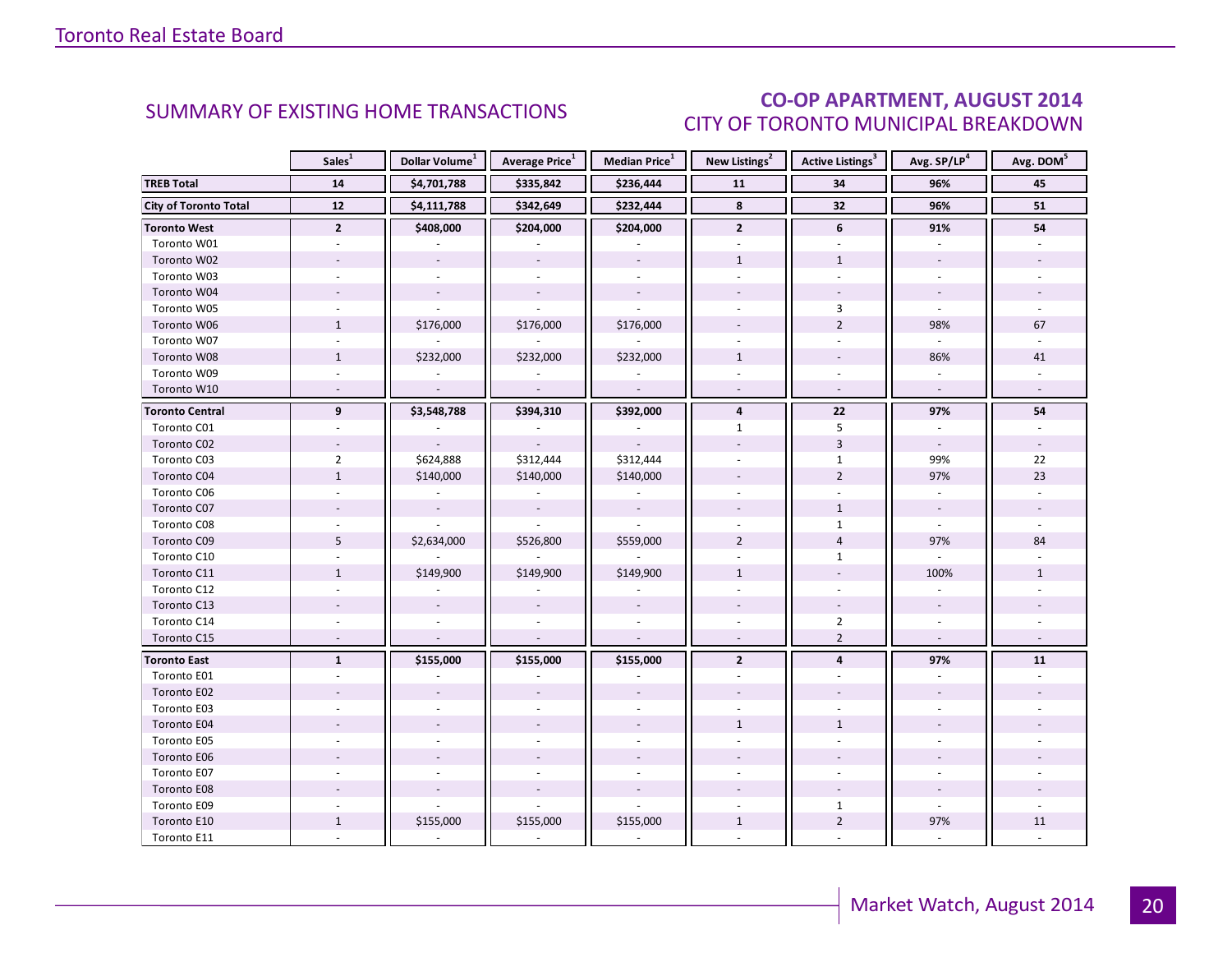## SUMMARY OF EXISTING HOME TRANSACTIONS

## CO-OP APARTMENT, AUGUST 2014
### CITY OF TORONTO MUNICIPAL BREAKDOWN

| | Sales[1] | Dollar Volume[1] | Average Price[1] | Median Price[1] | New Listings[2] | Active Listings[3] | Avg. SP/LP[4] | Avg. DOM[5] |
|---|---|---|---|---|---|---|---|---|
| **TREB Total** | **14** | **$4,701,788** | **$335,842** | **$236,444** | **11** | **34** | **96%** | **45** |
| **City of Toronto Total** | **12** | **$4,111,788** | **$342,649** | **$232,444** | **8** | **32** | **96%** | **51** |
| **Toronto West** | **2** | **$408,000** | **$204,000** | **$204,000** | **2** | **6** | **91%** | **54** |
| Toronto W01 | - | - | - | - | - | - | - | - |
| Toronto W02 | - | - | - | - | 1 | 1 | - | - |
| Toronto W03 | - | - | - | - | - | - | - | - |
| Toronto W04 | - | - | - | - | - | - | - | - |
| Toronto W05 | - | - | - | - | - | 3 | - | - |
| Toronto W06 | 1 | $176,000 | $176,000 | $176,000 | - | 2 | 98% | 67 |
| Toronto W07 | - | - | - | - | - | - | - | - |
| Toronto W08 | 1 | $232,000 | $232,000 | $232,000 | 1 | - | 86% | 41 |
| Toronto W09 | - | - | - | - | - | - | - | - |
| Toronto W10 | - | - | - | - | - | - | - | - |
| **Toronto Central** | **9** | **$3,548,788** | **$394,310** | **$392,000** | **4** | **22** | **97%** | **54** |
| Toronto C01 | - | - | - | - | 1 | 5 | - | - |
| Toronto C02 | - | - | - | - | - | 3 | - | - |
| Toronto C03 | 2 | $624,888 | $312,444 | $312,444 | - | 1 | 99% | 22 |
| Toronto C04 | 1 | $140,000 | $140,000 | $140,000 | - | 2 | 97% | 23 |
| Toronto C06 | - | - | - | - | - | - | - | - |
| Toronto C07 | - | - | - | - | - | 1 | - | - |
| Toronto C08 | - | - | - | - | - | 1 | - | - |
| Toronto C09 | 5 | $2,634,000 | $526,800 | $559,000 | 2 | 4 | 97% | 84 |
| Toronto C10 | - | - | - | - | - | 1 | - | - |
| Toronto C11 | 1 | $149,900 | $149,900 | $149,900 | 1 | - | 100% | 1 |
| Toronto C12 | - | - | - | - | - | - | - | - |
| Toronto C13 | - | - | - | - | - | - | - | - |
| Toronto C14 | - | - | - | - | - | 2 | - | - |
| Toronto C15 | - | - | - | - | - | 2 | - | - |
| **Toronto East** | **1** | **$155,000** | **$155,000** | **$155,000** | **2** | **4** | **97%** | **11** |
| Toronto E01 | - | - | - | - | - | - | - | - |
| Toronto E02 | - | - | - | - | - | - | - | - |
| Toronto E03 | - | - | - | - | - | - | - | - |
| Toronto E04 | - | - | - | - | 1 | 1 | - | - |
| Toronto E05 | - | - | - | - | - | - | - | - |
| Toronto E06 | - | - | - | - | - | - | - | - |
| Toronto E07 | - | - | - | - | - | - | - | - |
| Toronto E08 | - | - | - | - | - | - | - | - |
| Toronto E09 | - | - | - | - | - | 1 | - | - |
| Toronto E10 | 1 | $155,000 | $155,000 | $155,000 | 1 | 2 | 97% | 11 |
| Toronto E11 | - | - | - | - | - | - | - | - |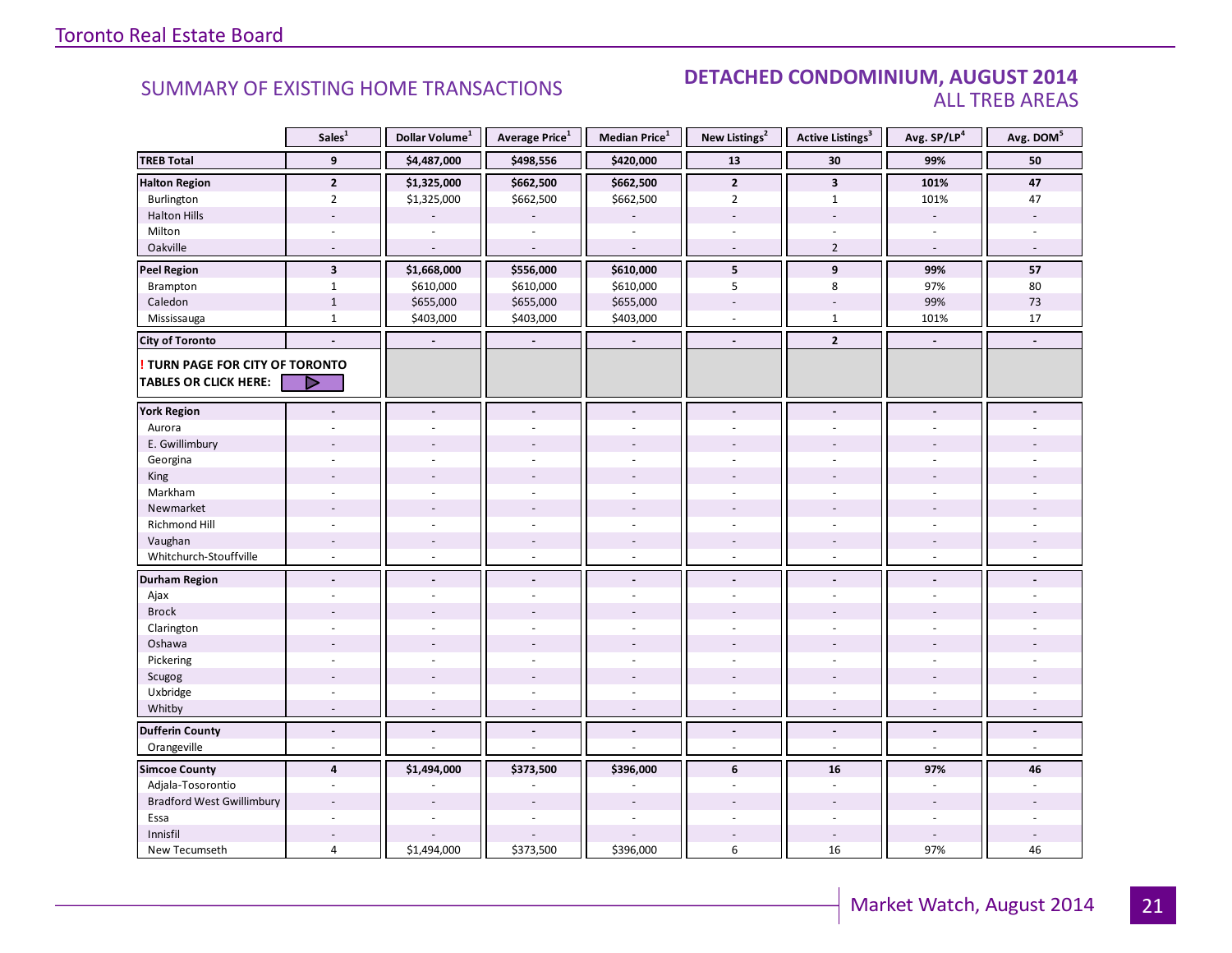## SUMMARY OF EXISTING HOME TRANSACTIONS

## DETACHED CONDOMINIUM, AUGUST 2014
### ALL TREB AREAS

| | Sales[1] | Dollar Volume[1] | Average Price[1] | Median Price[1] | New Listings[2] | Active Listings[3] | Avg. SP/LP[4] | Avg. DOM[5] |
|---|---|---|---|---|---|---|---|---|
| **TREB Total** | **9** | **$4,487,000** | **$498,556** | **$420,000** | **13** | **30** | **99%** | **50** |
| **Halton Region** | **2** | **$1,325,000** | **$662,500** | **$662,500** | **2** | **3** | **101%** | **47** |
| Burlington | 2 | $1,325,000 | $662,500 | $662,500 | 2 | 1 | 101% | 47 |
| Halton Hills | - | - | - | - | - | - | - | - |
| Milton | - | - | - | - | - | - | - | - |
| Oakville | - | - | - | - | - | 2 | - | - |
| **Peel Region** | **3** | **$1,668,000** | **$556,000** | **$610,000** | **5** | **9** | **99%** | **57** |
| Brampton | 1 | $610,000 | $610,000 | $610,000 | 5 | 8 | 97% | 80 |
| Caledon | 1 | $655,000 | $655,000 | $655,000 | - | - | 99% | 73 |
| Mississauga | 1 | $403,000 | $403,000 | $403,000 | - | 1 | 101% | 17 |
| **City of Toronto** | **-** | **-** | **-** | **-** | **-** | **2** | **-** | **-** |
| **! TURN PAGE FOR CITY OF TORONTO TABLES OR CLICK HERE:** | | | | | | | | |
| **York Region** | **-** | **-** | **-** | **-** | **-** | **-** | **-** | **-** |
| Aurora | - | - | - | - | - | - | - | - |
| E. Gwillimbury | - | - | - | - | - | - | - | - |
| Georgina | - | - | - | - | - | - | - | - |
| King | - | - | - | - | - | - | - | - |
| Markham | - | - | - | - | - | - | - | - |
| Newmarket | - | - | - | - | - | - | - | - |
| Richmond Hill | - | - | - | - | - | - | - | - |
| Vaughan | - | - | - | - | - | - | - | - |
| Whitchurch-Stouffville | - | - | - | - | - | - | - | - |
| **Durham Region** | **-** | **-** | **-** | **-** | **-** | **-** | **-** | **-** |
| Ajax | - | - | - | - | - | - | - | - |
| Brock | - | - | - | - | - | - | - | - |
| Clarington | - | - | - | - | - | - | - | - |
| Oshawa | - | - | - | - | - | - | - | - |
| Pickering | - | - | - | - | - | - | - | - |
| Scugog | - | - | - | - | - | - | - | - |
| Uxbridge | - | - | - | - | - | - | - | - |
| Whitby | - | - | - | - | - | - | - | - |
| **Dufferin County** | **-** | **-** | **-** | **-** | **-** | **-** | **-** | **-** |
| Orangeville | - | - | - | - | - | - | - | - |
| **Simcoe County** | **4** | **$1,494,000** | **$373,500** | **$396,000** | **6** | **16** | **97%** | **46** |
| Adjala-Tosorontio | - | - | - | - | - | - | - | - |
| Bradford West Gwillimbury | - | - | - | - | - | - | - | - |
| Essa | - | - | - | - | - | - | - | - |
| Innisfil | - | - | - | - | - | - | - | - |
| New Tecumseth | 4 | $1,494,000 | $373,500 | $396,000 | 6 | 16 | 97% | 46 |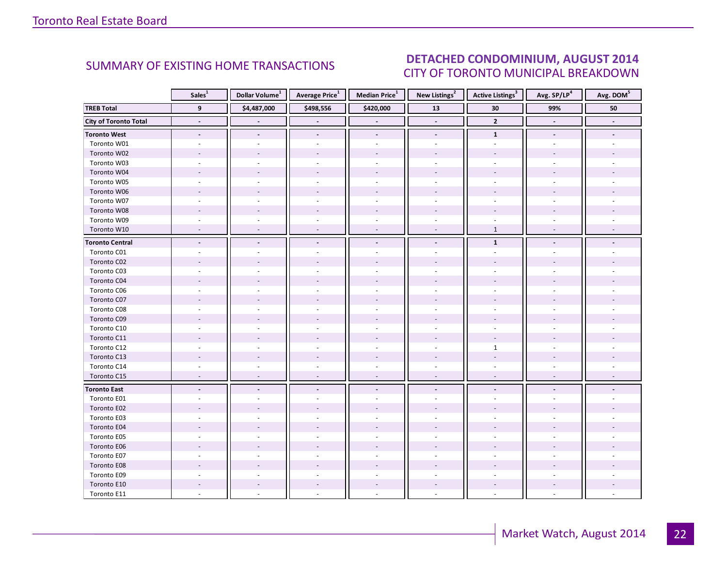## SUMMARY OF EXISTING HOME TRANSACTIONS

## DETACHED CONDOMINIUM, AUGUST 2014
CITY OF TORONTO MUNICIPAL BREAKDOWN

| | Sales[1] | Dollar Volume[1] | Average Price[1] | Median Price[1] | New Listings[2] | Active Listings[3] | Avg. SP/LP[4] | Avg. DOM[5] |
|---|---|---|---|---|---|---|---|---|
| **TREB Total** | **9** | **$4,487,000** | **$498,556** | **$420,000** | **13** | **30** | **99%** | **50** |
| **City of Toronto Total** | **-** | **-** | **-** | **-** | **-** | **2** | **-** | **-** |
| **Toronto West** | **-** | **-** | **-** | **-** | **-** | **1** | **-** | **-** |
| Toronto W01 | - | - | - | - | - | - | - | - |
| Toronto W02 | - | - | - | - | - | - | - | - |
| Toronto W03 | - | - | - | - | - | - | - | - |
| Toronto W04 | - | - | - | - | - | - | - | - |
| Toronto W05 | - | - | - | - | - | - | - | - |
| Toronto W06 | - | - | - | - | - | - | - | - |
| Toronto W07 | - | - | - | - | - | - | - | - |
| Toronto W08 | - | - | - | - | - | - | - | - |
| Toronto W09 | - | - | - | - | - | - | - | - |
| Toronto W10 | - | - | - | - | - | 1 | - | - |
| **Toronto Central** | **-** | **-** | **-** | **-** | **-** | **1** | **-** | **-** |
| Toronto C01 | - | - | - | - | - | - | - | - |
| Toronto C02 | - | - | - | - | - | - | - | - |
| Toronto C03 | - | - | - | - | - | - | - | - |
| Toronto C04 | - | - | - | - | - | - | - | - |
| Toronto C06 | - | - | - | - | - | - | - | - |
| Toronto C07 | - | - | - | - | - | - | - | - |
| Toronto C08 | - | - | - | - | - | - | - | - |
| Toronto C09 | - | - | - | - | - | - | - | - |
| Toronto C10 | - | - | - | - | - | - | - | - |
| Toronto C11 | - | - | - | - | - | - | - | - |
| Toronto C12 | - | - | - | - | - | 1 | - | - |
| Toronto C13 | - | - | - | - | - | - | - | - |
| Toronto C14 | - | - | - | - | - | - | - | - |
| Toronto C15 | - | - | - | - | - | - | - | - |
| **Toronto East** | **-** | **-** | **-** | **-** | **-** | **-** | **-** | **-** |
| Toronto E01 | - | - | - | - | - | - | - | - |
| Toronto E02 | - | - | - | - | - | - | - | - |
| Toronto E03 | - | - | - | - | - | - | - | - |
| Toronto E04 | - | - | - | - | - | - | - | - |
| Toronto E05 | - | - | - | - | - | - | - | - |
| Toronto E06 | - | - | - | - | - | - | - | - |
| Toronto E07 | - | - | - | - | - | - | - | - |
| Toronto E08 | - | - | - | - | - | - | - | - |
| Toronto E09 | - | - | - | - | - | - | - | - |
| Toronto E10 | - | - | - | - | - | - | - | - |
| Toronto E11 | - | - | - | - | - | - | - | - |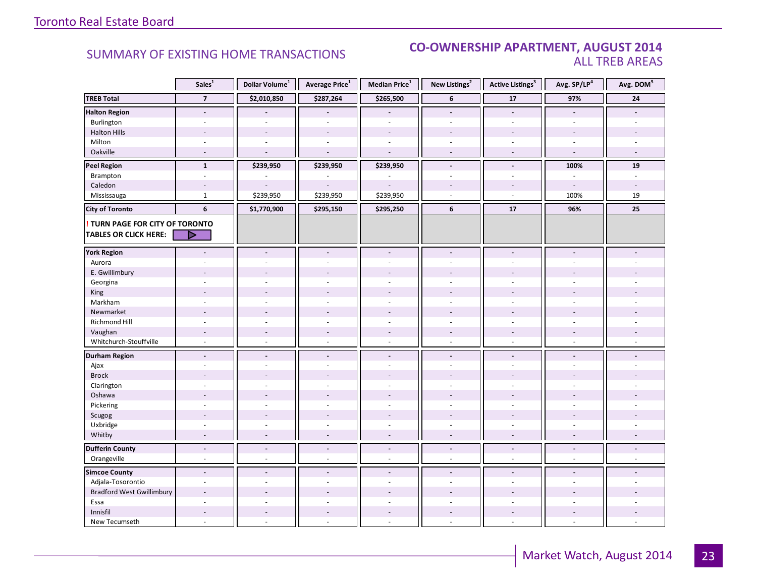## SUMMARY OF EXISTING HOME TRANSACTIONS

## CO-OWNERSHIP APARTMENT, AUGUST 2014
### ALL TREB AREAS

| | Sales[1] | Dollar Volume[1] | Average Price[1] | Median Price[1] | New Listings[2] | Active Listings[3] | Avg. SP/LP[4] | Avg. DOM[5] |
|---|---|---|---|---|---|---|---|---|
| **TREB Total** | **7** | **$2,010,850** | **$287,264** | **$265,500** | **6** | **17** | **97%** | **24** |
| **Halton Region** | **-** | **-** | **-** | **-** | **-** | **-** | **-** | **-** |
| Burlington | - | - | - | - | - | - | - | - |
| Halton Hills | - | - | - | - | - | - | - | - |
| Milton | - | - | - | - | - | - | - | - |
| Oakville | - | - | - | - | - | - | - | - |
| **Peel Region** | **1** | **$239,950** | **$239,950** | **$239,950** | **-** | **-** | **100%** | **19** |
| Brampton | - | - | - | - | - | - | - | - |
| Caledon | - | - | - | - | - | - | - | - |
| Mississauga | 1 | $239,950 | $239,950 | $239,950 | - | - | 100% | 19 |
| **City of Toronto** | **6** | **$1,770,900** | **$295,150** | **$295,250** | **6** | **17** | **96%** | **25** |
| **! TURN PAGE FOR CITY OF TORONTO TABLES OR CLICK HERE:** | | | | | | | | |
| **York Region** | **-** | **-** | **-** | **-** | **-** | **-** | **-** | **-** |
| Aurora | - | - | - | - | - | - | - | - |
| E. Gwillimbury | - | - | - | - | - | - | - | - |
| Georgina | - | - | - | - | - | - | - | - |
| King | - | - | - | - | - | - | - | - |
| Markham | - | - | - | - | - | - | - | - |
| Newmarket | - | - | - | - | - | - | - | - |
| Richmond Hill | - | - | - | - | - | - | - | - |
| Vaughan | - | - | - | - | - | - | - | - |
| Whitchurch-Stouffville | - | - | - | - | - | - | - | - |
| **Durham Region** | **-** | **-** | **-** | **-** | **-** | **-** | **-** | **-** |
| Ajax | - | - | - | - | - | - | - | - |
| Brock | - | - | - | - | - | - | - | - |
| Clarington | - | - | - | - | - | - | - | - |
| Oshawa | - | - | - | - | - | - | - | - |
| Pickering | - | - | - | - | - | - | - | - |
| Scugog | - | - | - | - | - | - | - | - |
| Uxbridge | - | - | - | - | - | - | - | - |
| Whitby | - | - | - | - | - | - | - | - |
| **Dufferin County** | **-** | **-** | **-** | **-** | **-** | **-** | **-** | **-** |
| Orangeville | - | - | - | - | - | - | - | - |
| **Simcoe County** | **-** | **-** | **-** | **-** | **-** | **-** | **-** | **-** |
| Adjala-Tosorontio | - | - | - | - | - | - | - | - |
| Bradford West Gwillimbury | - | - | - | - | - | - | - | - |
| Essa | - | - | - | - | - | - | - | - |
| Innisfil | - | - | - | - | - | - | - | - |
| New Tecumseth | - | - | - | - | - | - | - | - |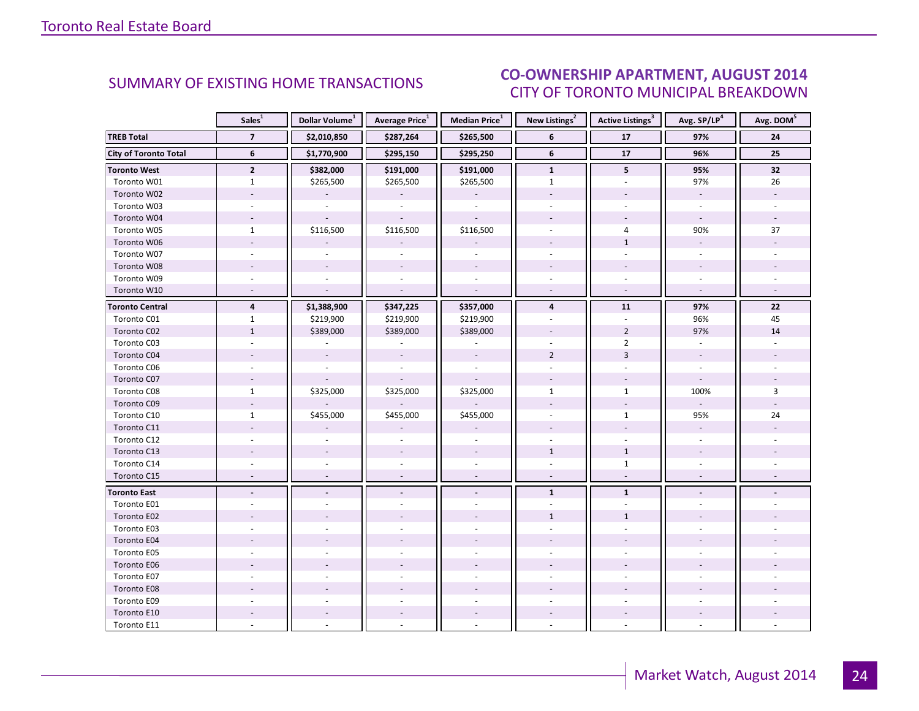## SUMMARY OF EXISTING HOME TRANSACTIONS

## CO-OWNERSHIP APARTMENT, AUGUST 2014
### CITY OF TORONTO MUNICIPAL BREAKDOWN

| | Sales[1] | Dollar Volume[1] | Average Price[1] | Median Price[1] | New Listings[2] | Active Listings[3] | Avg. SP/LP[4] | Avg. DOM[5] |
|---|---|---|---|---|---|---|---|---|
| **TREB Total** | **7** | **$2,010,850** | **$287,264** | **$265,500** | **6** | **17** | **97%** | **24** |
| **City of Toronto Total** | **6** | **$1,770,900** | **$295,150** | **$295,250** | **6** | **17** | **96%** | **25** |
| **Toronto West** | **2** | **$382,000** | **$191,000** | **$191,000** | **1** | **5** | **95%** | **32** |
| Toronto W01 | 1 | $265,500 | $265,500 | $265,500 | 1 | - | 97% | 26 |
| Toronto W02 | - | - | - | - | - | - | - | - |
| Toronto W03 | - | - | - | - | - | - | - | - |
| Toronto W04 | - | - | - | - | - | - | - | - |
| Toronto W05 | 1 | $116,500 | $116,500 | $116,500 | - | 4 | 90% | 37 |
| Toronto W06 | - | - | - | - | - | 1 | - | - |
| Toronto W07 | - | - | - | - | - | - | - | - |
| Toronto W08 | - | - | - | - | - | - | - | - |
| Toronto W09 | - | - | - | - | - | - | - | - |
| Toronto W10 | - | - | - | - | - | - | - | - |
| **Toronto Central** | **4** | **$1,388,900** | **$347,225** | **$357,000** | **4** | **11** | **97%** | **22** |
| Toronto C01 | 1 | $219,900 | $219,900 | $219,900 | - | - | 96% | 45 |
| Toronto C02 | 1 | $389,000 | $389,000 | $389,000 | - | 2 | 97% | 14 |
| Toronto C03 | - | - | - | - | - | 2 | - | - |
| Toronto C04 | - | - | - | - | 2 | 3 | - | - |
| Toronto C06 | - | - | - | - | - | - | - | - |
| Toronto C07 | - | - | - | - | - | - | - | - |
| Toronto C08 | 1 | $325,000 | $325,000 | $325,000 | 1 | 1 | 100% | 3 |
| Toronto C09 | - | - | - | - | - | - | - | - |
| Toronto C10 | 1 | $455,000 | $455,000 | $455,000 | - | 1 | 95% | 24 |
| Toronto C11 | - | - | - | - | - | - | - | - |
| Toronto C12 | - | - | - | - | - | - | - | - |
| Toronto C13 | - | - | - | - | 1 | 1 | - | - |
| Toronto C14 | - | - | - | - | - | 1 | - | - |
| Toronto C15 | - | - | - | - | - | - | - | - |
| **Toronto East** | **-** | **-** | **-** | **-** | **1** | **1** | **-** | **-** |
| Toronto E01 | - | - | - | - | - | - | - | - |
| Toronto E02 | - | - | - | - | 1 | 1 | - | - |
| Toronto E03 | - | - | - | - | - | - | - | - |
| Toronto E04 | - | - | - | - | - | - | - | - |
| Toronto E05 | - | - | - | - | - | - | - | - |
| Toronto E06 | - | - | - | - | - | - | - | - |
| Toronto E07 | - | - | - | - | - | - | - | - |
| Toronto E08 | - | - | - | - | - | - | - | - |
| Toronto E09 | - | - | - | - | - | - | - | - |
| Toronto E10 | - | - | - | - | - | - | - | - |
| Toronto E11 | - | - | - | - | - | - | - | - |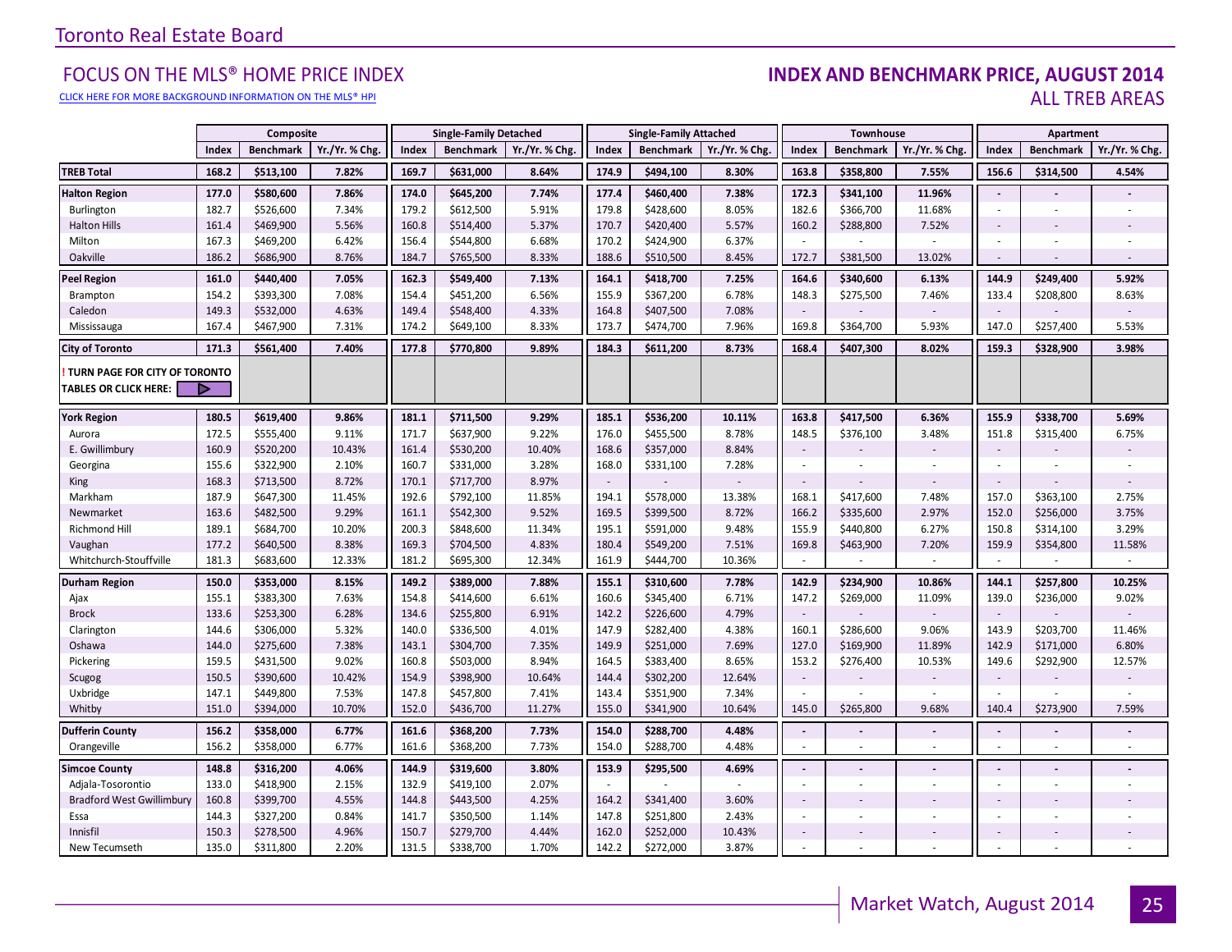# Toronto Real Estate Board

## FOCUS ON THE MLS® HOME PRICE INDEX

CLICK HERE FOR MORE BACKGROUND INFORMATION ON THE MLS® HPI

## INDEX AND BENCHMARK PRICE, AUGUST 2014
### ALL TREB AREAS

| | Composite | | | Single-Family Detached | | | Single-Family Attached | | | Townhouse | | | Apartment | | |
|---|---|---|---|---|---|---|---|---|---|---|---|---|---|---|---|
| | Index | Benchmark | Yr./Yr. % Chg. | Index | Benchmark | Yr./Yr. % Chg. | Index | Benchmark | Yr./Yr. % Chg. | Index | Benchmark | Yr./Yr. % Chg. | Index | Benchmark | Yr./Yr. % Chg. |
| **TREB Total** | **168.2** | **$513,100** | **7.82%** | **169.7** | **$631,000** | **8.64%** | **174.9** | **$494,100** | **8.30%** | **163.8** | **$358,800** | **7.55%** | **156.6** | **$314,500** | **4.54%** |
| **Halton Region** | **177.0** | **$580,600** | **7.86%** | **174.0** | **$645,200** | **7.74%** | **177.4** | **$460,400** | **7.38%** | **172.3** | **$341,100** | **11.96%** | **-** | **-** | **-** |
| Burlington | 182.7 | $526,600 | 7.34% | 179.2 | $612,500 | 5.91% | 179.8 | $428,600 | 8.05% | 182.6 | $366,700 | 11.68% | - | - | - |
| Halton Hills | 161.4 | $469,900 | 5.56% | 160.8 | $514,400 | 5.37% | 170.7 | $420,400 | 5.57% | 160.2 | $288,800 | 7.52% | - | - | - |
| Milton | 167.3 | $469,200 | 6.42% | 156.4 | $544,800 | 6.68% | 170.2 | $424,900 | 6.37% | - | - | - | - | - | - |
| Oakville | 186.2 | $686,900 | 8.76% | 184.7 | $765,500 | 8.33% | 188.6 | $510,500 | 8.45% | 172.7 | $381,500 | 13.02% | - | - | - |
| **Peel Region** | **161.0** | **$440,400** | **7.05%** | **162.3** | **$549,400** | **7.13%** | **164.1** | **$418,700** | **7.25%** | **164.6** | **$340,600** | **6.13%** | **144.9** | **$249,400** | **5.92%** |
| Brampton | 154.2 | $393,300 | 7.08% | 154.4 | $451,200 | 6.56% | 155.9 | $367,200 | 6.78% | 148.3 | $275,500 | 7.46% | 133.4 | $208,800 | 8.63% |
| Caledon | 149.3 | $532,000 | 4.63% | 149.4 | $548,400 | 4.33% | 164.8 | $407,500 | 7.08% | - | - | - | - | - | - |
| Mississauga | 167.4 | $467,900 | 7.31% | 174.2 | $649,100 | 8.33% | 173.7 | $474,700 | 7.96% | 169.8 | $364,700 | 5.93% | 147.0 | $257,400 | 5.53% |
| **City of Toronto** | **171.3** | **$561,400** | **7.40%** | **177.8** | **$770,800** | **9.89%** | **184.3** | **$611,200** | **8.73%** | **168.4** | **$407,300** | **8.02%** | **159.3** | **$328,900** | **3.98%** |
| **! TURN PAGE FOR CITY OF TORONTO TABLES OR CLICK HERE:** | | | | | | | | | | | | | | | |
| **York Region** | **180.5** | **$619,400** | **9.86%** | **181.1** | **$711,500** | **9.29%** | **185.1** | **$536,200** | **10.11%** | **163.8** | **$417,500** | **6.36%** | **155.9** | **$338,700** | **5.69%** |
| Aurora | 172.5 | $555,400 | 9.11% | 171.7 | $637,900 | 9.22% | 176.0 | $455,500 | 8.78% | 148.5 | $376,100 | 3.48% | 151.8 | $315,400 | 6.75% |
| E. Gwillimbury | 160.9 | $520,200 | 10.43% | 161.4 | $530,200 | 10.40% | 168.6 | $357,000 | 8.84% | - | - | - | - | - | - |
| Georgina | 155.6 | $322,900 | 2.10% | 160.7 | $331,000 | 3.28% | 168.0 | $331,100 | 7.28% | - | - | - | - | - | - |
| King | 168.3 | $713,500 | 8.72% | 170.1 | $717,700 | 8.97% | - | - | - | - | - | - | - | - | - |
| Markham | 187.9 | $647,300 | 11.45% | 192.6 | $792,100 | 11.85% | 194.1 | $578,000 | 13.38% | 168.1 | $417,600 | 7.48% | 157.0 | $363,100 | 2.75% |
| Newmarket | 163.6 | $482,500 | 9.29% | 161.1 | $542,300 | 9.52% | 169.5 | $399,500 | 8.72% | 166.2 | $335,600 | 2.97% | 152.0 | $256,000 | 3.75% |
| Richmond Hill | 189.1 | $684,700 | 10.20% | 200.3 | $848,600 | 11.34% | 195.1 | $591,000 | 9.48% | 155.9 | $440,800 | 6.27% | 150.8 | $314,100 | 3.29% |
| Vaughan | 177.2 | $640,500 | 8.38% | 169.3 | $704,500 | 4.83% | 180.4 | $549,200 | 7.51% | 169.8 | $463,900 | 7.20% | 159.9 | $354,800 | 11.58% |
| Whitchurch-Stouffville | 181.3 | $683,600 | 12.33% | 181.2 | $695,300 | 12.34% | 161.9 | $444,700 | 10.36% | - | - | - | - | - | - |
| **Durham Region** | **150.0** | **$353,000** | **8.15%** | **149.2** | **$389,000** | **7.88%** | **155.1** | **$310,600** | **7.78%** | **142.9** | **$234,900** | **10.86%** | **144.1** | **$257,800** | **10.25%** |
| Ajax | 155.1 | $383,300 | 7.63% | 154.8 | $414,600 | 6.61% | 160.6 | $345,400 | 6.71% | 147.2 | $269,000 | 11.09% | 139.0 | $236,000 | 9.02% |
| Brock | 133.6 | $253,300 | 6.28% | 134.6 | $255,800 | 6.91% | 142.2 | $226,600 | 4.79% | - | - | - | - | - | - |
| Clarington | 144.6 | $306,000 | 5.32% | 140.0 | $336,500 | 4.01% | 147.9 | $282,400 | 4.38% | 160.1 | $286,600 | 9.06% | 143.9 | $203,700 | 11.46% |
| Oshawa | 144.0 | $275,600 | 7.38% | 143.1 | $304,700 | 7.35% | 149.9 | $251,000 | 7.69% | 127.0 | $169,900 | 11.89% | 142.9 | $171,000 | 6.80% |
| Pickering | 159.5 | $431,500 | 9.02% | 160.8 | $503,000 | 8.94% | 164.5 | $383,400 | 8.65% | 153.2 | $276,400 | 10.53% | 149.6 | $292,900 | 12.57% |
| Scugog | 150.5 | $390,600 | 10.42% | 154.9 | $398,900 | 10.64% | 144.4 | $302,200 | 12.64% | - | - | - | - | - | - |
| Uxbridge | 147.1 | $449,800 | 7.53% | 147.8 | $457,800 | 7.41% | 143.4 | $351,900 | 7.34% | - | - | - | - | - | - |
| Whitby | 151.0 | $394,000 | 10.70% | 152.0 | $436,700 | 11.27% | 155.0 | $341,900 | 10.64% | 145.0 | $265,800 | 9.68% | 140.4 | $273,900 | 7.59% |
| **Dufferin County** | **156.2** | **$358,000** | **6.77%** | **161.6** | **$368,200** | **7.73%** | **154.0** | **$288,700** | **4.48%** | **-** | **-** | **-** | **-** | **-** | **-** |
| Orangeville | 156.2 | $358,000 | 6.77% | 161.6 | $368,200 | 7.73% | 154.0 | $288,700 | 4.48% | - | - | - | - | - | - |
| **Simcoe County** | **148.8** | **$316,200** | **4.06%** | **144.9** | **$319,600** | **3.80%** | **153.9** | **$295,500** | **4.69%** | **-** | **-** | **-** | **-** | **-** | **-** |
| Adjala-Tosorontio | 133.0 | $418,900 | 2.15% | 132.9 | $419,100 | 2.07% | - | - | - | - | - | - | - | - | - |
| Bradford West Gwillimbury | 160.8 | $399,700 | 4.55% | 144.8 | $443,500 | 4.25% | 164.2 | $341,400 | 3.60% | - | - | - | - | - | - |
| Essa | 144.3 | $327,200 | 0.84% | 141.7 | $350,500 | 1.14% | 147.8 | $251,800 | 2.43% | - | - | - | - | - | - |
| Innisfil | 150.3 | $278,500 | 4.96% | 150.7 | $279,700 | 4.44% | 162.0 | $252,000 | 10.43% | - | - | - | - | - | - |
| New Tecumseth | 135.0 | $311,800 | 2.20% | 131.5 | $338,700 | 1.70% | 142.2 | $272,000 | 3.87% | - | - | - | - | - | - |

Market Watch, August 2014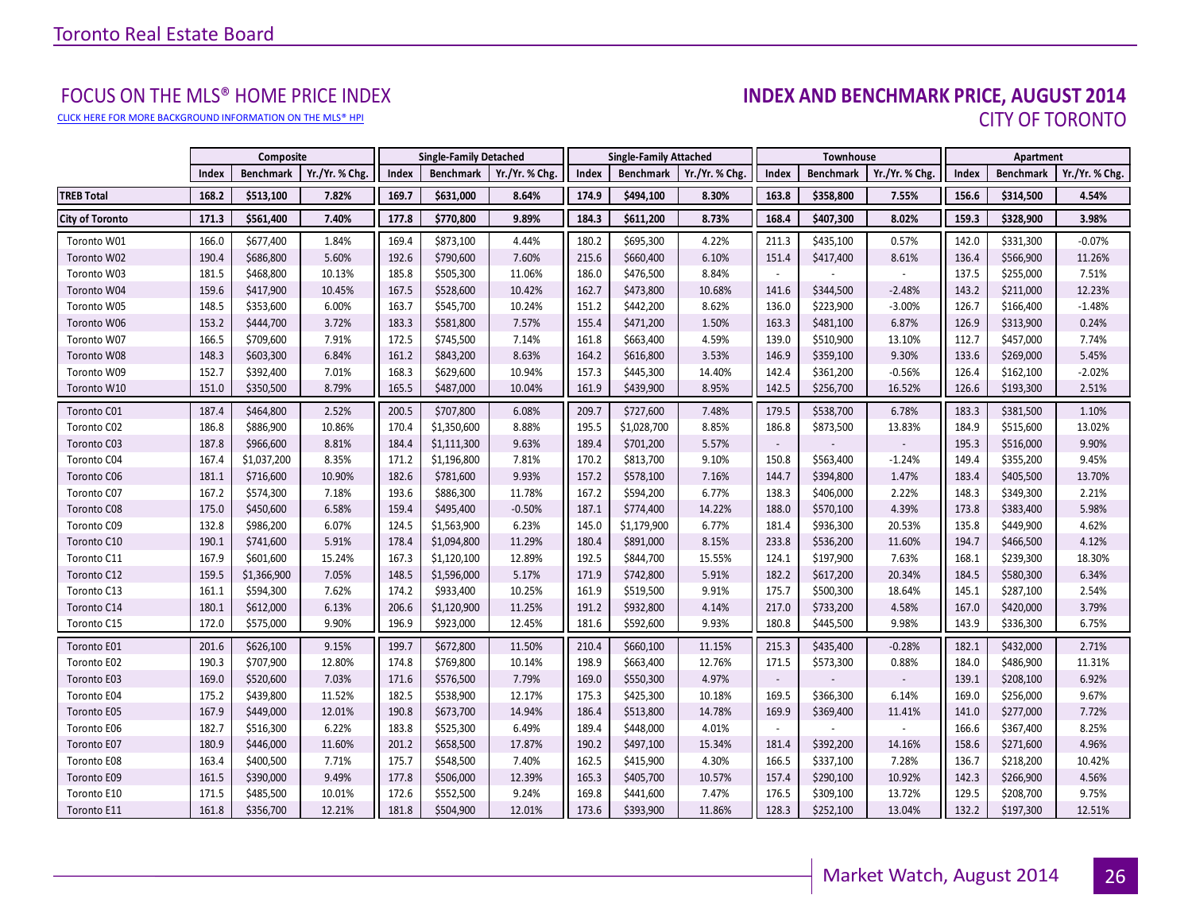## FOCUS ON THE MLS® HOME PRICE INDEX

CLICK HERE FOR MORE BACKGROUND INFORMATION ON THE MLS® HPI

## INDEX AND BENCHMARK PRICE, AUGUST 2014
### CITY OF TORONTO

| | Composite | | | Single-Family Detached | | | Single-Family Attached | | | Townhouse | | | Apartment | | |
|---|---|---|---|---|---|---|---|---|---|---|---|---|---|---|---|
| | Index | Benchmark | Yr./Yr. % Chg. | Index | Benchmark | Yr./Yr. % Chg. | Index | Benchmark | Yr./Yr. % Chg. | Index | Benchmark | Yr./Yr. % Chg. | Index | Benchmark | Yr./Yr. % Chg. |
| **TREB Total** | **168.2** | **$513,100** | **7.82%** | **169.7** | **$631,000** | **8.64%** | **174.9** | **$494,100** | **8.30%** | **163.8** | **$358,800** | **7.55%** | **156.6** | **$314,500** | **4.54%** |
| **City of Toronto** | **171.3** | **$561,400** | **7.40%** | **177.8** | **$770,800** | **9.89%** | **184.3** | **$611,200** | **8.73%** | **168.4** | **$407,300** | **8.02%** | **159.3** | **$328,900** | **3.98%** |
| Toronto W01 | 166.0 | $677,400 | 1.84% | 169.4 | $873,100 | 4.44% | 180.2 | $695,300 | 4.22% | 211.3 | $435,100 | 0.57% | 142.0 | $331,300 | -0.07% |
| Toronto W02 | 190.4 | $686,800 | 5.60% | 192.6 | $790,600 | 7.60% | 215.6 | $660,400 | 6.10% | 151.4 | $417,400 | 8.61% | 136.4 | $566,900 | 11.26% |
| Toronto W03 | 181.5 | $468,800 | 10.13% | 185.8 | $505,300 | 11.06% | 186.0 | $476,500 | 8.84% | - | - | - | 137.5 | $255,000 | 7.51% |
| Toronto W04 | 159.6 | $417,900 | 10.45% | 167.5 | $528,600 | 10.42% | 162.7 | $473,800 | 10.68% | 141.6 | $344,500 | -2.48% | 143.2 | $211,000 | 12.23% |
| Toronto W05 | 148.5 | $353,600 | 6.00% | 163.7 | $545,700 | 10.24% | 151.2 | $442,200 | 8.62% | 136.0 | $223,900 | -3.00% | 126.7 | $166,400 | -1.48% |
| Toronto W06 | 153.2 | $444,700 | 3.72% | 183.3 | $581,800 | 7.57% | 155.4 | $471,200 | 1.50% | 163.3 | $481,100 | 6.87% | 126.9 | $313,900 | 0.24% |
| Toronto W07 | 166.5 | $709,600 | 7.91% | 172.5 | $745,500 | 7.14% | 161.8 | $663,400 | 4.59% | 139.0 | $510,900 | 13.10% | 112.7 | $457,000 | 7.74% |
| Toronto W08 | 148.3 | $603,300 | 6.84% | 161.2 | $843,200 | 8.63% | 164.2 | $616,800 | 3.53% | 146.9 | $359,100 | 9.30% | 133.6 | $269,000 | 5.45% |
| Toronto W09 | 152.7 | $392,400 | 7.01% | 168.3 | $629,600 | 10.94% | 157.3 | $445,300 | 14.40% | 142.4 | $361,200 | -0.56% | 126.4 | $162,100 | -2.02% |
| Toronto W10 | 151.0 | $350,500 | 8.79% | 165.5 | $487,000 | 10.04% | 161.9 | $439,900 | 8.95% | 142.5 | $256,700 | 16.52% | 126.6 | $193,300 | 2.51% |
| Toronto C01 | 187.4 | $464,800 | 2.52% | 200.5 | $707,800 | 6.08% | 209.7 | $727,600 | 7.48% | 179.5 | $538,700 | 6.78% | 183.3 | $381,500 | 1.10% |
| Toronto C02 | 186.8 | $886,900 | 10.86% | 170.4 | $1,350,600 | 8.88% | 195.5 | $1,028,700 | 8.85% | 186.8 | $873,500 | 13.83% | 184.9 | $515,600 | 13.02% |
| Toronto C03 | 187.8 | $966,600 | 8.81% | 184.4 | $1,111,300 | 9.63% | 189.4 | $701,200 | 5.57% | - | - | - | 195.3 | $516,000 | 9.90% |
| Toronto C04 | 167.4 | $1,037,200 | 8.35% | 171.2 | $1,196,800 | 7.81% | 170.2 | $813,700 | 9.10% | 150.8 | $563,400 | -1.24% | 149.4 | $355,200 | 9.45% |
| Toronto C06 | 181.1 | $716,600 | 10.90% | 182.6 | $781,600 | 9.93% | 157.2 | $578,100 | 7.16% | 144.7 | $394,800 | 1.47% | 183.4 | $405,500 | 13.70% |
| Toronto C07 | 167.2 | $574,300 | 7.18% | 193.6 | $886,300 | 11.78% | 167.2 | $594,200 | 6.77% | 138.3 | $406,000 | 2.22% | 148.3 | $349,300 | 2.21% |
| Toronto C08 | 175.0 | $450,600 | 6.58% | 159.4 | $495,400 | -0.50% | 187.1 | $774,400 | 14.22% | 188.0 | $570,100 | 4.39% | 173.8 | $383,400 | 5.98% |
| Toronto C09 | 132.8 | $986,200 | 6.07% | 124.5 | $1,563,900 | 6.23% | 145.0 | $1,179,900 | 6.77% | 181.4 | $936,300 | 20.53% | 135.8 | $449,900 | 4.62% |
| Toronto C10 | 190.1 | $741,600 | 5.91% | 178.4 | $1,094,800 | 11.29% | 180.4 | $891,000 | 8.15% | 233.8 | $536,200 | 11.60% | 194.7 | $466,500 | 4.12% |
| Toronto C11 | 167.9 | $601,600 | 15.24% | 167.3 | $1,120,100 | 12.89% | 192.5 | $844,700 | 15.55% | 124.1 | $197,900 | 7.63% | 168.1 | $239,300 | 18.30% |
| Toronto C12 | 159.5 | $1,366,900 | 7.05% | 148.5 | $1,596,000 | 5.17% | 171.9 | $742,800 | 5.91% | 182.2 | $617,200 | 20.34% | 184.5 | $580,300 | 6.34% |
| Toronto C13 | 161.1 | $594,300 | 7.62% | 174.2 | $933,400 | 10.25% | 161.9 | $519,500 | 9.91% | 175.7 | $500,300 | 18.64% | 145.1 | $287,100 | 2.54% |
| Toronto C14 | 180.1 | $612,000 | 6.13% | 206.6 | $1,120,900 | 11.25% | 191.2 | $932,800 | 4.14% | 217.0 | $733,200 | 4.58% | 167.0 | $420,000 | 3.79% |
| Toronto C15 | 172.0 | $575,000 | 9.90% | 196.9 | $923,000 | 12.45% | 181.6 | $592,600 | 9.93% | 180.8 | $445,500 | 9.98% | 143.9 | $336,300 | 6.75% |
| Toronto E01 | 201.6 | $626,100 | 9.15% | 199.7 | $672,800 | 11.50% | 210.4 | $660,100 | 11.15% | 215.3 | $435,400 | -0.28% | 182.1 | $432,000 | 2.71% |
| Toronto E02 | 190.3 | $707,900 | 12.80% | 174.8 | $769,800 | 10.14% | 198.9 | $663,400 | 12.76% | 171.5 | $573,300 | 0.88% | 184.0 | $486,900 | 11.31% |
| Toronto E03 | 169.0 | $520,600 | 7.03% | 171.6 | $576,500 | 7.79% | 169.0 | $550,300 | 4.97% | - | - | - | 139.1 | $208,100 | 6.92% |
| Toronto E04 | 175.2 | $439,800 | 11.52% | 182.5 | $538,900 | 12.17% | 175.3 | $425,300 | 10.18% | 169.5 | $366,300 | 6.14% | 169.0 | $256,000 | 9.67% |
| Toronto E05 | 167.9 | $449,000 | 12.01% | 190.8 | $673,700 | 14.94% | 186.4 | $513,800 | 14.78% | 169.9 | $369,400 | 11.41% | 141.0 | $277,000 | 7.72% |
| Toronto E06 | 182.7 | $516,300 | 6.22% | 183.8 | $525,300 | 6.49% | 189.4 | $448,000 | 4.01% | - | - | - | 166.6 | $367,400 | 8.25% |
| Toronto E07 | 180.9 | $446,000 | 11.60% | 201.2 | $658,500 | 17.87% | 190.2 | $497,100 | 15.34% | 181.4 | $392,200 | 14.16% | 158.6 | $271,600 | 4.96% |
| Toronto E08 | 163.4 | $400,500 | 7.71% | 175.7 | $548,500 | 7.40% | 162.5 | $415,900 | 4.30% | 166.5 | $337,100 | 7.28% | 136.7 | $218,200 | 10.42% |
| Toronto E09 | 161.5 | $390,000 | 9.49% | 177.8 | $506,000 | 12.39% | 165.3 | $405,700 | 10.57% | 157.4 | $290,100 | 10.92% | 142.3 | $266,900 | 4.56% |
| Toronto E10 | 171.5 | $485,500 | 10.01% | 172.6 | $552,500 | 9.24% | 169.8 | $441,600 | 7.47% | 176.5 | $309,100 | 13.72% | 129.5 | $208,700 | 9.75% |
| Toronto E11 | 161.8 | $356,700 | 12.21% | 181.8 | $504,900 | 12.01% | 173.6 | $393,900 | 11.86% | 128.3 | $252,100 | 13.04% | 132.2 | $197,300 | 12.51% |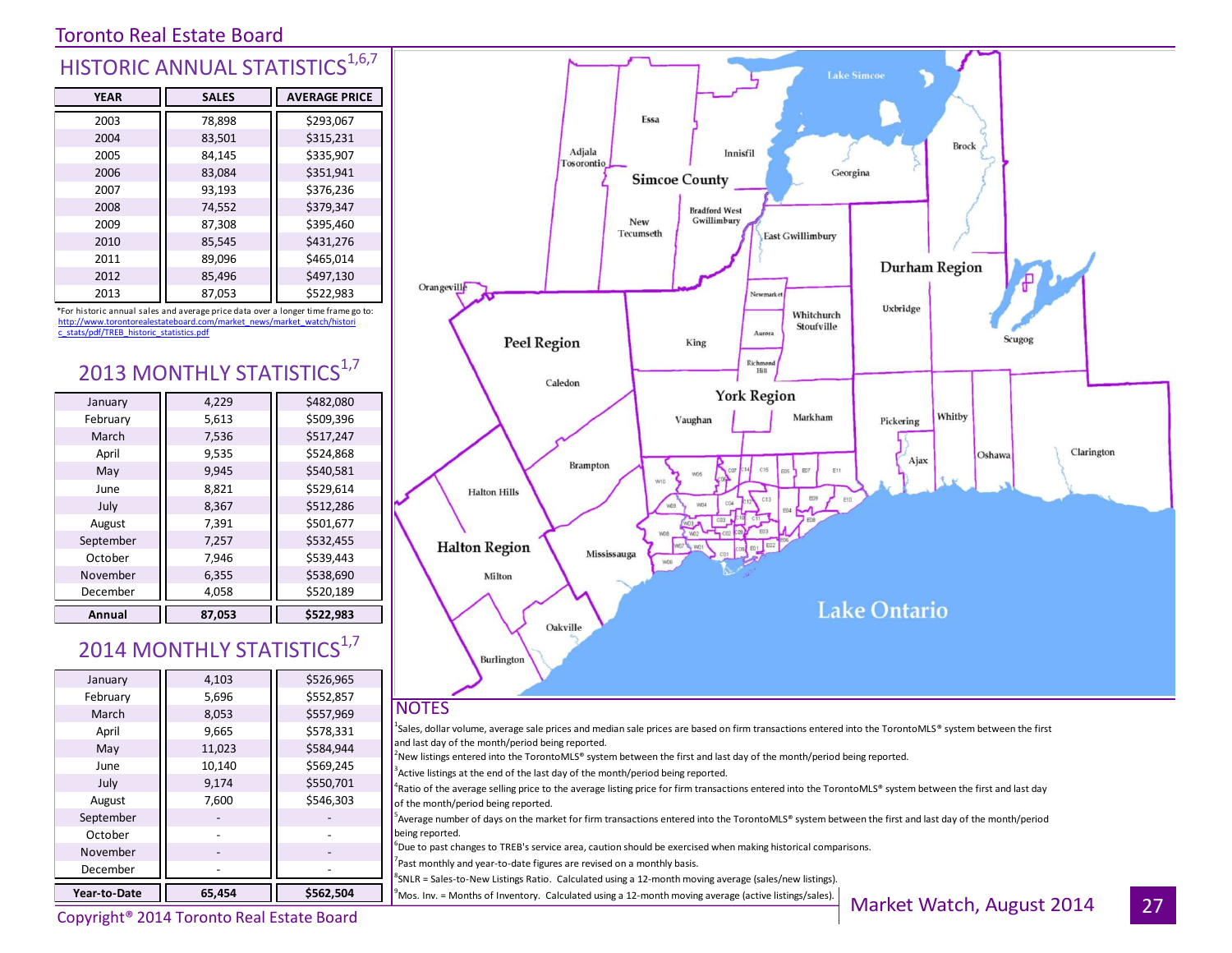## Toronto Real Estate Board

## HISTORIC ANNUAL STATISTICS[1,6,7]

| YEAR | SALES | AVERAGE PRICE |
|---|---|---|
| 2003 | 78,898 | $293,067 |
| 2004 | 83,501 | $315,231 |
| 2005 | 84,145 | $335,907 |
| 2006 | 83,084 | $351,941 |
| 2007 | 93,193 | $376,236 |
| 2008 | 74,552 | $379,347 |
| 2009 | 87,308 | $395,460 |
| 2010 | 85,545 | $431,276 |
| 2011 | 89,096 | $465,014 |
| 2012 | 85,496 | $497,130 |
| 2013 | 87,053 | $522,983 |

*For historic annual sales and average price data over a longer time frame go to: http://www.torontorealestateboard.com/market_news/market_watch/historic_stats/pdf/TREB_historic_statistics.pdf

## 2013 MONTHLY STATISTICS[1,7]

| | | |
|---|---|---|
| January | 4,229 | $482,080 |
| February | 5,613 | $509,396 |
| March | 7,536 | $517,247 |
| April | 9,535 | $524,868 |
| May | 9,945 | $540,581 |
| June | 8,821 | $529,614 |
| July | 8,367 | $512,286 |
| August | 7,391 | $501,677 |
| September | 7,257 | $532,455 |
| October | 7,946 | $539,443 |
| November | 6,355 | $538,690 |
| December | 4,058 | $520,189 |
| **Annual** | **87,053** | **$522,983** |

## 2014 MONTHLY STATISTICS[1,7]

| | | |
|---|---|---|
| January | 4,103 | $526,965 |
| February | 5,696 | $552,857 |
| March | 8,053 | $557,969 |
| April | 9,665 | $578,331 |
| May | 11,023 | $584,944 |
| June | 10,140 | $569,245 |
| July | 9,174 | $550,701 |
| August | 7,600 | $546,303 |
| September | - | - |
| October | - | - |
| November | - | - |
| December | - | - |
| **Year-to-Date** | **65,454** | **$562,504** |

Lake Simcoe
Essa
Adjala Tosorontio
Innisfil
Brock
Simcoe County
Georgina
Bradford West Gwillimbury
New Tecumseth
East Gwillimbury
Durham Region
Orangeville
Newmarket
Whitchurch Stoufville
Uxbridge
Aurora
Peel Region
King
Scugog
Richmond Hill
Caledon
York Region
Vaughan
Markham
Pickering
Whitby
Ajax
Oshawa
Clarington
Brampton
Halton Hills
Halton Region
Mississauga
Milton
Lake Ontario
Oakville
Burlington

## NOTES

[1]Sales, dollar volume, average sale prices and median sale prices are based on firm transactions entered into the TorontoMLS® system between the first and last day of the month/period being reported.

[2]New listings entered into the TorontoMLS® system between the first and last day of the month/period being reported.

[3]Active listings at the end of the last day of the month/period being reported.

[4]Ratio of the average selling price to the average listing price for firm transactions entered into the TorontoMLS® system between the first and last day of the month/period being reported.

[5]Average number of days on the market for firm transactions entered into the TorontoMLS® system between the first and last day of the month/period being reported.

[6]Due to past changes to TREB's service area, caution should be exercised when making historical comparisons.

[7]Past monthly and year-to-date figures are revised on a monthly basis.

[8]SNLR = Sales-to-New Listings Ratio. Calculated using a 12-month moving average (sales/new listings).

[9]Mos. Inv. = Months of Inventory. Calculated using a 12-month moving average (active listings/sales).

Market Watch, August 2014

Copyright® 2014 Toronto Real Estate Board